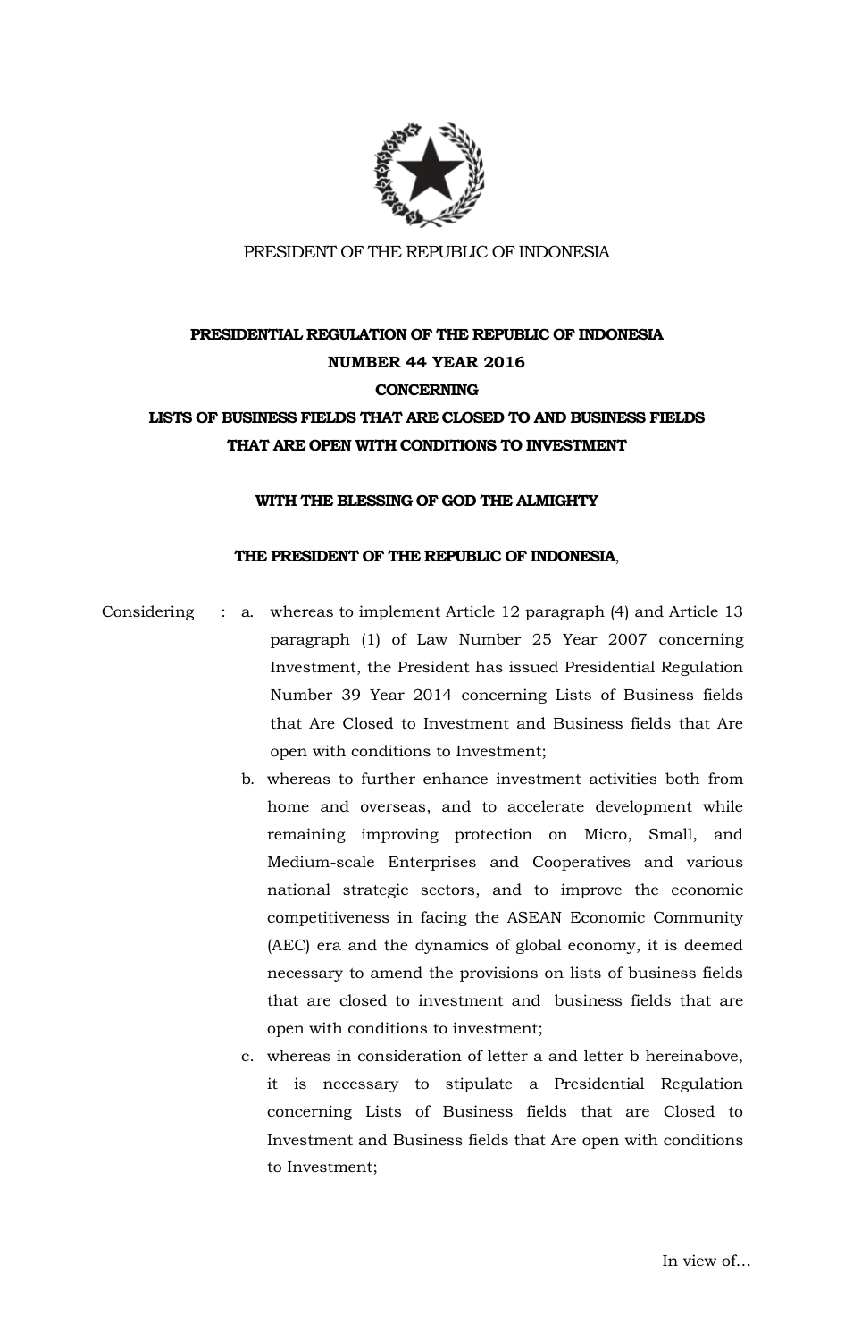PRESIDENT OF THE REPUBLIC OF INDONESIA

# PRESIDENTIAL REGULATION OF THE REPUBLIC OF INDONESIA
# NUMBER 44 YEAR 2016
# CONCERNING
# LISTS OF BUSINESS FIELDS THAT ARE CLOSED TO AND BUSINESS FIELDS THAT ARE OPEN WITH CONDITIONS TO INVESTMENT

**WITH THE BLESSING OF GOD THE ALMIGHTY**

**THE PRESIDENT OF THE REPUBLIC OF INDONESIA**,

Considering :

a. whereas to implement Article 12 paragraph (4) and Article 13 paragraph (1) of Law Number 25 Year 2007 concerning Investment, the President has issued Presidential Regulation Number 39 Year 2014 concerning Lists of Business fields that Are Closed to Investment and Business fields that Are open with conditions to Investment;

b. whereas to further enhance investment activities both from home and overseas, and to accelerate development while remaining improving protection on Micro, Small, and Medium-scale Enterprises and Cooperatives and various national strategic sectors, and to improve the economic competitiveness in facing the ASEAN Economic Community (AEC) era and the dynamics of global economy, it is deemed necessary to amend the provisions on lists of business fields that are closed to investment and business fields that are open with conditions to investment;

c. whereas in consideration of letter a and letter b hereinabove, it is necessary to stipulate a Presidential Regulation concerning Lists of Business fields that are Closed to Investment and Business fields that Are open with conditions to Investment;

In view of…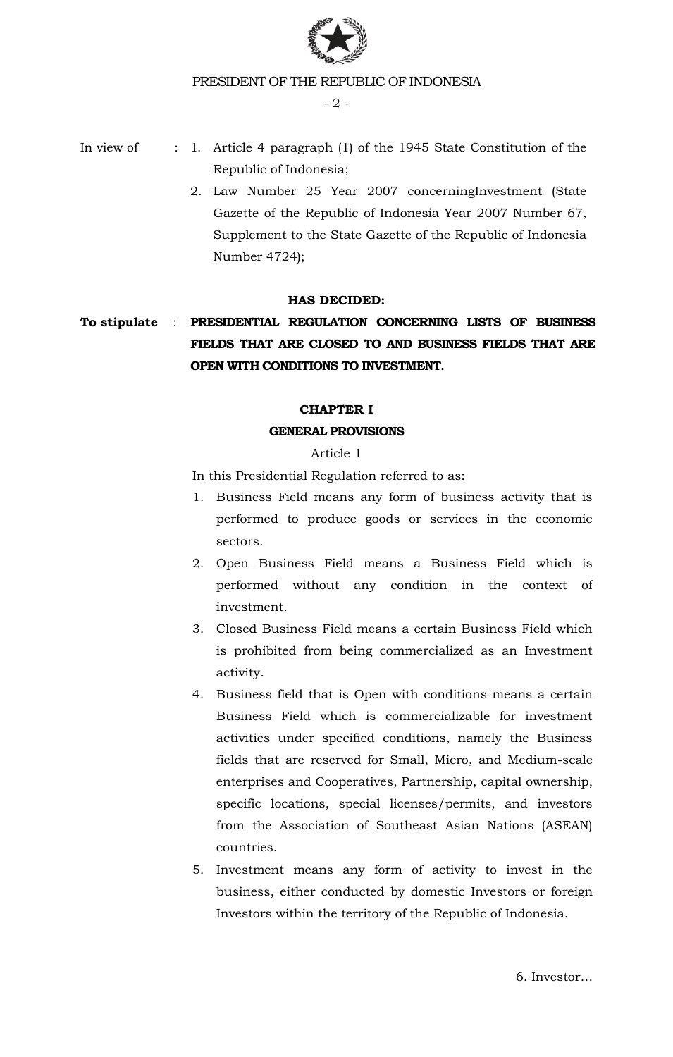In view of : 1. Article 4 paragraph (1) of the 1945 State Constitution of the Republic of Indonesia;

2. Law Number 25 Year 2007 concerningInvestment (State Gazette of the Republic of Indonesia Year 2007 Number 67, Supplement to the State Gazette of the Republic of Indonesia Number 4724);

**HAS DECIDED:**

**To stipulate : PRESIDENTIAL REGULATION CONCERNING LISTS OF BUSINESS FIELDS THAT ARE CLOSED TO AND BUSINESS FIELDS THAT ARE OPEN WITH CONDITIONS TO INVESTMENT.**

## CHAPTER I

## GENERAL PROVISIONS

Article 1

In this Presidential Regulation referred to as:

1. Business Field means any form of business activity that is performed to produce goods or services in the economic sectors.
2. Open Business Field means a Business Field which is performed without any condition in the context of investment.
3. Closed Business Field means a certain Business Field which is prohibited from being commercialized as an Investment activity.
4. Business field that is Open with conditions means a certain Business Field which is commercializable for investment activities under specified conditions, namely the Business fields that are reserved for Small, Micro, and Medium-scale enterprises and Cooperatives, Partnership, capital ownership, specific locations, special licenses/permits, and investors from the Association of Southeast Asian Nations (ASEAN) countries.
5. Investment means any form of activity to invest in the business, either conducted by domestic Investors or foreign Investors within the territory of the Republic of Indonesia.

6. Investor...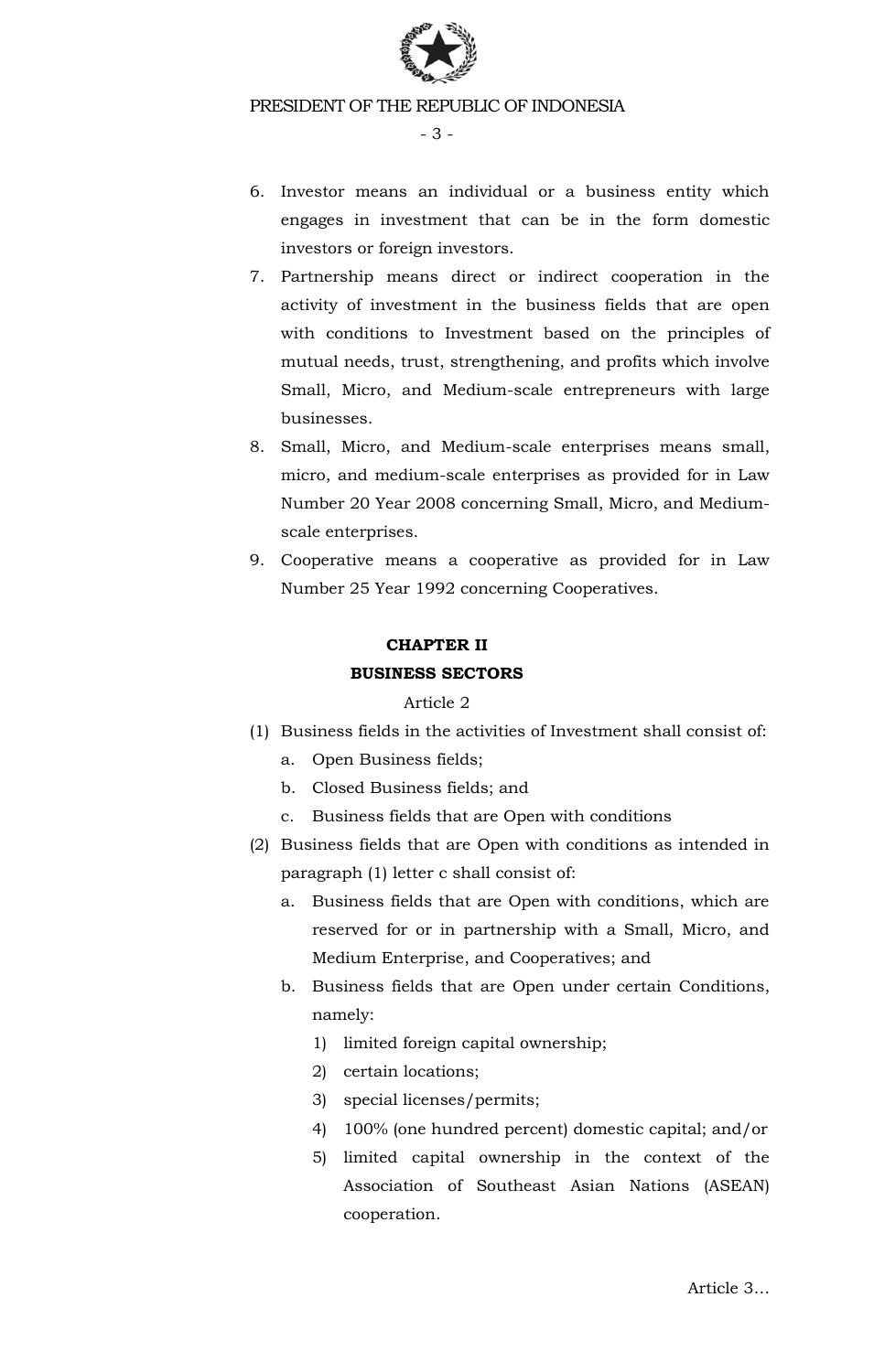6. Investor means an individual or a business entity which engages in investment that can be in the form domestic investors or foreign investors.
7. Partnership means direct or indirect cooperation in the activity of investment in the business fields that are open with conditions to Investment based on the principles of mutual needs, trust, strengthening, and profits which involve Small, Micro, and Medium-scale entrepreneurs with large businesses.
8. Small, Micro, and Medium-scale enterprises means small, micro, and medium-scale enterprises as provided for in Law Number 20 Year 2008 concerning Small, Micro, and Medium-scale enterprises.
9. Cooperative means a cooperative as provided for in Law Number 25 Year 1992 concerning Cooperatives.

## CHAPTER II
## BUSINESS SECTORS

Article 2

(1) Business fields in the activities of Investment shall consist of:
   a. Open Business fields;
   b. Closed Business fields; and
   c. Business fields that are Open with conditions
(2) Business fields that are Open with conditions as intended in paragraph (1) letter c shall consist of:
   a. Business fields that are Open with conditions, which are reserved for or in partnership with a Small, Micro, and Medium Enterprise, and Cooperatives; and
   b. Business fields that are Open under certain Conditions, namely:
      1) limited foreign capital ownership;
      2) certain locations;
      3) special licenses/permits;
      4) 100% (one hundred percent) domestic capital; and/or
      5) limited capital ownership in the context of the Association of Southeast Asian Nations (ASEAN) cooperation.

Article 3...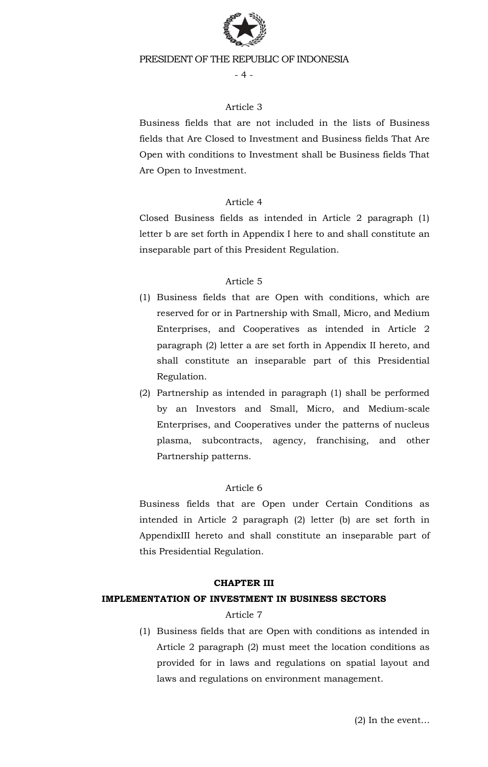Article 3

Business fields that are not included in the lists of Business fields that Are Closed to Investment and Business fields That Are Open with conditions to Investment shall be Business fields That Are Open to Investment.

Article 4

Closed Business fields as intended in Article 2 paragraph (1) letter b are set forth in Appendix I here to and shall constitute an inseparable part of this President Regulation.

Article 5

(1) Business fields that are Open with conditions, which are reserved for or in Partnership with Small, Micro, and Medium Enterprises, and Cooperatives as intended in Article 2 paragraph (2) letter a are set forth in Appendix II hereto, and shall constitute an inseparable part of this Presidential Regulation.

(2) Partnership as intended in paragraph (1) shall be performed by an Investors and Small, Micro, and Medium-scale Enterprises, and Cooperatives under the patterns of nucleus plasma, subcontracts, agency, franchising, and other Partnership patterns.

Article 6

Business fields that are Open under Certain Conditions as intended in Article 2 paragraph (2) letter (b) are set forth in AppendixIII hereto and shall constitute an inseparable part of this Presidential Regulation.

**CHAPTER III**

**IMPLEMENTATION OF INVESTMENT IN BUSINESS SECTORS**

Article 7

(1) Business fields that are Open with conditions as intended in Article 2 paragraph (2) must meet the location conditions as provided for in laws and regulations on spatial layout and laws and regulations on environment management.

(2) In the event...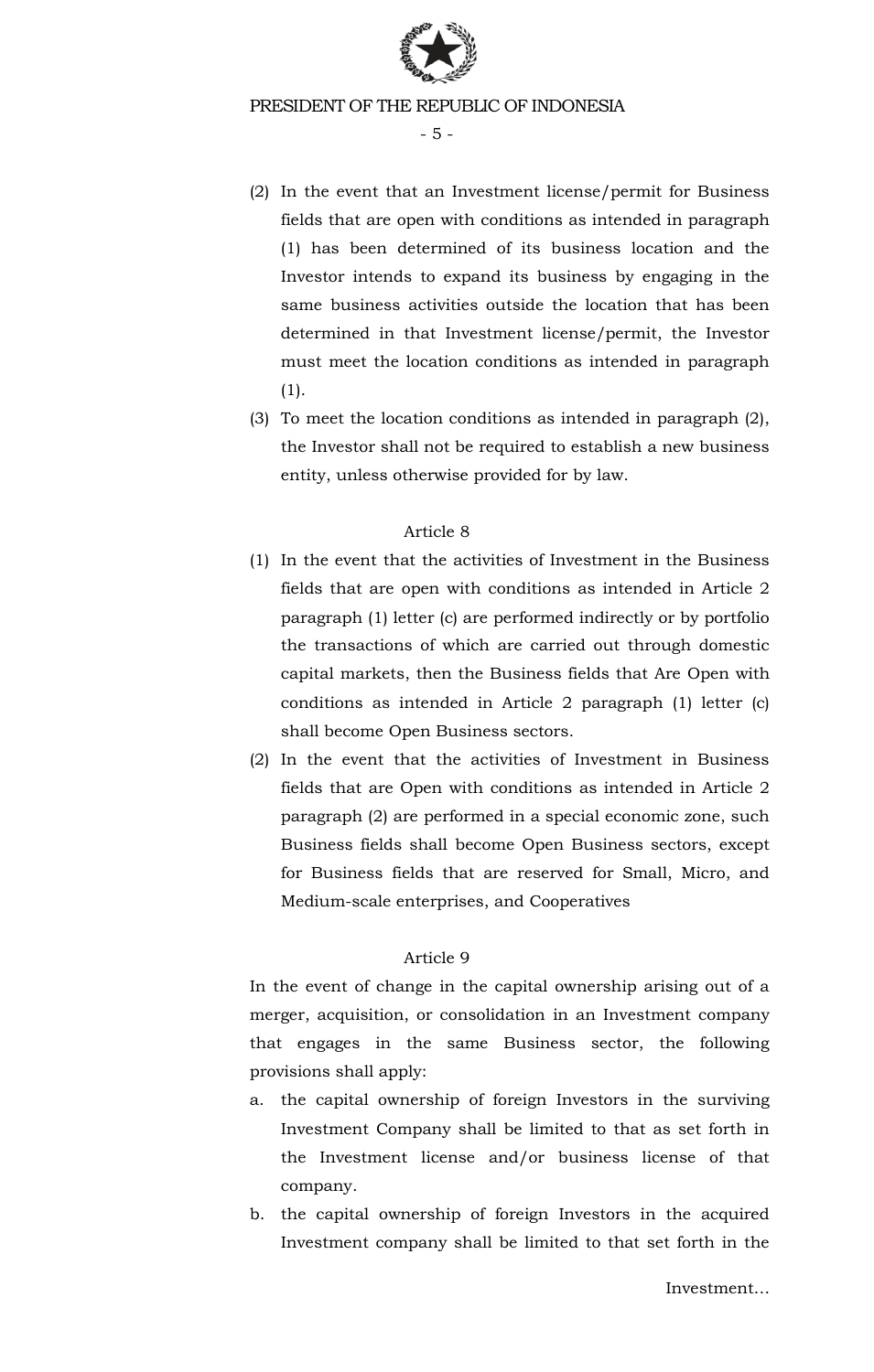(2) In the event that an Investment license/permit for Business fields that are open with conditions as intended in paragraph (1) has been determined of its business location and the Investor intends to expand its business by engaging in the same business activities outside the location that has been determined in that Investment license/permit, the Investor must meet the location conditions as intended in paragraph (1).

(3) To meet the location conditions as intended in paragraph (2), the Investor shall not be required to establish a new business entity, unless otherwise provided for by law.

Article 8

(1) In the event that the activities of Investment in the Business fields that are open with conditions as intended in Article 2 paragraph (1) letter (c) are performed indirectly or by portfolio the transactions of which are carried out through domestic capital markets, then the Business fields that Are Open with conditions as intended in Article 2 paragraph (1) letter (c) shall become Open Business sectors.

(2) In the event that the activities of Investment in Business fields that are Open with conditions as intended in Article 2 paragraph (2) are performed in a special economic zone, such Business fields shall become Open Business sectors, except for Business fields that are reserved for Small, Micro, and Medium-scale enterprises, and Cooperatives

Article 9

In the event of change in the capital ownership arising out of a merger, acquisition, or consolidation in an Investment company that engages in the same Business sector, the following provisions shall apply:

a. the capital ownership of foreign Investors in the surviving Investment Company shall be limited to that as set forth in the Investment license and/or business license of that company.

b. the capital ownership of foreign Investors in the acquired Investment company shall be limited to that set forth in the

Investment...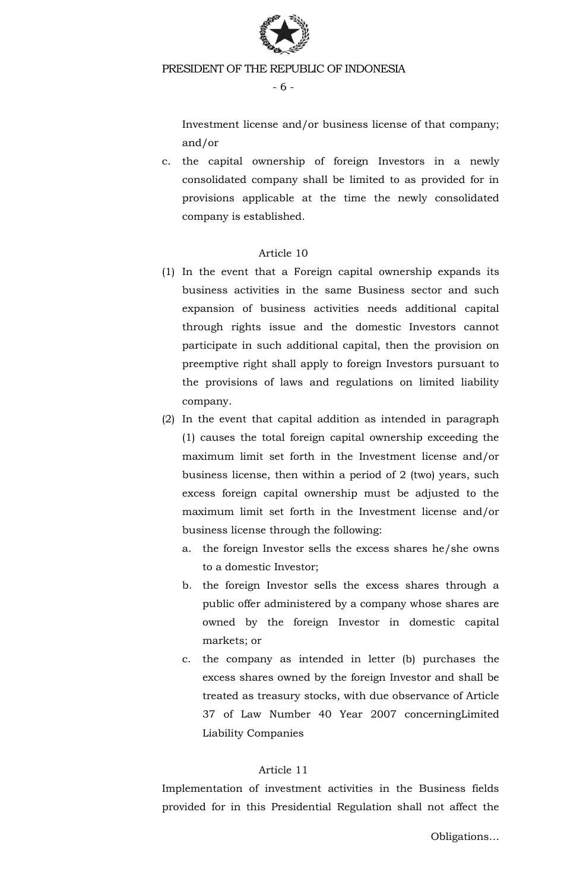Investment license and/or business license of that company; and/or

c. the capital ownership of foreign Investors in a newly consolidated company shall be limited to as provided for in provisions applicable at the time the newly consolidated company is established.

Article 10

(1) In the event that a Foreign capital ownership expands its business activities in the same Business sector and such expansion of business activities needs additional capital through rights issue and the domestic Investors cannot participate in such additional capital, then the provision on preemptive right shall apply to foreign Investors pursuant to the provisions of laws and regulations on limited liability company.

(2) In the event that capital addition as intended in paragraph (1) causes the total foreign capital ownership exceeding the maximum limit set forth in the Investment license and/or business license, then within a period of 2 (two) years, such excess foreign capital ownership must be adjusted to the maximum limit set forth in the Investment license and/or business license through the following:

   a. the foreign Investor sells the excess shares he/she owns to a domestic Investor;

   b. the foreign Investor sells the excess shares through a public offer administered by a company whose shares are owned by the foreign Investor in domestic capital markets; or

   c. the company as intended in letter (b) purchases the excess shares owned by the foreign Investor and shall be treated as treasury stocks, with due observance of Article 37 of Law Number 40 Year 2007 concerningLimited Liability Companies

Article 11

Implementation of investment activities in the Business fields provided for in this Presidential Regulation shall not affect the

Obligations...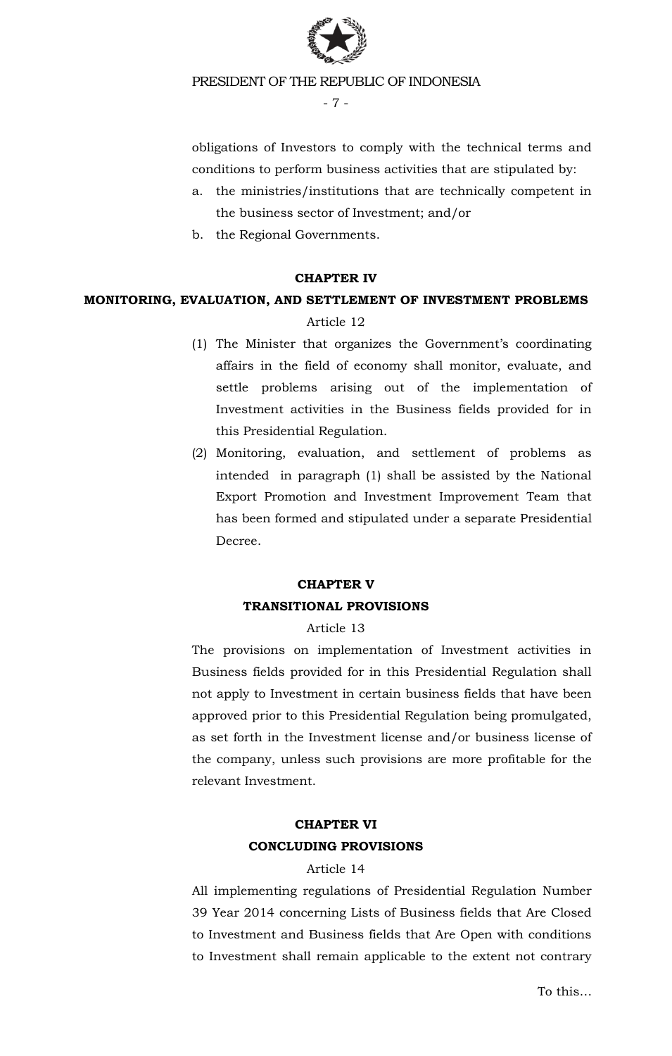obligations of Investors to comply with the technical terms and conditions to perform business activities that are stipulated by:

a. the ministries/institutions that are technically competent in the business sector of Investment; and/or
b. the Regional Governments.

## CHAPTER IV
## MONITORING, EVALUATION, AND SETTLEMENT OF INVESTMENT PROBLEMS

Article 12

(1) The Minister that organizes the Government's coordinating affairs in the field of economy shall monitor, evaluate, and settle problems arising out of the implementation of Investment activities in the Business fields provided for in this Presidential Regulation.

(2) Monitoring, evaluation, and settlement of problems as intended in paragraph (1) shall be assisted by the National Export Promotion and Investment Improvement Team that has been formed and stipulated under a separate Presidential Decree.

## CHAPTER V
## TRANSITIONAL PROVISIONS

Article 13

The provisions on implementation of Investment activities in Business fields provided for in this Presidential Regulation shall not apply to Investment in certain business fields that have been approved prior to this Presidential Regulation being promulgated, as set forth in the Investment license and/or business license of the company, unless such provisions are more profitable for the relevant Investment.

## CHAPTER VI
## CONCLUDING PROVISIONS

Article 14

All implementing regulations of Presidential Regulation Number 39 Year 2014 concerning Lists of Business fields that Are Closed to Investment and Business fields that Are Open with conditions to Investment shall remain applicable to the extent not contrary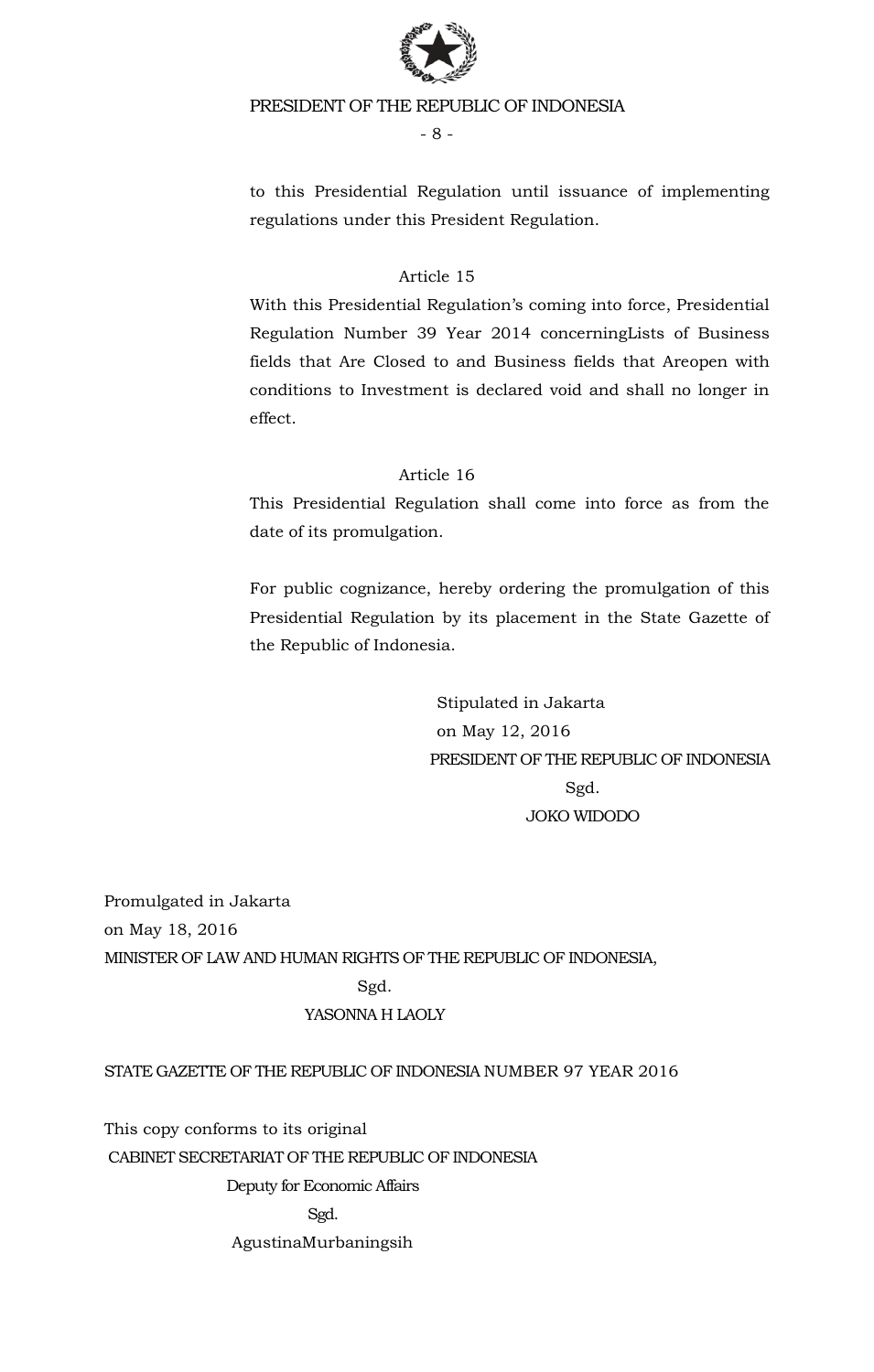to this Presidential Regulation until issuance of implementing regulations under this President Regulation.

### Article 15

With this Presidential Regulation's coming into force, Presidential Regulation Number 39 Year 2014 concerningLists of Business fields that Are Closed to and Business fields that Areopen with conditions to Investment is declared void and shall no longer in effect.

### Article 16

This Presidential Regulation shall come into force as from the date of its promulgation.

For public cognizance, hereby ordering the promulgation of this Presidential Regulation by its placement in the State Gazette of the Republic of Indonesia.

Stipulated in Jakarta
on May 12, 2016
PRESIDENT OF THE REPUBLIC OF INDONESIA
Sgd.
JOKO WIDODO

Promulgated in Jakarta
on May 18, 2016
MINISTER OF LAW AND HUMAN RIGHTS OF THE REPUBLIC OF INDONESIA,
Sgd.
YASONNA H LAOLY

STATE GAZETTE OF THE REPUBLIC OF INDONESIA NUMBER 97 YEAR 2016

This copy conforms to its original
CABINET SECRETARIAT OF THE REPUBLIC OF INDONESIA
Deputy for Economic Affairs
Sgd.
AgustinaMurbaningsih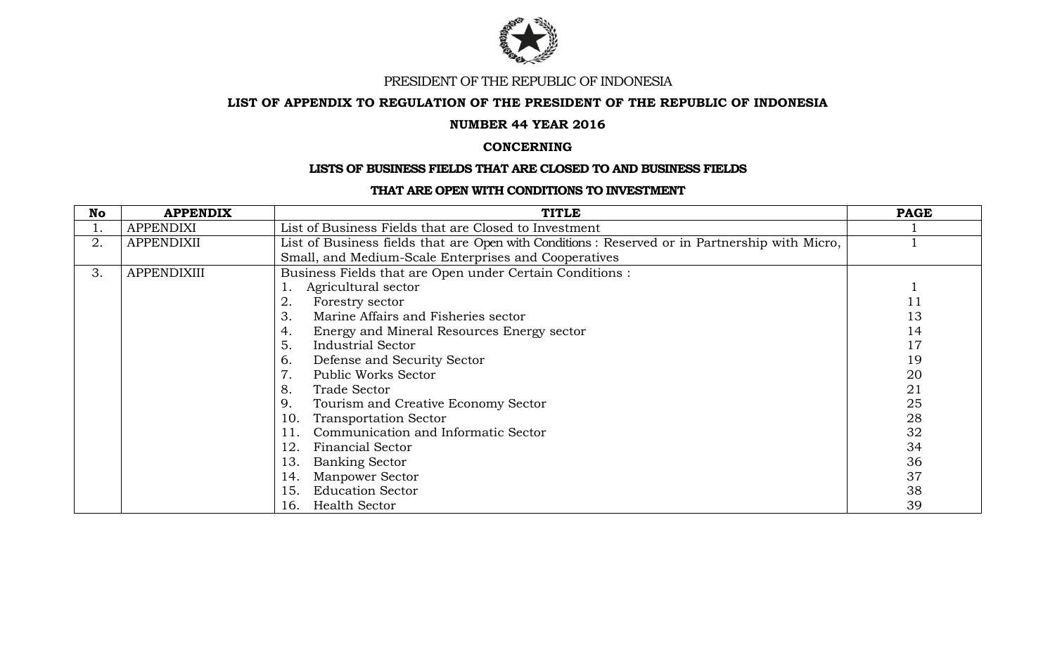PRESIDENT OF THE REPUBLIC OF INDONESIA

**LIST OF APPENDIX TO REGULATION OF THE PRESIDENT OF THE REPUBLIC OF INDONESIA**

**NUMBER 44 YEAR 2016**

**CONCERNING**

**LISTS OF BUSINESS FIELDS THAT ARE CLOSED TO AND BUSINESS FIELDS**

**THAT ARE OPEN WITH CONDITIONS TO INVESTMENT**

| No | APPENDIX | TITLE | PAGE |
|---|---|---|---|
| 1. | APPENDIXI | List of Business Fields that are Closed to Investment | 1 |
| 2. | APPENDIXII | List of Business fields that are Open with Conditions : Reserved or in Partnership with Micro, Small, and Medium-Scale Enterprises and Cooperatives | 1 |
| 3. | APPENDIXIII | Business Fields that are Open under Certain Conditions : | |
| | | 1. Agricultural sector | 1 |
| | | 2. Forestry sector | 11 |
| | | 3. Marine Affairs and Fisheries sector | 13 |
| | | 4. Energy and Mineral Resources Energy sector | 14 |
| | | 5. Industrial Sector | 17 |
| | | 6. Defense and Security Sector | 19 |
| | | 7. Public Works Sector | 20 |
| | | 8. Trade Sector | 21 |
| | | 9. Tourism and Creative Economy Sector | 25 |
| | | 10. Transportation Sector | 28 |
| | | 11. Communication and Informatic Sector | 32 |
| | | 12. Financial Sector | 34 |
| | | 13. Banking Sector | 36 |
| | | 14. Manpower Sector | 37 |
| | | 15. Education Sector | 38 |
| | | 16. Health Sector | 39 |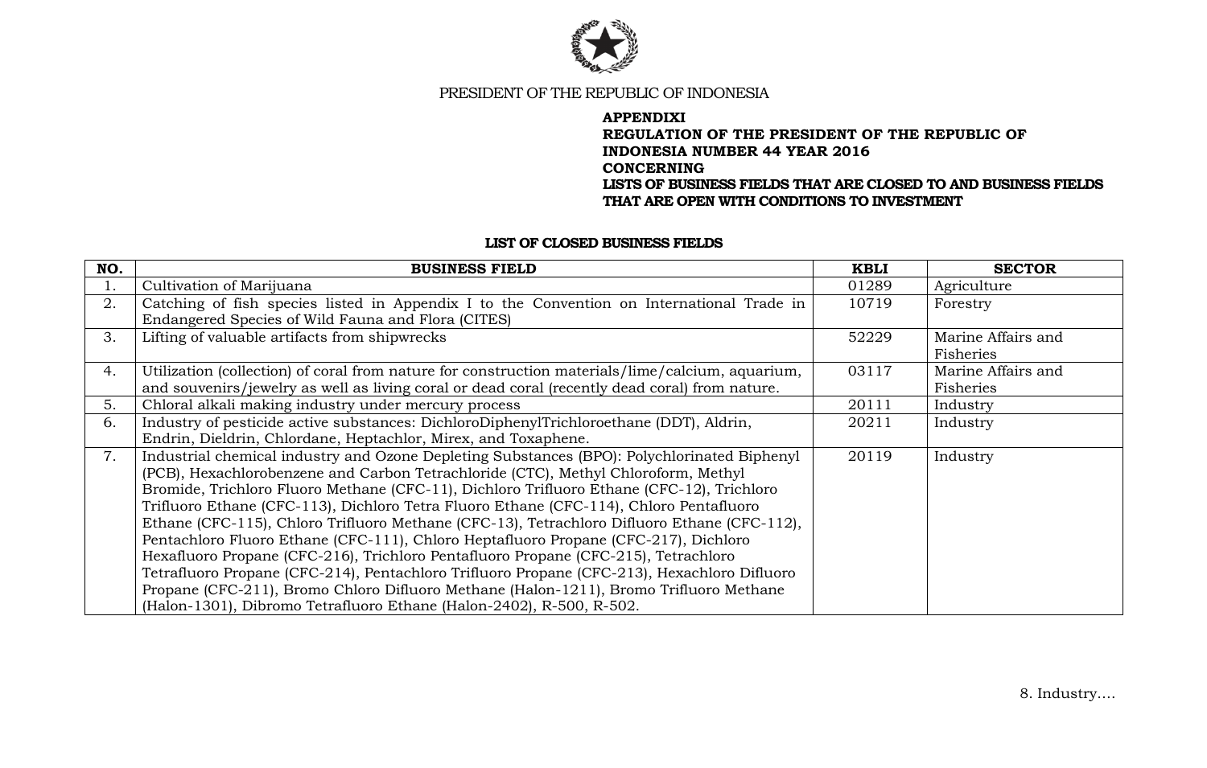PRESIDENT OF THE REPUBLIC OF INDONESIA

**APPENDIXI**
**REGULATION OF THE PRESIDENT OF THE REPUBLIC OF INDONESIA NUMBER 44 YEAR 2016**
**CONCERNING**
**LISTS OF BUSINESS FIELDS THAT ARE CLOSED TO AND BUSINESS FIELDS THAT ARE OPEN WITH CONDITIONS TO INVESTMENT**

**LIST OF CLOSED BUSINESS FIELDS**

| NO. | BUSINESS FIELD | KBLI | SECTOR |
|---|---|---|---|
| 1. | Cultivation of Marijuana | 01289 | Agriculture |
| 2. | Catching of fish species listed in Appendix I to the Convention on International Trade in Endangered Species of Wild Fauna and Flora (CITES) | 10719 | Forestry |
| 3. | Lifting of valuable artifacts from shipwrecks | 52229 | Marine Affairs and Fisheries |
| 4. | Utilization (collection) of coral from nature for construction materials/lime/calcium, aquarium, and souvenirs/jewelry as well as living coral or dead coral (recently dead coral) from nature. | 03117 | Marine Affairs and Fisheries |
| 5. | Chloral alkali making industry under mercury process | 20111 | Industry |
| 6. | Industry of pesticide active substances: DichloroDiphenylTrichloroethane (DDT), Aldrin, Endrin, Dieldrin, Chlordane, Heptachlor, Mirex, and Toxaphene. | 20211 | Industry |
| 7. | Industrial chemical industry and Ozone Depleting Substances (BPO): Polychlorinated Biphenyl (PCB), Hexachlorobenzene and Carbon Tetrachloride (CTC), Methyl Chloroform, Methyl Bromide, Trichloro Fluoro Methane (CFC-11), Dichloro Trifluoro Ethane (CFC-12), Trichloro Trifluoro Ethane (CFC-113), Dichloro Tetra Fluoro Ethane (CFC-114), Chloro Pentafluoro Ethane (CFC-115), Chloro Trifluoro Methane (CFC-13), Tetrachloro Difluoro Ethane (CFC-112), Pentachloro Fluoro Ethane (CFC-111), Chloro Heptafluoro Propane (CFC-217), Dichloro Hexafluoro Propane (CFC-216), Trichloro Pentafluoro Propane (CFC-215), Tetrachloro Tetrafluoro Propane (CFC-214), Pentachloro Trifluoro Propane (CFC-213), Hexachloro Difluoro Propane (CFC-211), Bromo Chloro Difluoro Methane (Halon-1211), Bromo Trifluoro Methane (Halon-1301), Dibromo Tetrafluoro Ethane (Halon-2402), R-500, R-502. | 20119 | Industry |

8. Industry….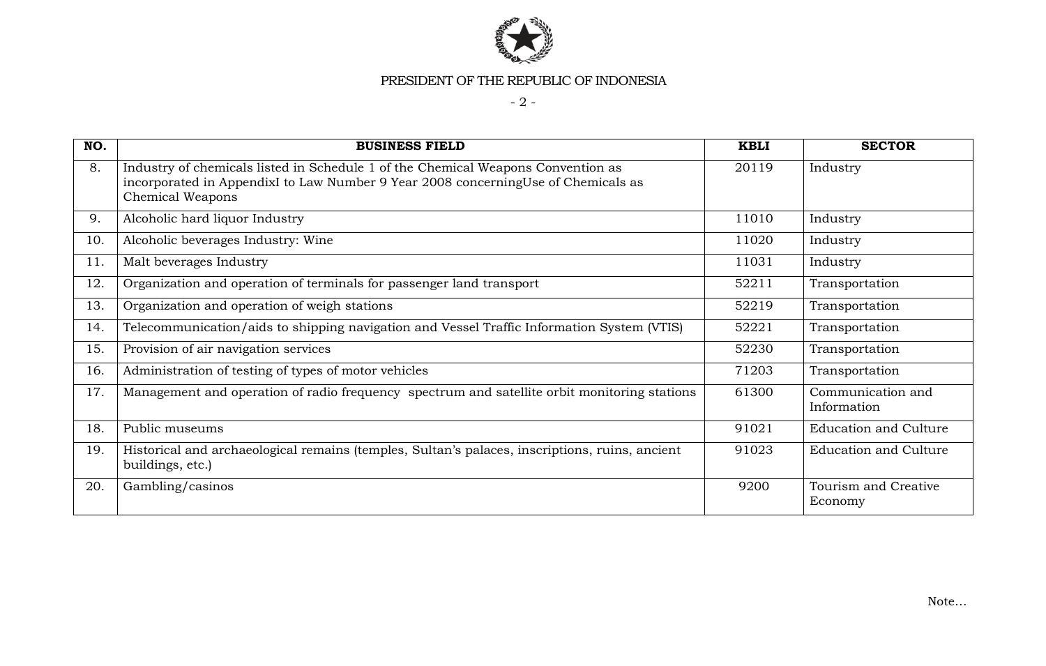PRESIDENT OF THE REPUBLIC OF INDONESIA

| NO. | BUSINESS FIELD | KBLI | SECTOR |
|---|---|---|---|
| 8. | Industry of chemicals listed in Schedule 1 of the Chemical Weapons Convention as incorporated in AppendixI to Law Number 9 Year 2008 concerningUse of Chemicals as Chemical Weapons | 20119 | Industry |
| 9. | Alcoholic hard liquor Industry | 11010 | Industry |
| 10. | Alcoholic beverages Industry: Wine | 11020 | Industry |
| 11. | Malt beverages Industry | 11031 | Industry |
| 12. | Organization and operation of terminals for passenger land transport | 52211 | Transportation |
| 13. | Organization and operation of weigh stations | 52219 | Transportation |
| 14. | Telecommunication/aids to shipping navigation and Vessel Traffic Information System (VTIS) | 52221 | Transportation |
| 15. | Provision of air navigation services | 52230 | Transportation |
| 16. | Administration of testing of types of motor vehicles | 71203 | Transportation |
| 17. | Management and operation of radio frequency spectrum and satellite orbit monitoring stations | 61300 | Communication and Information |
| 18. | Public museums | 91021 | Education and Culture |
| 19. | Historical and archaeological remains (temples, Sultan's palaces, inscriptions, ruins, ancient buildings, etc.) | 91023 | Education and Culture |
| 20. | Gambling/casinos | 9200 | Tourism and Creative Economy |

Note...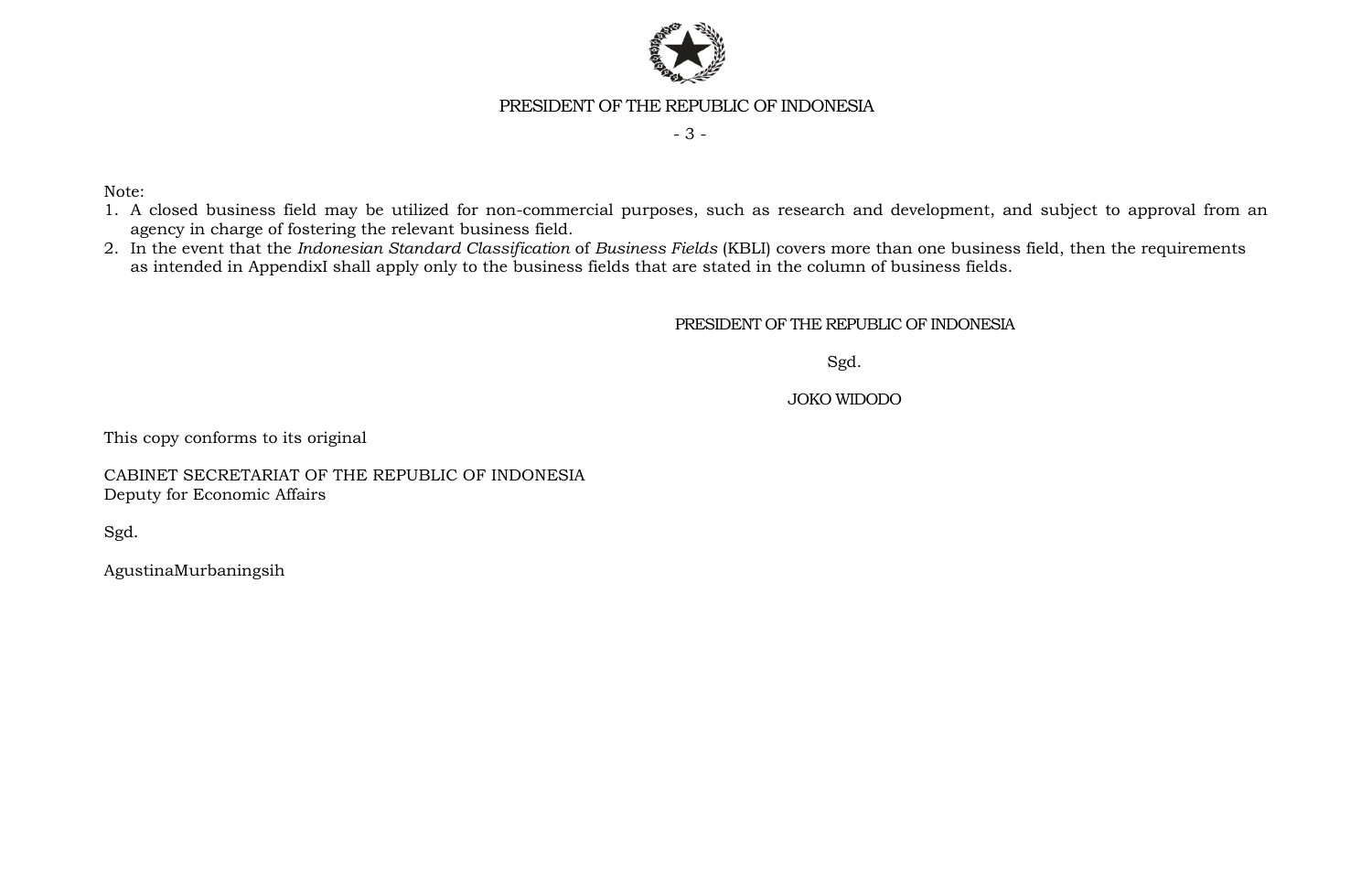Note:

1. A closed business field may be utilized for non-commercial purposes, such as research and development, and subject to approval from an agency in charge of fostering the relevant business field.
2. In the event that the *Indonesian Standard Classification* of *Business Fields* (KBLI) covers more than one business field, then the requirements as intended in AppendixI shall apply only to the business fields that are stated in the column of business fields.

PRESIDENT OF THE REPUBLIC OF INDONESIA

Sgd.

JOKO WIDODO

This copy conforms to its original

CABINET SECRETARIAT OF THE REPUBLIC OF INDONESIA
Deputy for Economic Affairs

Sgd.

AgustinaMurbaningsih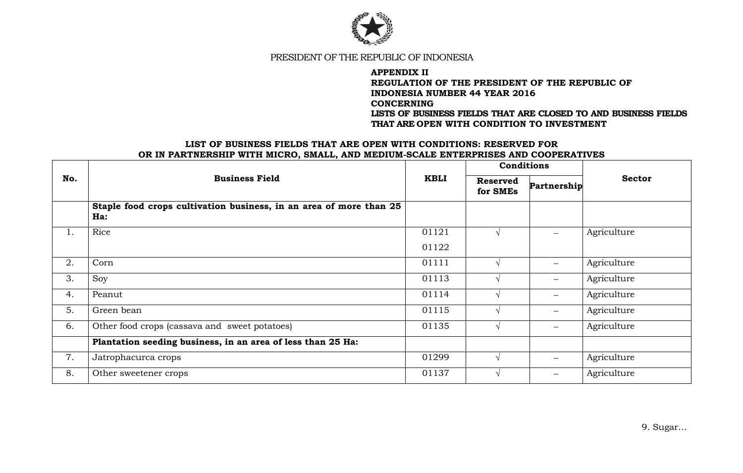PRESIDENT OF THE REPUBLIC OF INDONESIA

**APPENDIX II**
**REGULATION OF THE PRESIDENT OF THE REPUBLIC OF INDONESIA NUMBER 44 YEAR 2016**
**CONCERNING**
**LISTS OF BUSINESS FIELDS THAT ARE CLOSED TO AND BUSINESS FIELDS THAT ARE OPEN WITH CONDITION TO INVESTMENT**

**LIST OF BUSINESS FIELDS THAT ARE OPEN WITH CONDITIONS: RESERVED FOR OR IN PARTNERSHIP WITH MICRO, SMALL, AND MEDIUM-SCALE ENTERPRISES AND COOPERATIVES**

| No. | Business Field | KBLI | Conditions | | Sector |
|---|---|---|---|---|---|
| | | | **Reserved for SMEs** | **Partnership** | |
| | **Staple food crops cultivation business, in an area of more than 25 Ha:** | | | | |
| 1. | Rice | 01121<br>01122 | √ | – | Agriculture |
| 2. | Corn | 01111 | √ | – | Agriculture |
| 3. | Soy | 01113 | √ | – | Agriculture |
| 4. | Peanut | 01114 | √ | – | Agriculture |
| 5. | Green bean | 01115 | √ | – | Agriculture |
| 6. | Other food crops (cassava and sweet potatoes) | 01135 | √ | – | Agriculture |
| | **Plantation seeding business, in an area of less than 25 Ha:** | | | | |
| 7. | Jatrophacurca crops | 01299 | √ | – | Agriculture |
| 8. | Other sweetener crops | 01137 | √ | – | Agriculture |

9. Sugar...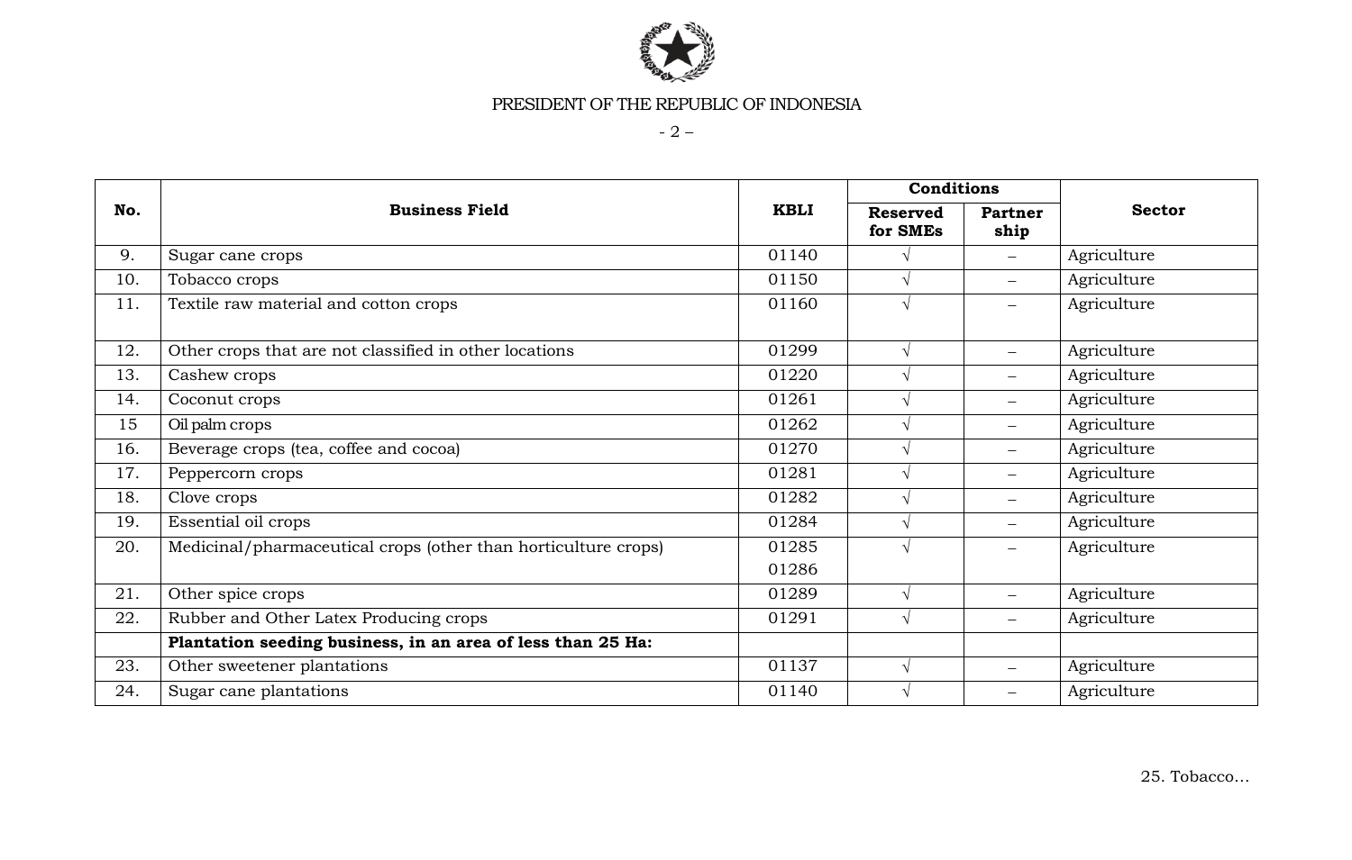| No. | Business Field | KBLI | Conditions | | Sector |
|---|---|---|---|---|---|
| | | | Reserved for SMEs | Partner ship | |
| 9. | Sugar cane crops | 01140 | √ | – | Agriculture |
| 10. | Tobacco crops | 01150 | √ | – | Agriculture |
| 11. | Textile raw material and cotton crops | 01160 | √ | – | Agriculture |
| 12. | Other crops that are not classified in other locations | 01299 | √ | – | Agriculture |
| 13. | Cashew crops | 01220 | √ | – | Agriculture |
| 14. | Coconut crops | 01261 | √ | – | Agriculture |
| 15 | Oil palm crops | 01262 | √ | – | Agriculture |
| 16. | Beverage crops (tea, coffee and cocoa) | 01270 | √ | – | Agriculture |
| 17. | Peppercorn crops | 01281 | √ | – | Agriculture |
| 18. | Clove crops | 01282 | √ | – | Agriculture |
| 19. | Essential oil crops | 01284 | √ | – | Agriculture |
| 20. | Medicinal/pharmaceutical crops (other than horticulture crops) | 01285 01286 | √ | – | Agriculture |
| 21. | Other spice crops | 01289 | √ | – | Agriculture |
| 22. | Rubber and Other Latex Producing crops | 01291 | √ | – | Agriculture |
| | **Plantation seeding business, in an area of less than 25 Ha:** | | | | |
| 23. | Other sweetener plantations | 01137 | √ | – | Agriculture |
| 24. | Sugar cane plantations | 01140 | √ | – | Agriculture |

25. Tobacco…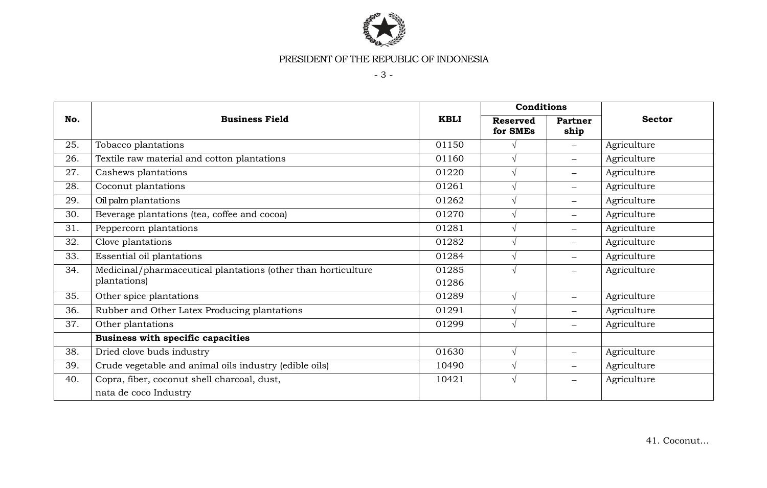PRESIDENT OF THE REPUBLIC OF INDONESIA

| No. | Business Field | KBLI | Conditions | | Sector |
|---|---|---|---|---|---|
| | | | Reserved for SMEs | Partner ship | |
| 25. | Tobacco plantations | 01150 | √ | – | Agriculture |
| 26. | Textile raw material and cotton plantations | 01160 | √ | – | Agriculture |
| 27. | Cashews plantations | 01220 | √ | – | Agriculture |
| 28. | Coconut plantations | 01261 | √ | – | Agriculture |
| 29. | Oil palm plantations | 01262 | √ | – | Agriculture |
| 30. | Beverage plantations (tea, coffee and cocoa) | 01270 | √ | – | Agriculture |
| 31. | Peppercorn plantations | 01281 | √ | – | Agriculture |
| 32. | Clove plantations | 01282 | √ | – | Agriculture |
| 33. | Essential oil plantations | 01284 | √ | – | Agriculture |
| 34. | Medicinal/pharmaceutical plantations (other than horticulture plantations) | 01285<br>01286 | √ | – | Agriculture |
| 35. | Other spice plantations | 01289 | √ | – | Agriculture |
| 36. | Rubber and Other Latex Producing plantations | 01291 | √ | – | Agriculture |
| 37. | Other plantations | 01299 | √ | – | Agriculture |
| | **Business with specific capacities** | | | | |
| 38. | Dried clove buds industry | 01630 | √ | – | Agriculture |
| 39. | Crude vegetable and animal oils industry (edible oils) | 10490 | √ | – | Agriculture |
| 40. | Copra, fiber, coconut shell charcoal, dust, nata de coco Industry | 10421 | √ | – | Agriculture |

41. Coconut...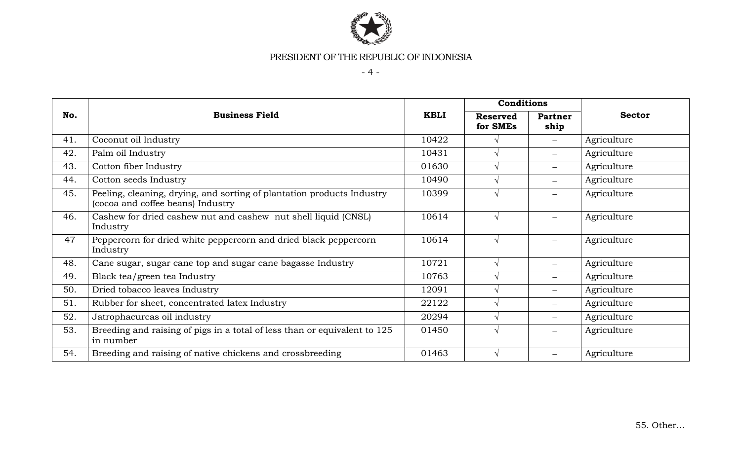| No. | Business Field | KBLI | Conditions | | Sector |
|---|---|---|---|---|---|
| | | | Reserved for SMEs | Partner ship | |
| 41. | Coconut oil Industry | 10422 | √ | – | Agriculture |
| 42. | Palm oil Industry | 10431 | √ | – | Agriculture |
| 43. | Cotton fiber Industry | 01630 | √ | – | Agriculture |
| 44. | Cotton seeds Industry | 10490 | √ | – | Agriculture |
| 45. | Peeling, cleaning, drying, and sorting of plantation products Industry (cocoa and coffee beans) Industry | 10399 | √ | – | Agriculture |
| 46. | Cashew for dried cashew nut and cashew nut shell liquid (CNSL) Industry | 10614 | √ | – | Agriculture |
| 47 | Peppercorn for dried white peppercorn and dried black peppercorn Industry | 10614 | √ | – | Agriculture |
| 48. | Cane sugar, sugar cane top and sugar cane bagasse Industry | 10721 | √ | – | Agriculture |
| 49. | Black tea/green tea Industry | 10763 | √ | – | Agriculture |
| 50. | Dried tobacco leaves Industry | 12091 | √ | – | Agriculture |
| 51. | Rubber for sheet, concentrated latex Industry | 22122 | √ | – | Agriculture |
| 52. | Jatrophacurcas oil industry | 20294 | √ | – | Agriculture |
| 53. | Breeding and raising of pigs in a total of less than or equivalent to 125 in number | 01450 | √ | – | Agriculture |
| 54. | Breeding and raising of native chickens and crossbreeding | 01463 | √ | – | Agriculture |

55. Other…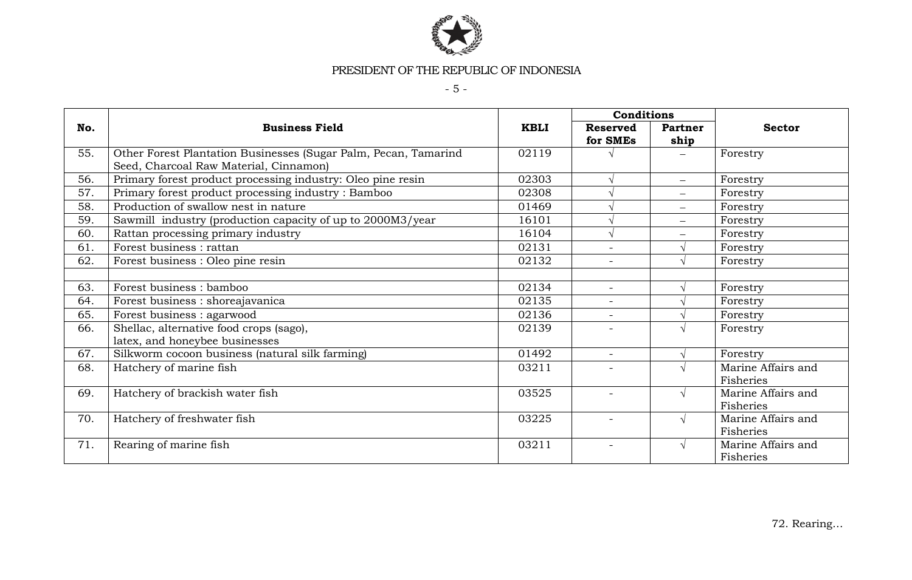| No. | Business Field | KBLI | Conditions | | Sector |
|---|---|---|---|---|---|
| | | | Reserved for SMEs | Partner ship | |
| 55. | Other Forest Plantation Businesses (Sugar Palm, Pecan, Tamarind Seed, Charcoal Raw Material, Cinnamon) | 02119 | √ | – | Forestry |
| 56. | Primary forest product processing industry: Oleo pine resin | 02303 | √ | – | Forestry |
| 57. | Primary forest product processing industry : Bamboo | 02308 | √ | – | Forestry |
| 58. | Production of swallow nest in nature | 01469 | √ | – | Forestry |
| 59. | Sawmill industry (production capacity of up to 2000M3/year | 16101 | √ | – | Forestry |
| 60. | Rattan processing primary industry | 16104 | √ | – | Forestry |
| 61. | Forest business : rattan | 02131 | - | √ | Forestry |
| 62. | Forest business : Oleo pine resin | 02132 | - | √ | Forestry |
| | | | | | |
| 63. | Forest business : bamboo | 02134 | - | √ | Forestry |
| 64. | Forest business : shoreajavanica | 02135 | - | √ | Forestry |
| 65. | Forest business : agarwood | 02136 | - | √ | Forestry |
| 66. | Shellac, alternative food crops (sago), latex, and honeybee businesses | 02139 | - | √ | Forestry |
| 67. | Silkworm cocoon business (natural silk farming) | 01492 | - | √ | Forestry |
| 68. | Hatchery of marine fish | 03211 | - | √ | Marine Affairs and Fisheries |
| 69. | Hatchery of brackish water fish | 03525 | - | √ | Marine Affairs and Fisheries |
| 70. | Hatchery of freshwater fish | 03225 | - | √ | Marine Affairs and Fisheries |
| 71. | Rearing of marine fish | 03211 | - | √ | Marine Affairs and Fisheries |

72. Rearing…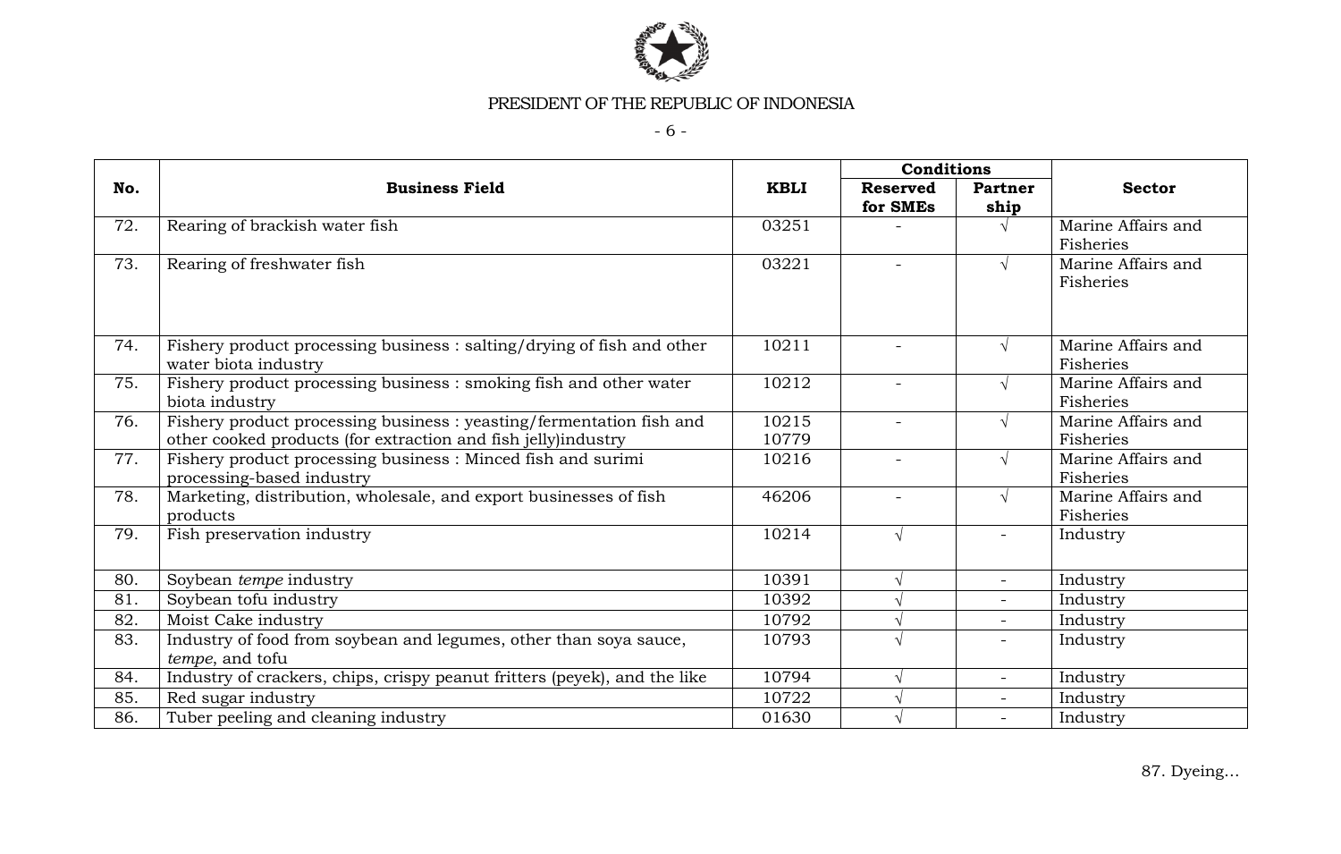| No. | Business Field | KBLI | Conditions | | Sector |
|---|---|---|---|---|---|
| | | | Reserved for SMEs | Partner ship | |
| 72. | Rearing of brackish water fish | 03251 | - | √ | Marine Affairs and Fisheries |
| 73. | Rearing of freshwater fish | 03221 | - | √ | Marine Affairs and Fisheries |
| 74. | Fishery product processing business : salting/drying of fish and other water biota industry | 10211 | - | √ | Marine Affairs and Fisheries |
| 75. | Fishery product processing business : smoking fish and other water biota industry | 10212 | - | √ | Marine Affairs and Fisheries |
| 76. | Fishery product processing business : yeasting/fermentation fish and other cooked products (for extraction and fish jelly)industry | 10215 10779 | - | √ | Marine Affairs and Fisheries |
| 77. | Fishery product processing business : Minced fish and surimi processing-based industry | 10216 | - | √ | Marine Affairs and Fisheries |
| 78. | Marketing, distribution, wholesale, and export businesses of fish products | 46206 | - | √ | Marine Affairs and Fisheries |
| 79. | Fish preservation industry | 10214 | √ | - | Industry |
| 80. | Soybean *tempe* industry | 10391 | √ | - | Industry |
| 81. | Soybean tofu industry | 10392 | √ | - | Industry |
| 82. | Moist Cake industry | 10792 | √ | - | Industry |
| 83. | Industry of food from soybean and legumes, other than soya sauce, *tempe*, and tofu | 10793 | √ | - | Industry |
| 84. | Industry of crackers, chips, crispy peanut fritters (peyek), and the like | 10794 | √ | - | Industry |
| 85. | Red sugar industry | 10722 | √ | - | Industry |
| 86. | Tuber peeling and cleaning industry | 01630 | √ | - | Industry |

87. Dyeing...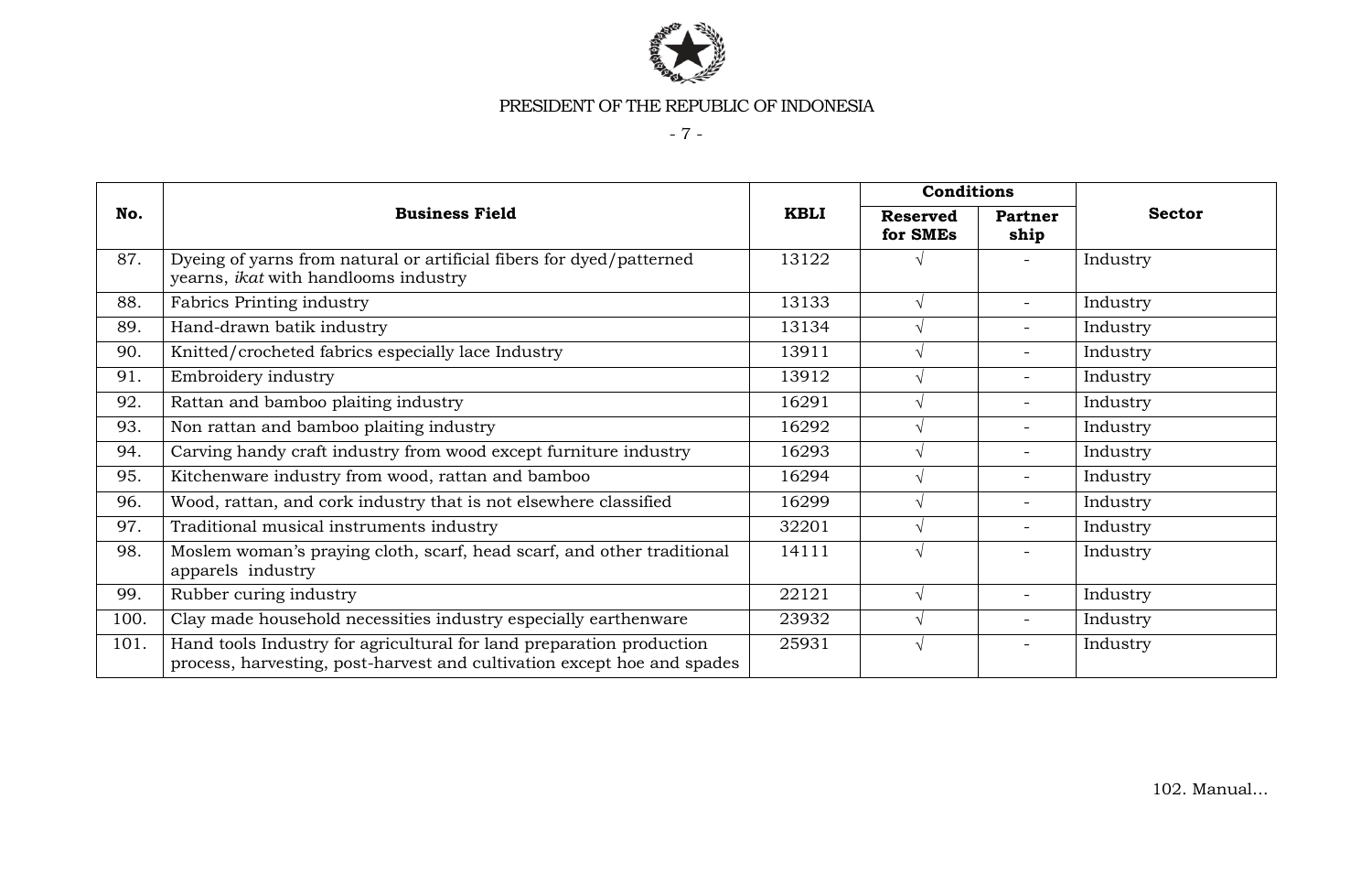| No. | Business Field | KBLI | Conditions | | Sector |
|---|---|---|---|---|---|
| | | | Reserved for SMEs | Partner ship | |
| 87. | Dyeing of yarns from natural or artificial fibers for dyed/patterned yearns, *ikat* with handlooms industry | 13122 | √ | - | Industry |
| 88. | Fabrics Printing industry | 13133 | √ | - | Industry |
| 89. | Hand-drawn batik industry | 13134 | √ | - | Industry |
| 90. | Knitted/crocheted fabrics especially lace Industry | 13911 | √ | - | Industry |
| 91. | Embroidery industry | 13912 | √ | - | Industry |
| 92. | Rattan and bamboo plaiting industry | 16291 | √ | - | Industry |
| 93. | Non rattan and bamboo plaiting industry | 16292 | √ | - | Industry |
| 94. | Carving handy craft industry from wood except furniture industry | 16293 | √ | - | Industry |
| 95. | Kitchenware industry from wood, rattan and bamboo | 16294 | √ | - | Industry |
| 96. | Wood, rattan, and cork industry that is not elsewhere classified | 16299 | √ | - | Industry |
| 97. | Traditional musical instruments industry | 32201 | √ | - | Industry |
| 98. | Moslem woman's praying cloth, scarf, head scarf, and other traditional apparels industry | 14111 | √ | - | Industry |
| 99. | Rubber curing industry | 22121 | √ | - | Industry |
| 100. | Clay made household necessities industry especially earthenware | 23932 | √ | - | Industry |
| 101. | Hand tools Industry for agricultural for land preparation production process, harvesting, post-harvest and cultivation except hoe and spades | 25931 | √ | - | Industry |

102. Manual...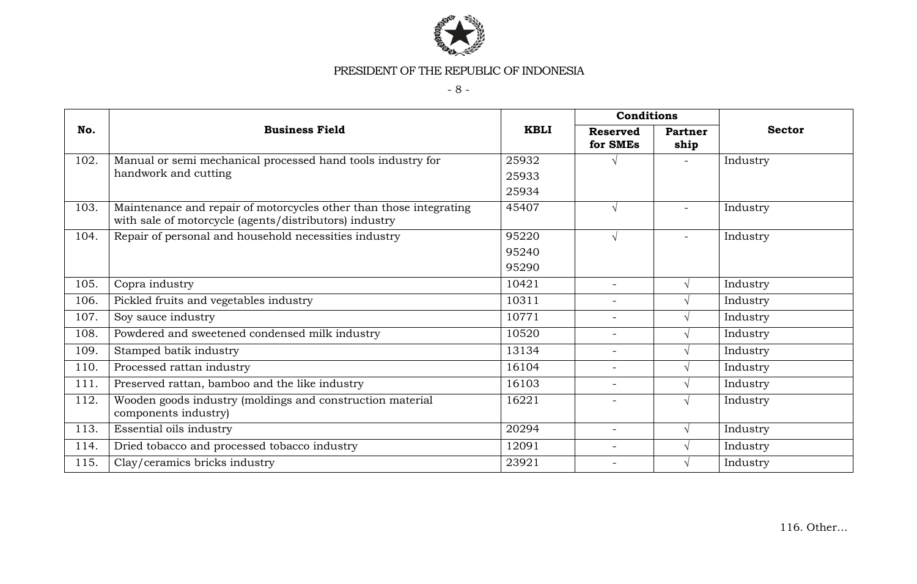| No. | Business Field | KBLI | Conditions | | Sector |
|---|---|---|---|---|---|
| | | | Reserved for SMEs | Partner ship | |
| 102. | Manual or semi mechanical processed hand tools industry for handwork and cutting | 25932<br>25933<br>25934 | √ | - | Industry |
| 103. | Maintenance and repair of motorcycles other than those integrating with sale of motorcycle (agents/distributors) industry | 45407 | √ | - | Industry |
| 104. | Repair of personal and household necessities industry | 95220<br>95240<br>95290 | √ | - | Industry |
| 105. | Copra industry | 10421 | - | √ | Industry |
| 106. | Pickled fruits and vegetables industry | 10311 | - | √ | Industry |
| 107. | Soy sauce industry | 10771 | - | √ | Industry |
| 108. | Powdered and sweetened condensed milk industry | 10520 | - | √ | Industry |
| 109. | Stamped batik industry | 13134 | - | √ | Industry |
| 110. | Processed rattan industry | 16104 | - | √ | Industry |
| 111. | Preserved rattan, bamboo and the like industry | 16103 | - | √ | Industry |
| 112. | Wooden goods industry (moldings and construction material components industry) | 16221 | - | √ | Industry |
| 113. | Essential oils industry | 20294 | - | √ | Industry |
| 114. | Dried tobacco and processed tobacco industry | 12091 | - | √ | Industry |
| 115. | Clay/ceramics bricks industry | 23921 | - | √ | Industry |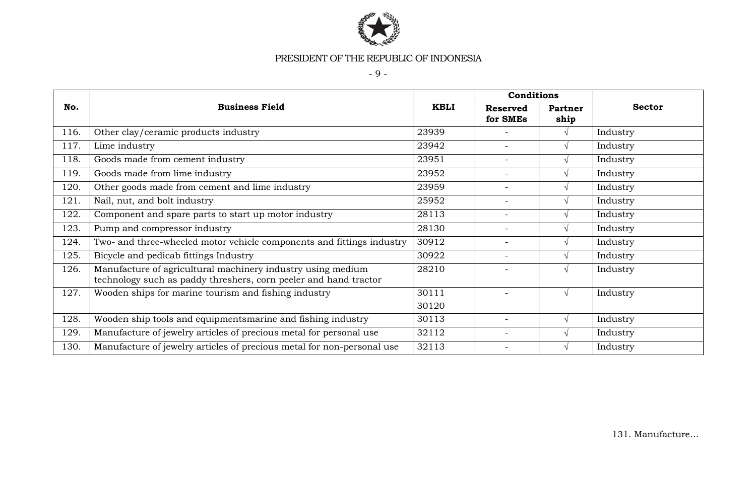| No. | Business Field | KBLI | Conditions | | Sector |
|---|---|---|---|---|---|
| | | | Reserved for SMEs | Partner ship | |
| 116. | Other clay/ceramic products industry | 23939 | - | √ | Industry |
| 117. | Lime industry | 23942 | - | √ | Industry |
| 118. | Goods made from cement industry | 23951 | - | √ | Industry |
| 119. | Goods made from lime industry | 23952 | - | √ | Industry |
| 120. | Other goods made from cement and lime industry | 23959 | - | √ | Industry |
| 121. | Nail, nut, and bolt industry | 25952 | - | √ | Industry |
| 122. | Component and spare parts to start up motor industry | 28113 | - | √ | Industry |
| 123. | Pump and compressor industry | 28130 | - | √ | Industry |
| 124. | Two- and three-wheeled motor vehicle components and fittings industry | 30912 | - | √ | Industry |
| 125. | Bicycle and pedicab fittings Industry | 30922 | - | √ | Industry |
| 126. | Manufacture of agricultural machinery industry using medium technology such as paddy threshers, corn peeler and hand tractor | 28210 | - | √ | Industry |
| 127. | Wooden ships for marine tourism and fishing industry | 30111<br>30120 | - | √ | Industry |
| 128. | Wooden ship tools and equipmentsmarine and fishing industry | 30113 | - | √ | Industry |
| 129. | Manufacture of jewelry articles of precious metal for personal use | 32112 | - | √ | Industry |
| 130. | Manufacture of jewelry articles of precious metal for non-personal use | 32113 | - | √ | Industry |

131. Manufacture...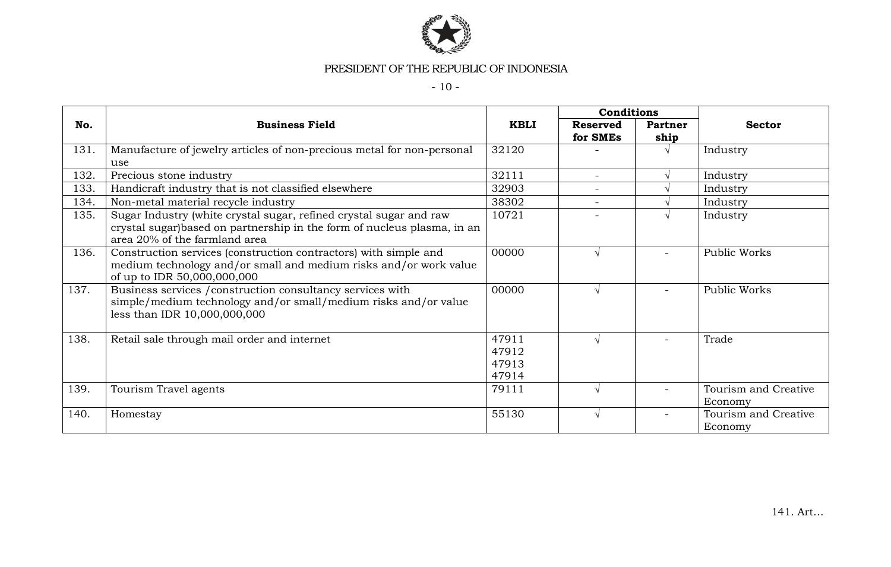| No. | Business Field | KBLI | Conditions | | Sector |
|---|---|---|---|---|---|
| | | | Reserved for SMEs | Partner ship | |
| 131. | Manufacture of jewelry articles of non-precious metal for non-personal use | 32120 | - | √ | Industry |
| 132. | Precious stone industry | 32111 | - | √ | Industry |
| 133. | Handicraft industry that is not classified elsewhere | 32903 | - | √ | Industry |
| 134. | Non-metal material recycle industry | 38302 | - | √ | Industry |
| 135. | Sugar Industry (white crystal sugar, refined crystal sugar and raw crystal sugar)based on partnership in the form of nucleus plasma, in an area 20% of the farmland area | 10721 | - | √ | Industry |
| 136. | Construction services (construction contractors) with simple and medium technology and/or small and medium risks and/or work value of up to IDR 50,000,000,000 | 00000 | √ | - | Public Works |
| 137. | Business services /construction consultancy services with simple/medium technology and/or small/medium risks and/or value less than IDR 10,000,000,000 | 00000 | √ | - | Public Works |
| 138. | Retail sale through mail order and internet | 47911<br>47912<br>47913<br>47914 | √ | - | Trade |
| 139. | Tourism Travel agents | 79111 | √ | - | Tourism and Creative Economy |
| 140. | Homestay | 55130 | √ | - | Tourism and Creative Economy |

141. Art...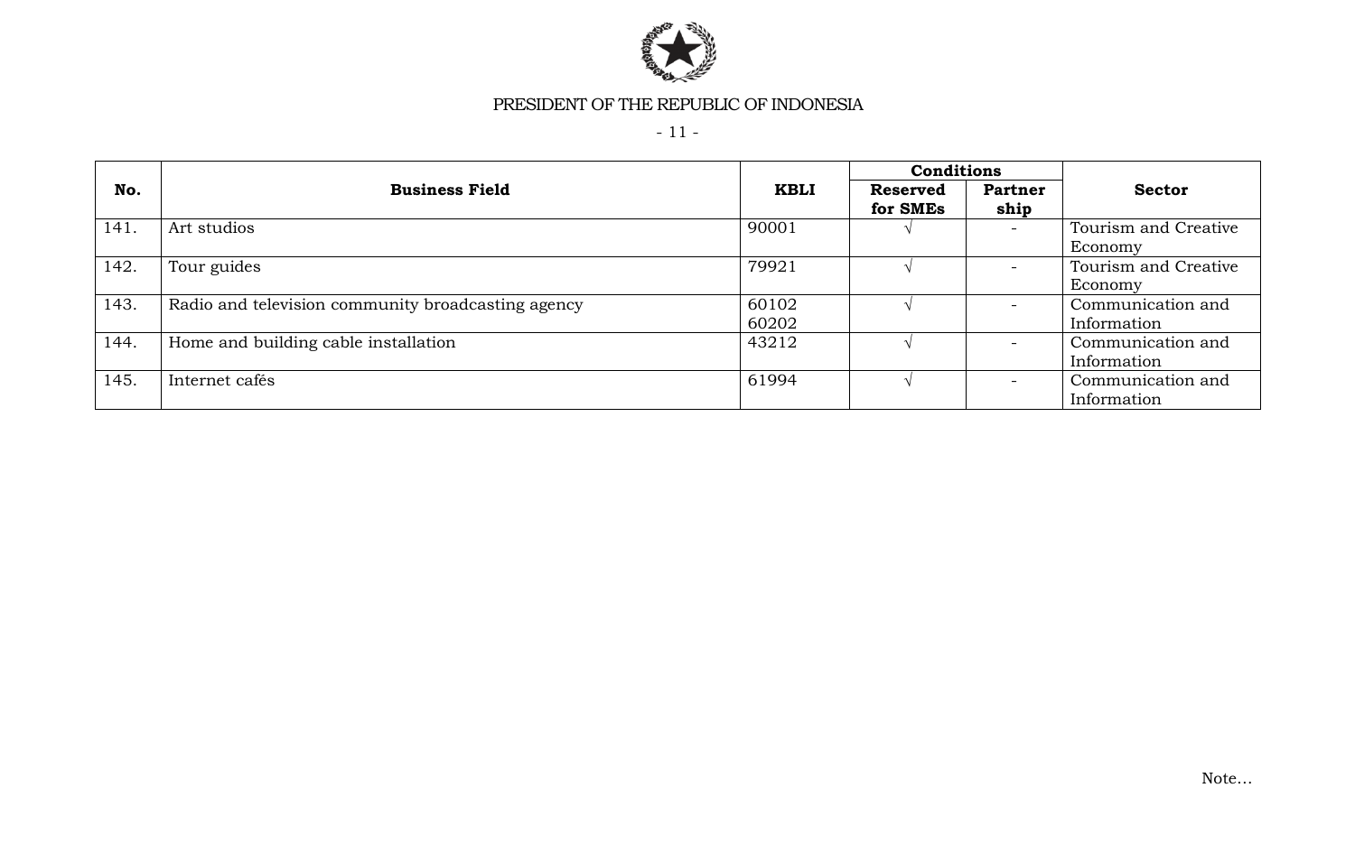| No. | Business Field | KBLI | Conditions | | Sector |
|---|---|---|---|---|---|
| | | | Reserved for SMEs | Partner ship | |
| 141. | Art studios | 90001 | √ | - | Tourism and Creative Economy |
| 142. | Tour guides | 79921 | √ | - | Tourism and Creative Economy |
| 143. | Radio and television community broadcasting agency | 60102<br>60202 | √ | - | Communication and Information |
| 144. | Home and building cable installation | 43212 | √ | - | Communication and Information |
| 145. | Internet cafés | 61994 | √ | - | Communication and Information |

Note...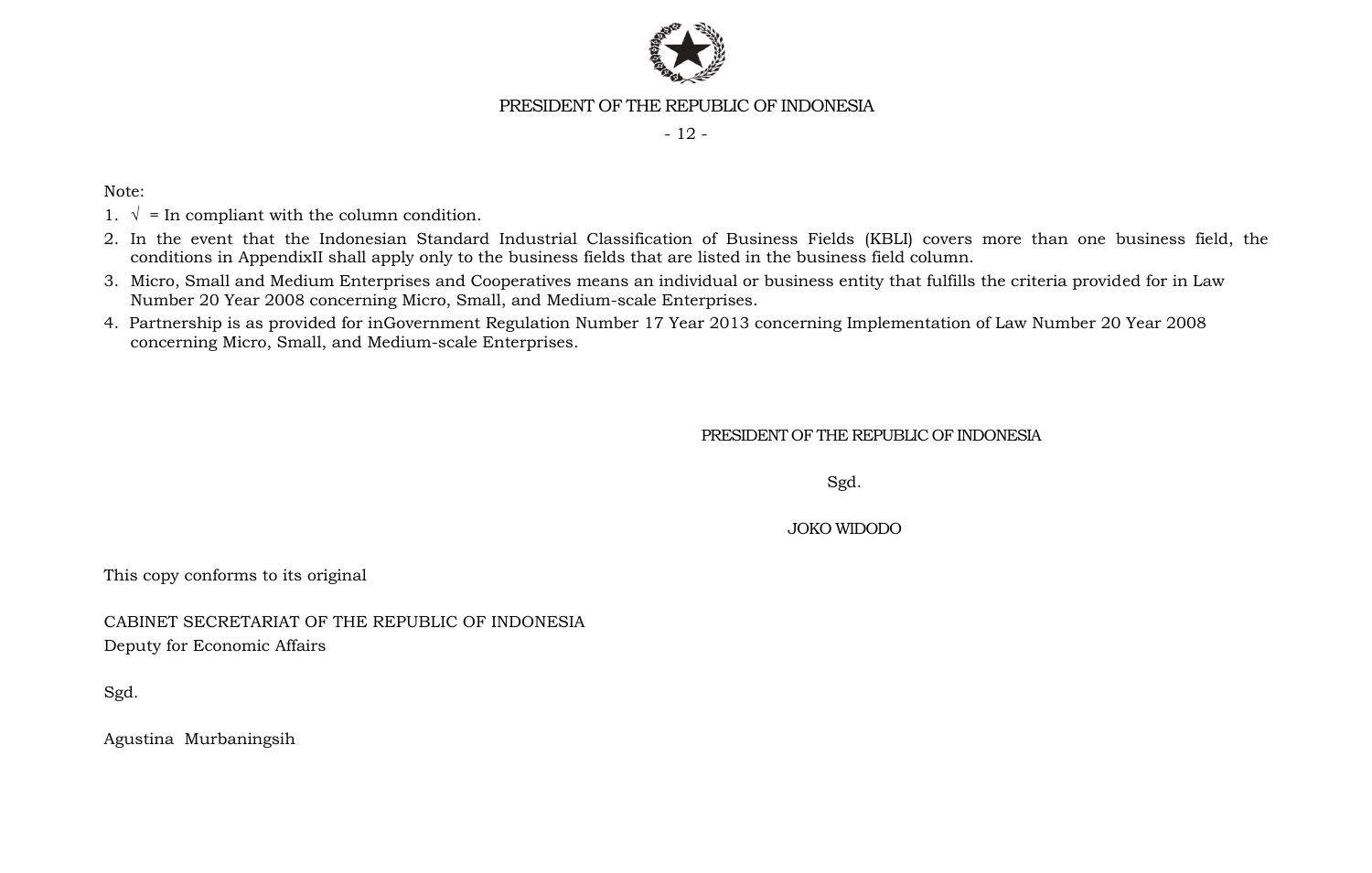Note:

1. √ = In compliant with the column condition.
2. In the event that the Indonesian Standard Industrial Classification of Business Fields (KBLI) covers more than one business field, the conditions in AppendixII shall apply only to the business fields that are listed in the business field column.
3. Micro, Small and Medium Enterprises and Cooperatives means an individual or business entity that fulfills the criteria provided for in Law Number 20 Year 2008 concerning Micro, Small, and Medium-scale Enterprises.
4. Partnership is as provided for inGovernment Regulation Number 17 Year 2013 concerning Implementation of Law Number 20 Year 2008 concerning Micro, Small, and Medium-scale Enterprises.

PRESIDENT OF THE REPUBLIC OF INDONESIA

Sgd.

JOKO WIDODO

This copy conforms to its original

CABINET SECRETARIAT OF THE REPUBLIC OF INDONESIA
Deputy for Economic Affairs

Sgd.

Agustina Murbaningsih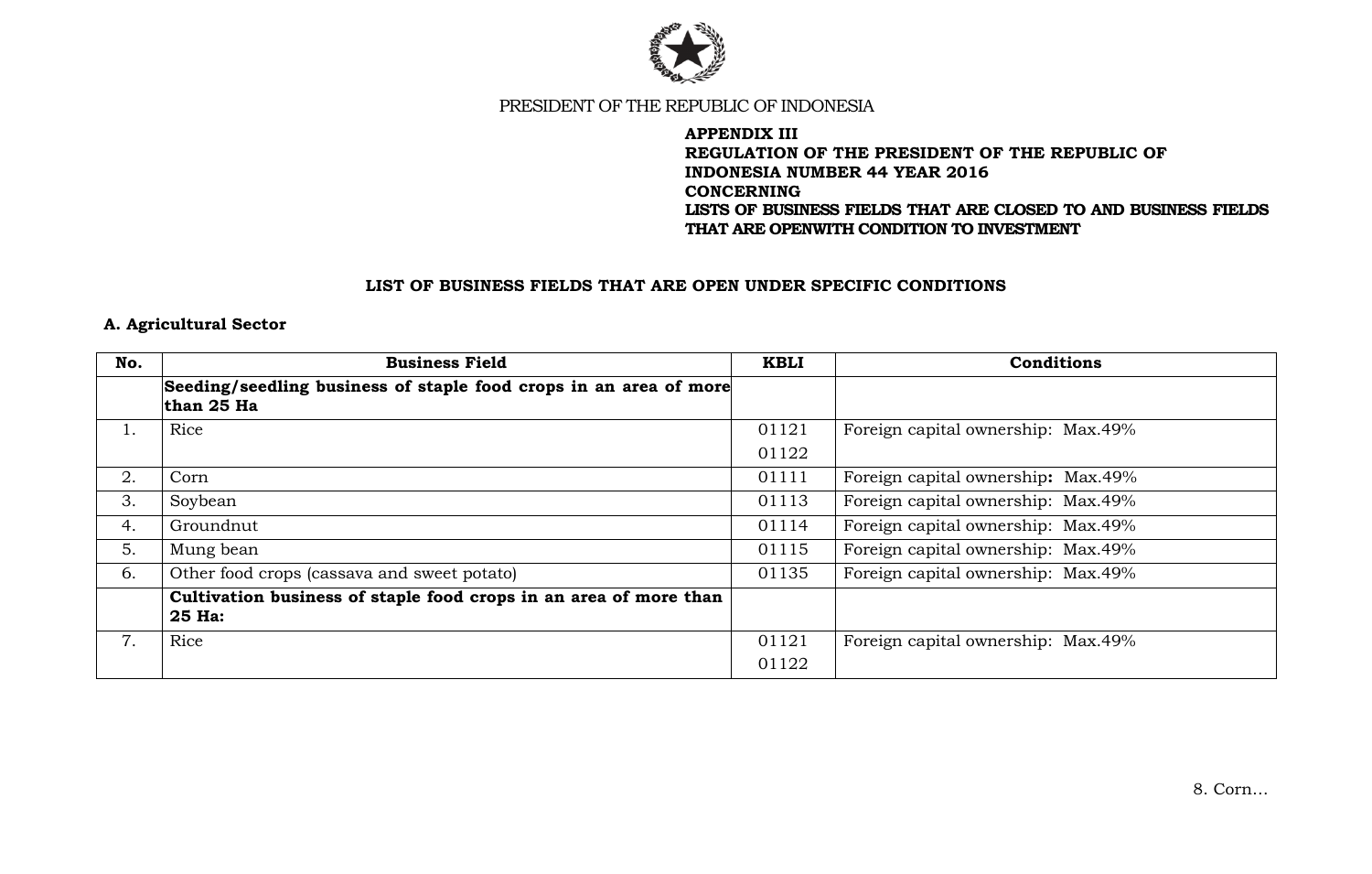PRESIDENT OF THE REPUBLIC OF INDONESIA

**APPENDIX III**
**REGULATION OF THE PRESIDENT OF THE REPUBLIC OF INDONESIA NUMBER 44 YEAR 2016**
**CONCERNING**
**LISTS OF BUSINESS FIELDS THAT ARE CLOSED TO AND BUSINESS FIELDS THAT ARE OPENWITH CONDITION TO INVESTMENT**

## LIST OF BUSINESS FIELDS THAT ARE OPEN UNDER SPECIFIC CONDITIONS

### A. Agricultural Sector

| No. | Business Field | KBLI | Conditions |
|---|---|---|---|
| | **Seeding/seedling business of staple food crops in an area of more than 25 Ha** | | |
| 1. | Rice | 01121<br>01122 | Foreign capital ownership: Max.49% |
| 2. | Corn | 01111 | Foreign capital ownership**:** Max.49% |
| 3. | Soybean | 01113 | Foreign capital ownership: Max.49% |
| 4. | Groundnut | 01114 | Foreign capital ownership: Max.49% |
| 5. | Mung bean | 01115 | Foreign capital ownership: Max.49% |
| 6. | Other food crops (cassava and sweet potato) | 01135 | Foreign capital ownership: Max.49% |
| | **Cultivation business of staple food crops in an area of more than 25 Ha:** | | |
| 7. | Rice | 01121<br>01122 | Foreign capital ownership: Max.49% |

8. Corn…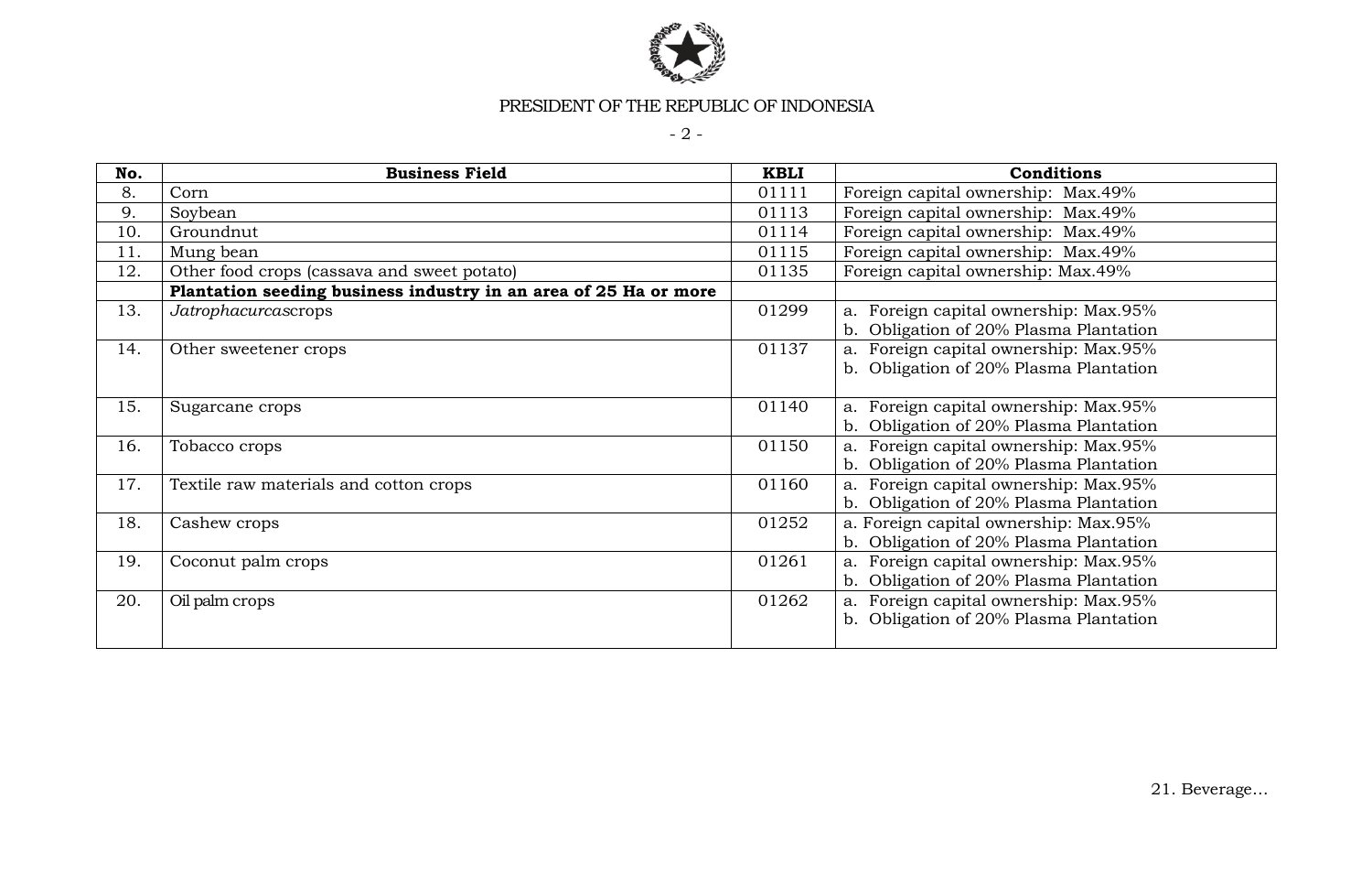| No. | Business Field | KBLI | Conditions |
|---|---|---|---|
| 8. | Corn | 01111 | Foreign capital ownership: Max.49% |
| 9. | Soybean | 01113 | Foreign capital ownership: Max.49% |
| 10. | Groundnut | 01114 | Foreign capital ownership: Max.49% |
| 11. | Mung bean | 01115 | Foreign capital ownership: Max.49% |
| 12. | Other food crops (cassava and sweet potato) | 01135 | Foreign capital ownership: Max.49% |
| | **Plantation seeding business industry in an area of 25 Ha or more** | | |
| 13. | *Jatrophacurcas*crops | 01299 | a. Foreign capital ownership: Max.95%<br>b. Obligation of 20% Plasma Plantation |
| 14. | Other sweetener crops | 01137 | a. Foreign capital ownership: Max.95%<br>b. Obligation of 20% Plasma Plantation |
| 15. | Sugarcane crops | 01140 | a. Foreign capital ownership: Max.95%<br>b. Obligation of 20% Plasma Plantation |
| 16. | Tobacco crops | 01150 | a. Foreign capital ownership: Max.95%<br>b. Obligation of 20% Plasma Plantation |
| 17. | Textile raw materials and cotton crops | 01160 | a. Foreign capital ownership: Max.95%<br>b. Obligation of 20% Plasma Plantation |
| 18. | Cashew crops | 01252 | a. Foreign capital ownership: Max.95%<br>b. Obligation of 20% Plasma Plantation |
| 19. | Coconut palm crops | 01261 | a. Foreign capital ownership: Max.95%<br>b. Obligation of 20% Plasma Plantation |
| 20. | Oil palm crops | 01262 | a. Foreign capital ownership: Max.95%<br>b. Obligation of 20% Plasma Plantation |

21. Beverage...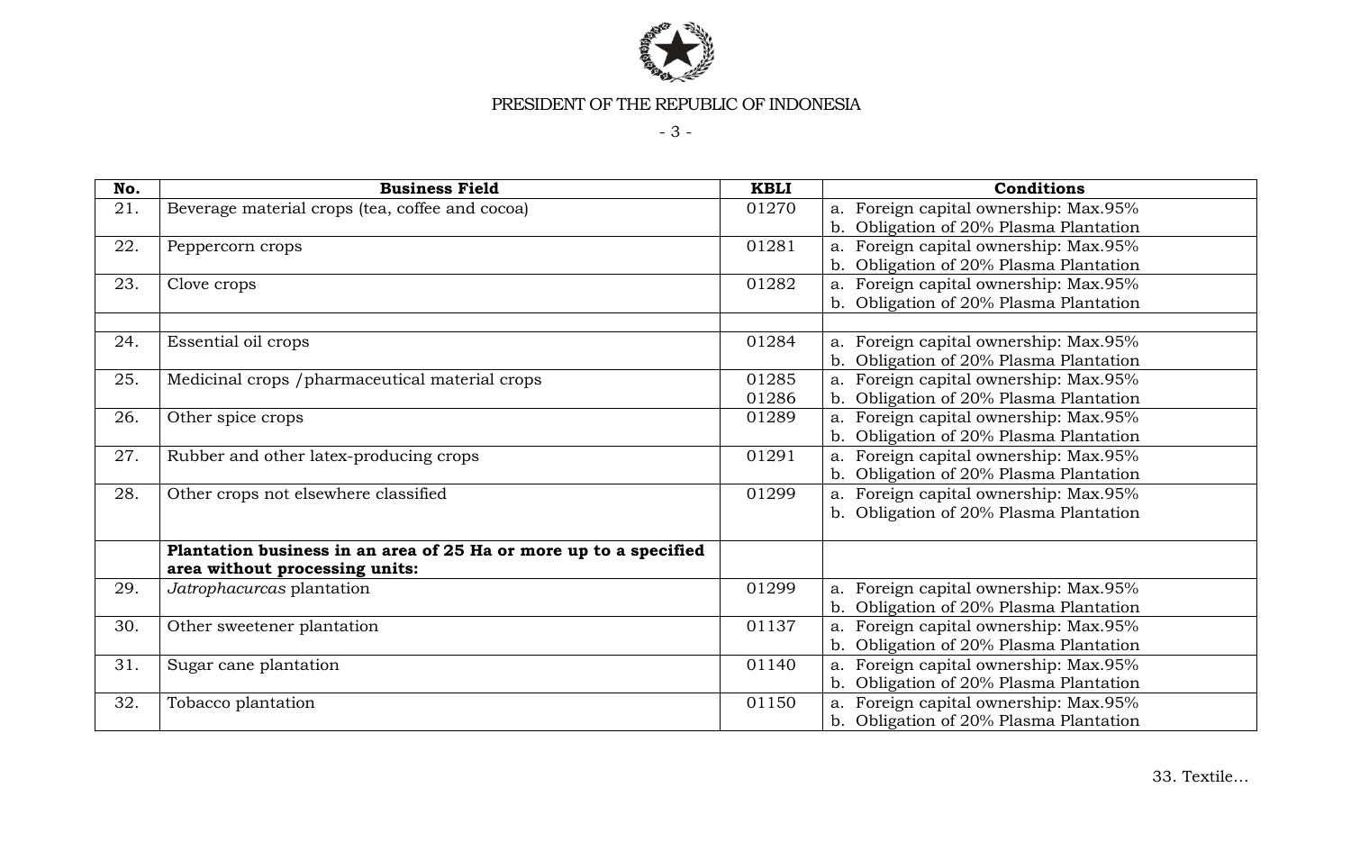| No. | Business Field | KBLI | Conditions |
|---|---|---|---|
| 21. | Beverage material crops (tea, coffee and cocoa) | 01270 | a. Foreign capital ownership: Max.95%<br>b. Obligation of 20% Plasma Plantation |
| 22. | Peppercorn crops | 01281 | a. Foreign capital ownership: Max.95%<br>b. Obligation of 20% Plasma Plantation |
| 23. | Clove crops | 01282 | a. Foreign capital ownership: Max.95%<br>b. Obligation of 20% Plasma Plantation |
| | | | |
| 24. | Essential oil crops | 01284 | a. Foreign capital ownership: Max.95%<br>b. Obligation of 20% Plasma Plantation |
| 25. | Medicinal crops /pharmaceutical material crops | 01285<br>01286 | a. Foreign capital ownership: Max.95%<br>b. Obligation of 20% Plasma Plantation |
| 26. | Other spice crops | 01289 | a. Foreign capital ownership: Max.95%<br>b. Obligation of 20% Plasma Plantation |
| 27. | Rubber and other latex-producing crops | 01291 | a. Foreign capital ownership: Max.95%<br>b. Obligation of 20% Plasma Plantation |
| 28. | Other crops not elsewhere classified | 01299 | a. Foreign capital ownership: Max.95%<br>b. Obligation of 20% Plasma Plantation |
| | **Plantation business in an area of 25 Ha or more up to a specified area without processing units:** | | |
| 29. | *Jatrophacurcas* plantation | 01299 | a. Foreign capital ownership: Max.95%<br>b. Obligation of 20% Plasma Plantation |
| 30. | Other sweetener plantation | 01137 | a. Foreign capital ownership: Max.95%<br>b. Obligation of 20% Plasma Plantation |
| 31. | Sugar cane plantation | 01140 | a. Foreign capital ownership: Max.95%<br>b. Obligation of 20% Plasma Plantation |
| 32. | Tobacco plantation | 01150 | a. Foreign capital ownership: Max.95%<br>b. Obligation of 20% Plasma Plantation |

33. Textile...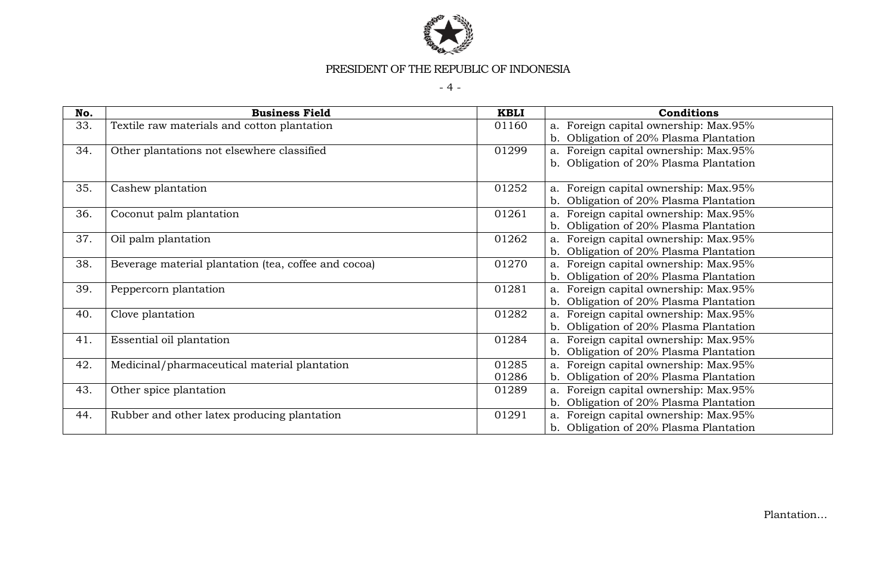| No. | Business Field | KBLI | Conditions |
|---|---|---|---|
| 33. | Textile raw materials and cotton plantation | 01160 | a. Foreign capital ownership: Max.95%<br>b. Obligation of 20% Plasma Plantation |
| 34. | Other plantations not elsewhere classified | 01299 | a. Foreign capital ownership: Max.95%<br>b. Obligation of 20% Plasma Plantation |
| 35. | Cashew plantation | 01252 | a. Foreign capital ownership: Max.95%<br>b. Obligation of 20% Plasma Plantation |
| 36. | Coconut palm plantation | 01261 | a. Foreign capital ownership: Max.95%<br>b. Obligation of 20% Plasma Plantation |
| 37. | Oil palm plantation | 01262 | a. Foreign capital ownership: Max.95%<br>b. Obligation of 20% Plasma Plantation |
| 38. | Beverage material plantation (tea, coffee and cocoa) | 01270 | a. Foreign capital ownership: Max.95%<br>b. Obligation of 20% Plasma Plantation |
| 39. | Peppercorn plantation | 01281 | a. Foreign capital ownership: Max.95%<br>b. Obligation of 20% Plasma Plantation |
| 40. | Clove plantation | 01282 | a. Foreign capital ownership: Max.95%<br>b. Obligation of 20% Plasma Plantation |
| 41. | Essential oil plantation | 01284 | a. Foreign capital ownership: Max.95%<br>b. Obligation of 20% Plasma Plantation |
| 42. | Medicinal/pharmaceutical material plantation | 01285<br>01286 | a. Foreign capital ownership: Max.95%<br>b. Obligation of 20% Plasma Plantation |
| 43. | Other spice plantation | 01289 | a. Foreign capital ownership: Max.95%<br>b. Obligation of 20% Plasma Plantation |
| 44. | Rubber and other latex producing plantation | 01291 | a. Foreign capital ownership: Max.95%<br>b. Obligation of 20% Plasma Plantation |

Plantation…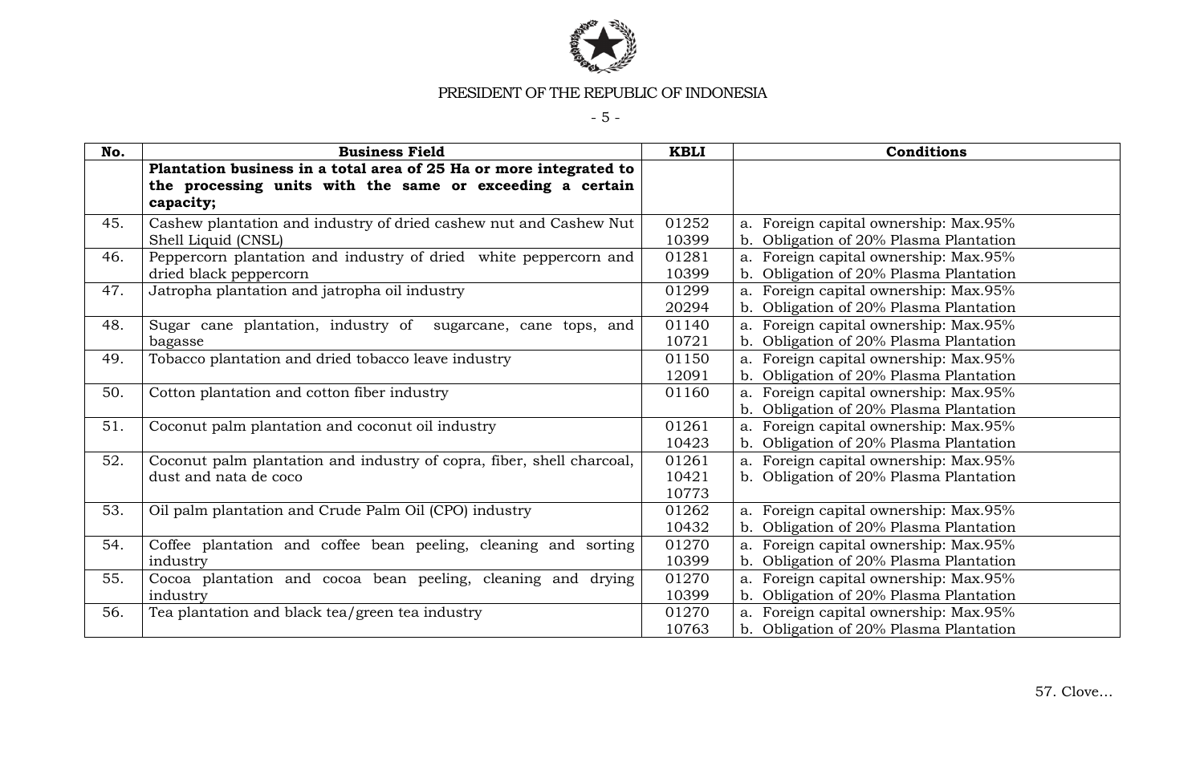| No. | Business Field | KBLI | Conditions |
|---|---|---|---|
| | **Plantation business in a total area of 25 Ha or more integrated to the processing units with the same or exceeding a certain capacity;** | | |
| 45. | Cashew plantation and industry of dried cashew nut and Cashew Nut Shell Liquid (CNSL) | 01252<br>10399 | a. Foreign capital ownership: Max.95%<br>b. Obligation of 20% Plasma Plantation |
| 46. | Peppercorn plantation and industry of dried white peppercorn and dried black peppercorn | 01281<br>10399 | a. Foreign capital ownership: Max.95%<br>b. Obligation of 20% Plasma Plantation |
| 47. | Jatropha plantation and jatropha oil industry | 01299<br>20294 | a. Foreign capital ownership: Max.95%<br>b. Obligation of 20% Plasma Plantation |
| 48. | Sugar cane plantation, industry of sugarcane, cane tops, and bagasse | 01140<br>10721 | a. Foreign capital ownership: Max.95%<br>b. Obligation of 20% Plasma Plantation |
| 49. | Tobacco plantation and dried tobacco leave industry | 01150<br>12091 | a. Foreign capital ownership: Max.95%<br>b. Obligation of 20% Plasma Plantation |
| 50. | Cotton plantation and cotton fiber industry | 01160 | a. Foreign capital ownership: Max.95%<br>b. Obligation of 20% Plasma Plantation |
| 51. | Coconut palm plantation and coconut oil industry | 01261<br>10423 | a. Foreign capital ownership: Max.95%<br>b. Obligation of 20% Plasma Plantation |
| 52. | Coconut palm plantation and industry of copra, fiber, shell charcoal, dust and nata de coco | 01261<br>10421<br>10773 | a. Foreign capital ownership: Max.95%<br>b. Obligation of 20% Plasma Plantation |
| 53. | Oil palm plantation and Crude Palm Oil (CPO) industry | 01262<br>10432 | a. Foreign capital ownership: Max.95%<br>b. Obligation of 20% Plasma Plantation |
| 54. | Coffee plantation and coffee bean peeling, cleaning and sorting industry | 01270<br>10399 | a. Foreign capital ownership: Max.95%<br>b. Obligation of 20% Plasma Plantation |
| 55. | Cocoa plantation and cocoa bean peeling, cleaning and drying industry | 01270<br>10399 | a. Foreign capital ownership: Max.95%<br>b. Obligation of 20% Plasma Plantation |
| 56. | Tea plantation and black tea/green tea industry | 01270<br>10763 | a. Foreign capital ownership: Max.95%<br>b. Obligation of 20% Plasma Plantation |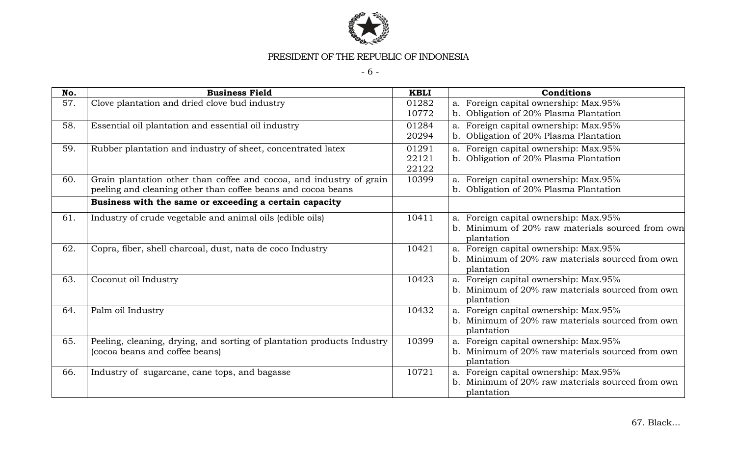| No. | Business Field | KBLI | Conditions |
|---|---|---|---|
| 57. | Clove plantation and dried clove bud industry | 01282<br>10772 | a. Foreign capital ownership: Max.95%<br>b. Obligation of 20% Plasma Plantation |
| 58. | Essential oil plantation and essential oil industry | 01284<br>20294 | a. Foreign capital ownership: Max.95%<br>b. Obligation of 20% Plasma Plantation |
| 59. | Rubber plantation and industry of sheet, concentrated latex | 01291<br>22121<br>22122 | a. Foreign capital ownership: Max.95%<br>b. Obligation of 20% Plasma Plantation |
| 60. | Grain plantation other than coffee and cocoa, and industry of grain peeling and cleaning other than coffee beans and cocoa beans | 10399 | a. Foreign capital ownership: Max.95%<br>b. Obligation of 20% Plasma Plantation |
| | **Business with the same or exceeding a certain capacity** | | |
| 61. | Industry of crude vegetable and animal oils (edible oils) | 10411 | a. Foreign capital ownership: Max.95%<br>b. Minimum of 20% raw materials sourced from own plantation |
| 62. | Copra, fiber, shell charcoal, dust, nata de coco Industry | 10421 | a. Foreign capital ownership: Max.95%<br>b. Minimum of 20% raw materials sourced from own plantation |
| 63. | Coconut oil Industry | 10423 | a. Foreign capital ownership: Max.95%<br>b. Minimum of 20% raw materials sourced from own plantation |
| 64. | Palm oil Industry | 10432 | a. Foreign capital ownership: Max.95%<br>b. Minimum of 20% raw materials sourced from own plantation |
| 65. | Peeling, cleaning, drying, and sorting of plantation products Industry (cocoa beans and coffee beans) | 10399 | a. Foreign capital ownership: Max.95%<br>b. Minimum of 20% raw materials sourced from own plantation |
| 66. | Industry of sugarcane, cane tops, and bagasse | 10721 | a. Foreign capital ownership: Max.95%<br>b. Minimum of 20% raw materials sourced from own plantation |

67. Black...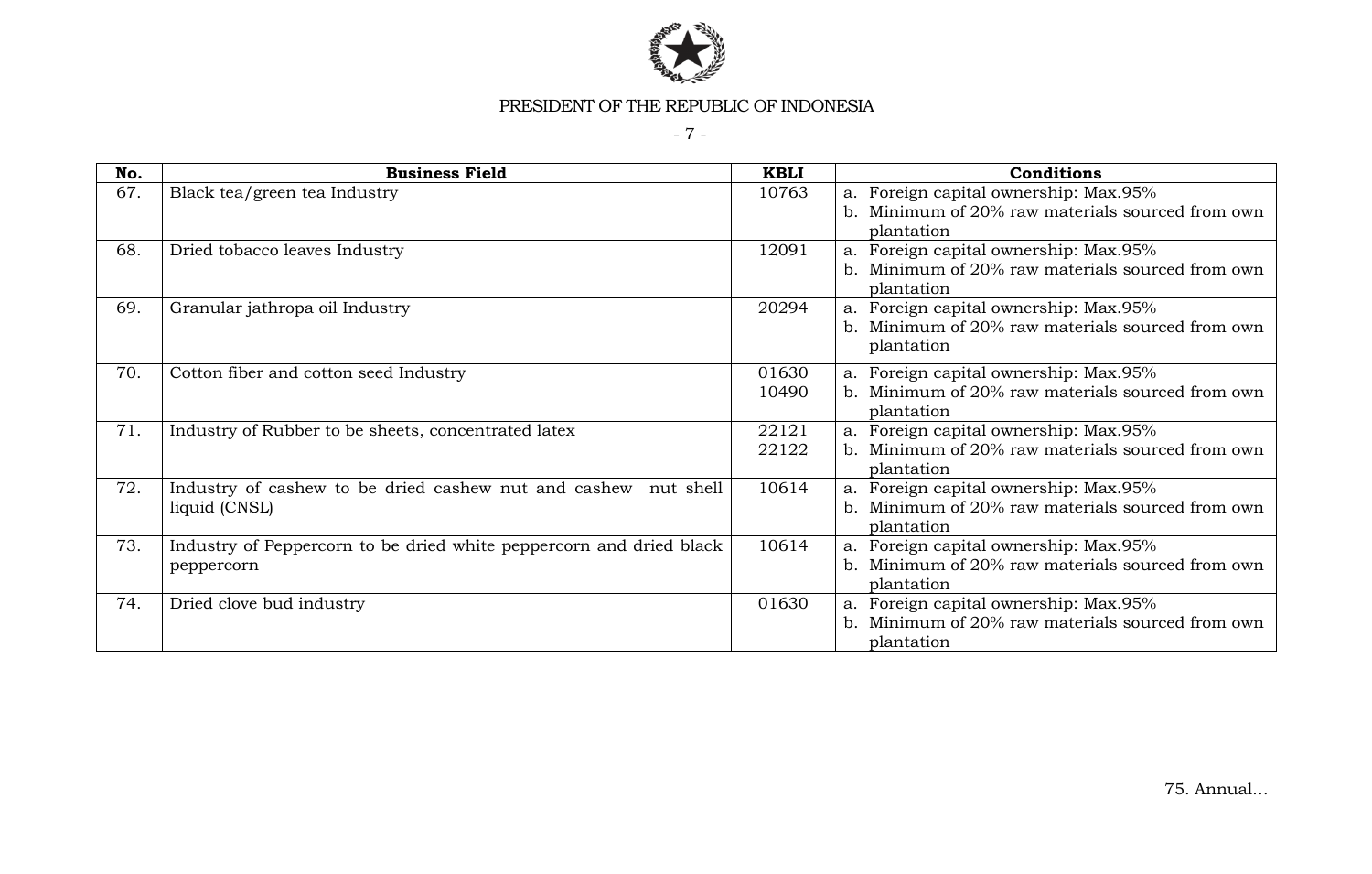| No. | Business Field | KBLI | Conditions |
|---|---|---|---|
| 67. | Black tea/green tea Industry | 10763 | a. Foreign capital ownership: Max.95%<br>b. Minimum of 20% raw materials sourced from own plantation |
| 68. | Dried tobacco leaves Industry | 12091 | a. Foreign capital ownership: Max.95%<br>b. Minimum of 20% raw materials sourced from own plantation |
| 69. | Granular jathropa oil Industry | 20294 | a. Foreign capital ownership: Max.95%<br>b. Minimum of 20% raw materials sourced from own plantation |
| 70. | Cotton fiber and cotton seed Industry | 01630<br>10490 | a. Foreign capital ownership: Max.95%<br>b. Minimum of 20% raw materials sourced from own plantation |
| 71. | Industry of Rubber to be sheets, concentrated latex | 22121<br>22122 | a. Foreign capital ownership: Max.95%<br>b. Minimum of 20% raw materials sourced from own plantation |
| 72. | Industry of cashew to be dried cashew nut and cashew nut shell liquid (CNSL) | 10614 | a. Foreign capital ownership: Max.95%<br>b. Minimum of 20% raw materials sourced from own plantation |
| 73. | Industry of Peppercorn to be dried white peppercorn and dried black peppercorn | 10614 | a. Foreign capital ownership: Max.95%<br>b. Minimum of 20% raw materials sourced from own plantation |
| 74. | Dried clove bud industry | 01630 | a. Foreign capital ownership: Max.95%<br>b. Minimum of 20% raw materials sourced from own plantation |

75. Annual...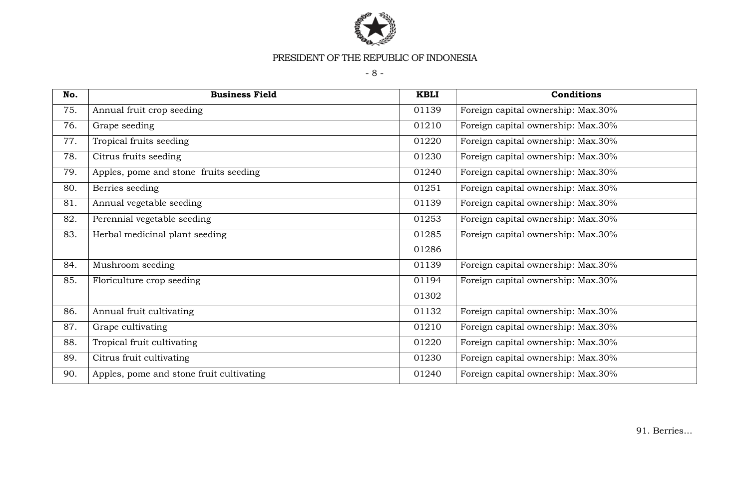| No. | Business Field | KBLI | Conditions |
|---|---|---|---|
| 75. | Annual fruit crop seeding | 01139 | Foreign capital ownership: Max.30% |
| 76. | Grape seeding | 01210 | Foreign capital ownership: Max.30% |
| 77. | Tropical fruits seeding | 01220 | Foreign capital ownership: Max.30% |
| 78. | Citrus fruits seeding | 01230 | Foreign capital ownership: Max.30% |
| 79. | Apples, pome and stone fruits seeding | 01240 | Foreign capital ownership: Max.30% |
| 80. | Berries seeding | 01251 | Foreign capital ownership: Max.30% |
| 81. | Annual vegetable seeding | 01139 | Foreign capital ownership: Max.30% |
| 82. | Perennial vegetable seeding | 01253 | Foreign capital ownership: Max.30% |
| 83. | Herbal medicinal plant seeding | 01285<br>01286 | Foreign capital ownership: Max.30% |
| 84. | Mushroom seeding | 01139 | Foreign capital ownership: Max.30% |
| 85. | Floriculture crop seeding | 01194<br>01302 | Foreign capital ownership: Max.30% |
| 86. | Annual fruit cultivating | 01132 | Foreign capital ownership: Max.30% |
| 87. | Grape cultivating | 01210 | Foreign capital ownership: Max.30% |
| 88. | Tropical fruit cultivating | 01220 | Foreign capital ownership: Max.30% |
| 89. | Citrus fruit cultivating | 01230 | Foreign capital ownership: Max.30% |
| 90. | Apples, pome and stone fruit cultivating | 01240 | Foreign capital ownership: Max.30% |

91. Berries…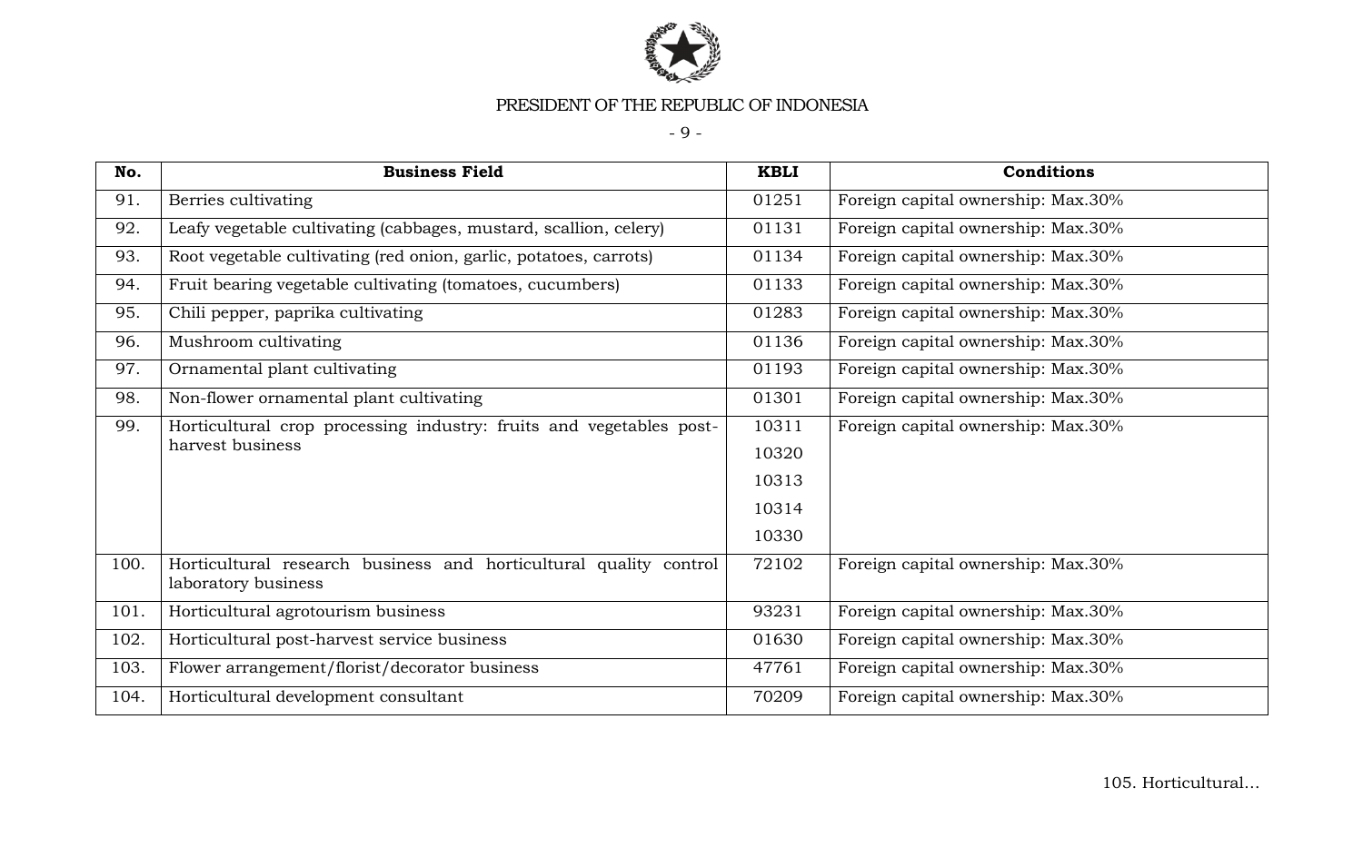| No. | Business Field | KBLI | Conditions |
|---|---|---|---|
| 91. | Berries cultivating | 01251 | Foreign capital ownership: Max.30% |
| 92. | Leafy vegetable cultivating (cabbages, mustard, scallion, celery) | 01131 | Foreign capital ownership: Max.30% |
| 93. | Root vegetable cultivating (red onion, garlic, potatoes, carrots) | 01134 | Foreign capital ownership: Max.30% |
| 94. | Fruit bearing vegetable cultivating (tomatoes, cucumbers) | 01133 | Foreign capital ownership: Max.30% |
| 95. | Chili pepper, paprika cultivating | 01283 | Foreign capital ownership: Max.30% |
| 96. | Mushroom cultivating | 01136 | Foreign capital ownership: Max.30% |
| 97. | Ornamental plant cultivating | 01193 | Foreign capital ownership: Max.30% |
| 98. | Non-flower ornamental plant cultivating | 01301 | Foreign capital ownership: Max.30% |
| 99. | Horticultural crop processing industry: fruits and vegetables post-harvest business | 10311<br>10320<br>10313<br>10314<br>10330 | Foreign capital ownership: Max.30% |
| 100. | Horticultural research business and horticultural quality control laboratory business | 72102 | Foreign capital ownership: Max.30% |
| 101. | Horticultural agrotourism business | 93231 | Foreign capital ownership: Max.30% |
| 102. | Horticultural post-harvest service business | 01630 | Foreign capital ownership: Max.30% |
| 103. | Flower arrangement/florist/decorator business | 47761 | Foreign capital ownership: Max.30% |
| 104. | Horticultural development consultant | 70209 | Foreign capital ownership: Max.30% |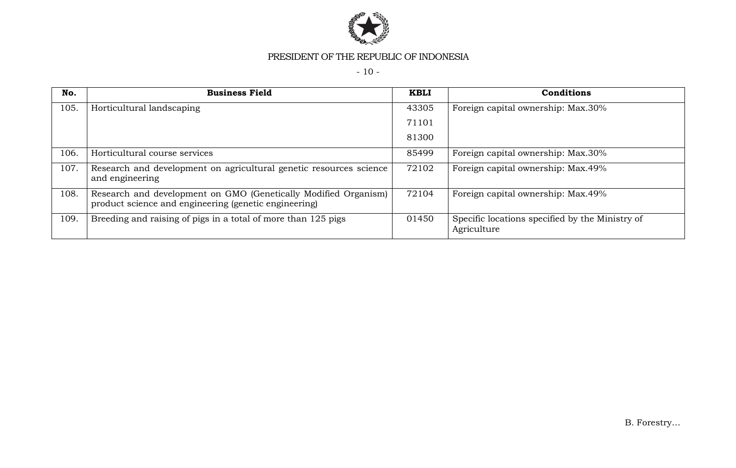| No. | Business Field | KBLI | Conditions |
| --- | --- | --- | --- |
| 105. | Horticultural landscaping | 43305<br>71101<br>81300 | Foreign capital ownership: Max.30% |
| 106. | Horticultural course services | 85499 | Foreign capital ownership: Max.30% |
| 107. | Research and development on agricultural genetic resources science and engineering | 72102 | Foreign capital ownership: Max.49% |
| 108. | Research and development on GMO (Genetically Modified Organism) product science and engineering (genetic engineering) | 72104 | Foreign capital ownership: Max.49% |
| 109. | Breeding and raising of pigs in a total of more than 125 pigs | 01450 | Specific locations specified by the Ministry of Agriculture |

B. Forestry...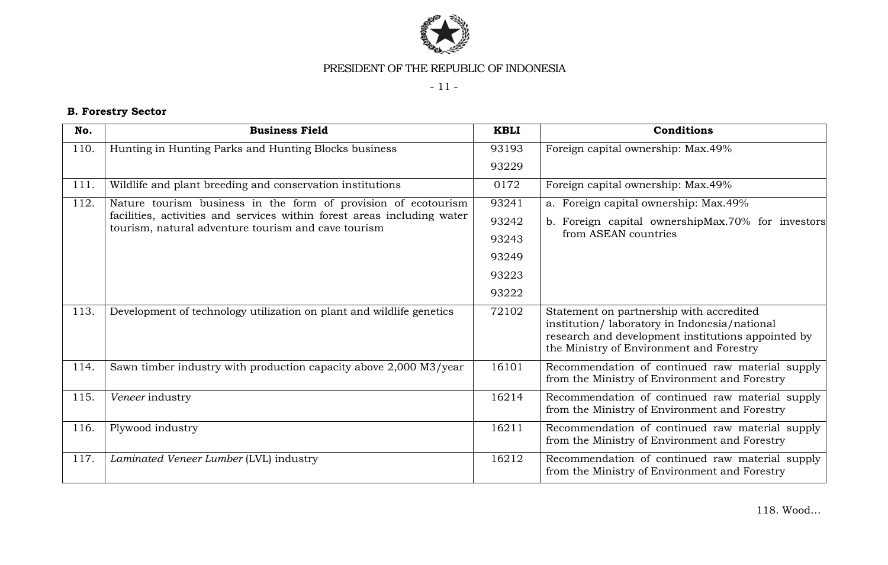**B. Forestry Sector**

| No. | Business Field | KBLI | Conditions |
|---|---|---|---|
| 110. | Hunting in Hunting Parks and Hunting Blocks business | 93193<br>93229 | Foreign capital ownership: Max.49% |
| 111. | Wildlife and plant breeding and conservation institutions | 0172 | Foreign capital ownership: Max.49% |
| 112. | Nature tourism business in the form of provision of ecotourism facilities, activities and services within forest areas including water tourism, natural adventure tourism and cave tourism | 93241<br>93242<br>93243<br>93249<br>93223<br>93222 | a. Foreign capital ownership: Max.49%<br>b. Foreign capital ownershipMax.70% for investors from ASEAN countries |
| 113. | Development of technology utilization on plant and wildlife genetics | 72102 | Statement on partnership with accredited institution/ laboratory in Indonesia/national research and development institutions appointed by the Ministry of Environment and Forestry |
| 114. | Sawn timber industry with production capacity above 2,000 M3/year | 16101 | Recommendation of continued raw material supply from the Ministry of Environment and Forestry |
| 115. | *Veneer* industry | 16214 | Recommendation of continued raw material supply from the Ministry of Environment and Forestry |
| 116. | Plywood industry | 16211 | Recommendation of continued raw material supply from the Ministry of Environment and Forestry |
| 117. | *Laminated Veneer Lumber* (LVL) industry | 16212 | Recommendation of continued raw material supply from the Ministry of Environment and Forestry |

118. Wood...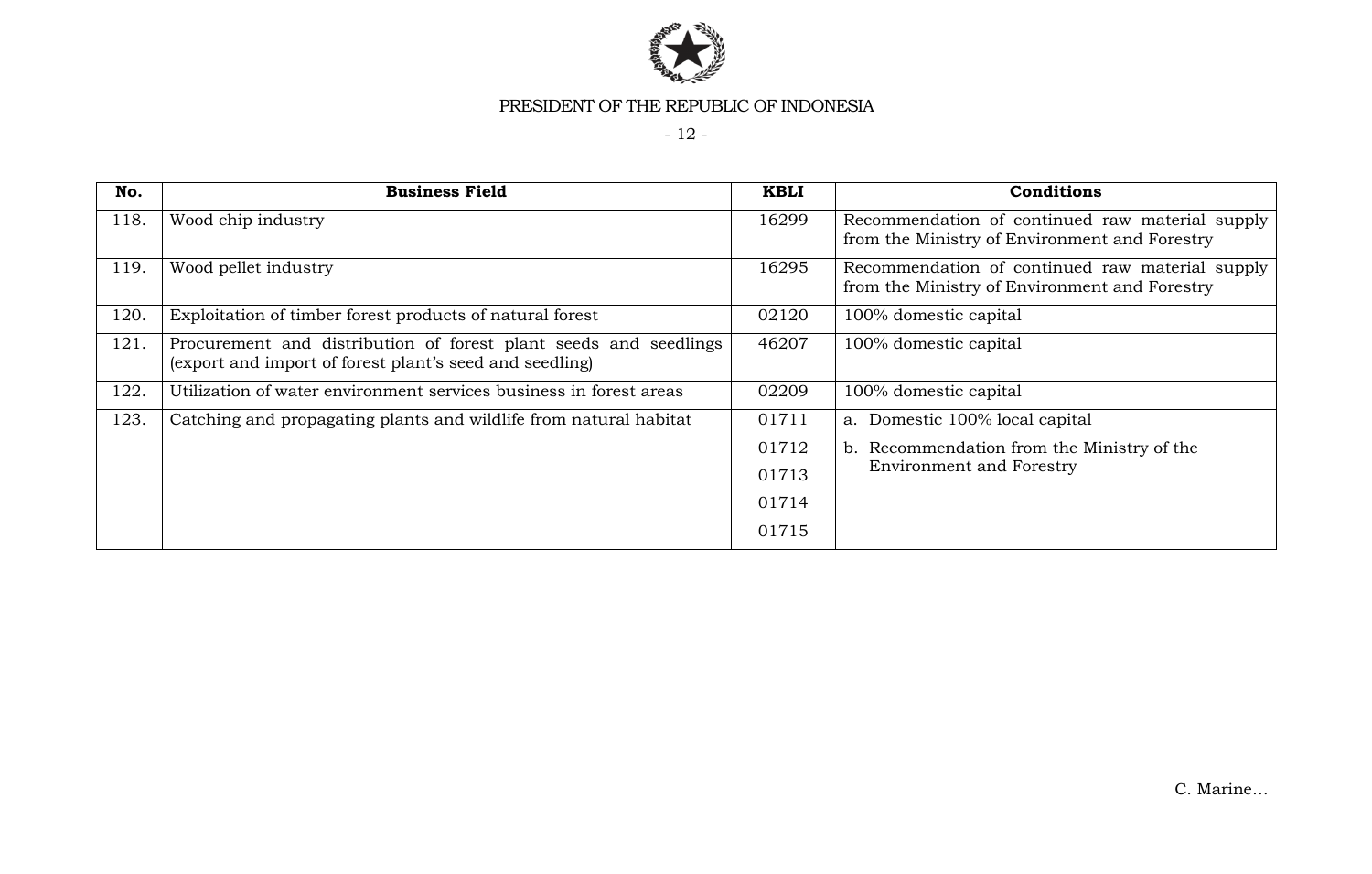| No. | Business Field | KBLI | Conditions |
| --- | --- | --- | --- |
| 118. | Wood chip industry | 16299 | Recommendation of continued raw material supply from the Ministry of Environment and Forestry |
| 119. | Wood pellet industry | 16295 | Recommendation of continued raw material supply from the Ministry of Environment and Forestry |
| 120. | Exploitation of timber forest products of natural forest | 02120 | 100% domestic capital |
| 121. | Procurement and distribution of forest plant seeds and seedlings (export and import of forest plant's seed and seedling) | 46207 | 100% domestic capital |
| 122. | Utilization of water environment services business in forest areas | 02209 | 100% domestic capital |
| 123. | Catching and propagating plants and wildlife from natural habitat | 01711<br>01712<br>01713<br>01714<br>01715 | a. Domestic 100% local capital<br>b. Recommendation from the Ministry of the Environment and Forestry |

C. Marine…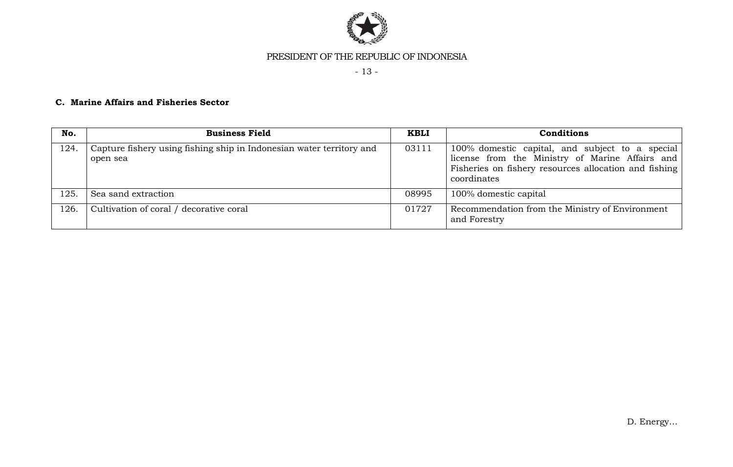**C. Marine Affairs and Fisheries Sector**

| No. | Business Field | KBLI | Conditions |
|---|---|---|---|
| 124. | Capture fishery using fishing ship in Indonesian water territory and open sea | 03111 | 100% domestic capital, and subject to a special license from the Ministry of Marine Affairs and Fisheries on fishery resources allocation and fishing coordinates |
| 125. | Sea sand extraction | 08995 | 100% domestic capital |
| 126. | Cultivation of coral / decorative coral | 01727 | Recommendation from the Ministry of Environment and Forestry |

D. Energy...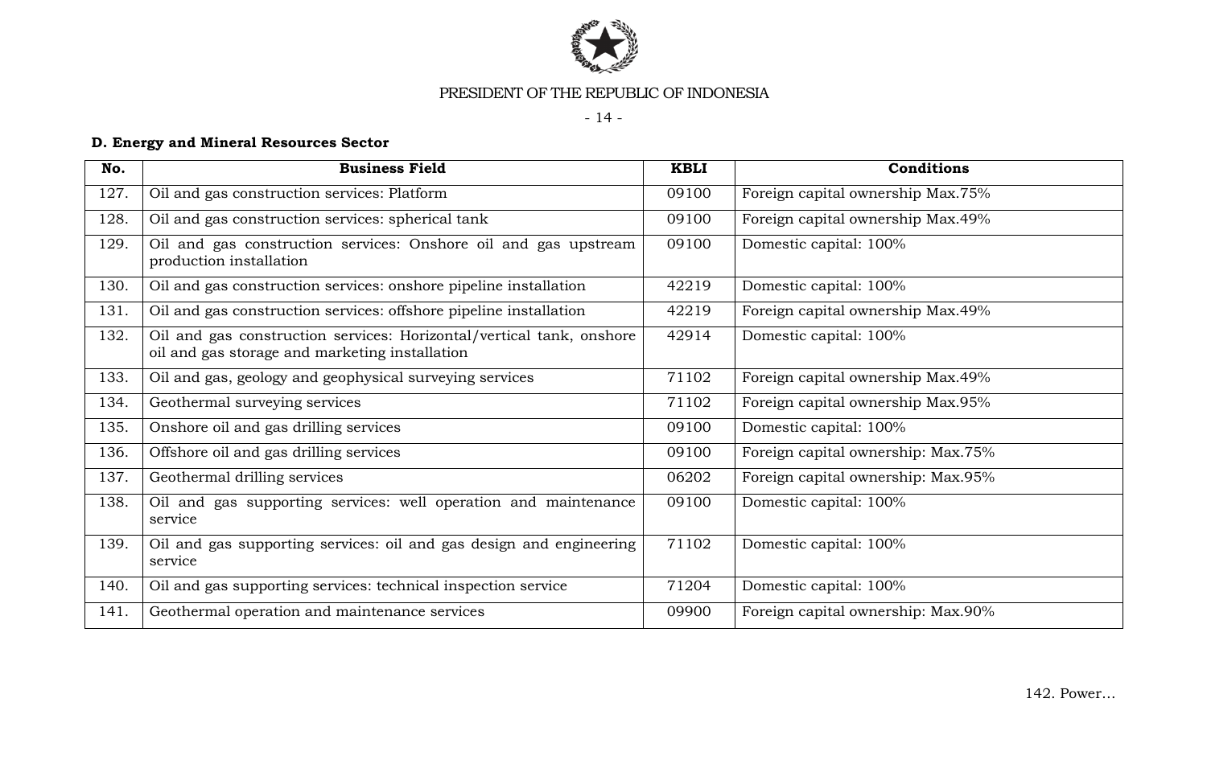### D. Energy and Mineral Resources Sector

| No. | Business Field | KBLI | Conditions |
|---|---|---|---|
| 127. | Oil and gas construction services: Platform | 09100 | Foreign capital ownership Max.75% |
| 128. | Oil and gas construction services: spherical tank | 09100 | Foreign capital ownership Max.49% |
| 129. | Oil and gas construction services: Onshore oil and gas upstream production installation | 09100 | Domestic capital: 100% |
| 130. | Oil and gas construction services: onshore pipeline installation | 42219 | Domestic capital: 100% |
| 131. | Oil and gas construction services: offshore pipeline installation | 42219 | Foreign capital ownership Max.49% |
| 132. | Oil and gas construction services: Horizontal/vertical tank, onshore oil and gas storage and marketing installation | 42914 | Domestic capital: 100% |
| 133. | Oil and gas, geology and geophysical surveying services | 71102 | Foreign capital ownership Max.49% |
| 134. | Geothermal surveying services | 71102 | Foreign capital ownership Max.95% |
| 135. | Onshore oil and gas drilling services | 09100 | Domestic capital: 100% |
| 136. | Offshore oil and gas drilling services | 09100 | Foreign capital ownership: Max.75% |
| 137. | Geothermal drilling services | 06202 | Foreign capital ownership: Max.95% |
| 138. | Oil and gas supporting services: well operation and maintenance service | 09100 | Domestic capital: 100% |
| 139. | Oil and gas supporting services: oil and gas design and engineering service | 71102 | Domestic capital: 100% |
| 140. | Oil and gas supporting services: technical inspection service | 71204 | Domestic capital: 100% |
| 141. | Geothermal operation and maintenance services | 09900 | Foreign capital ownership: Max.90% |

142. Power…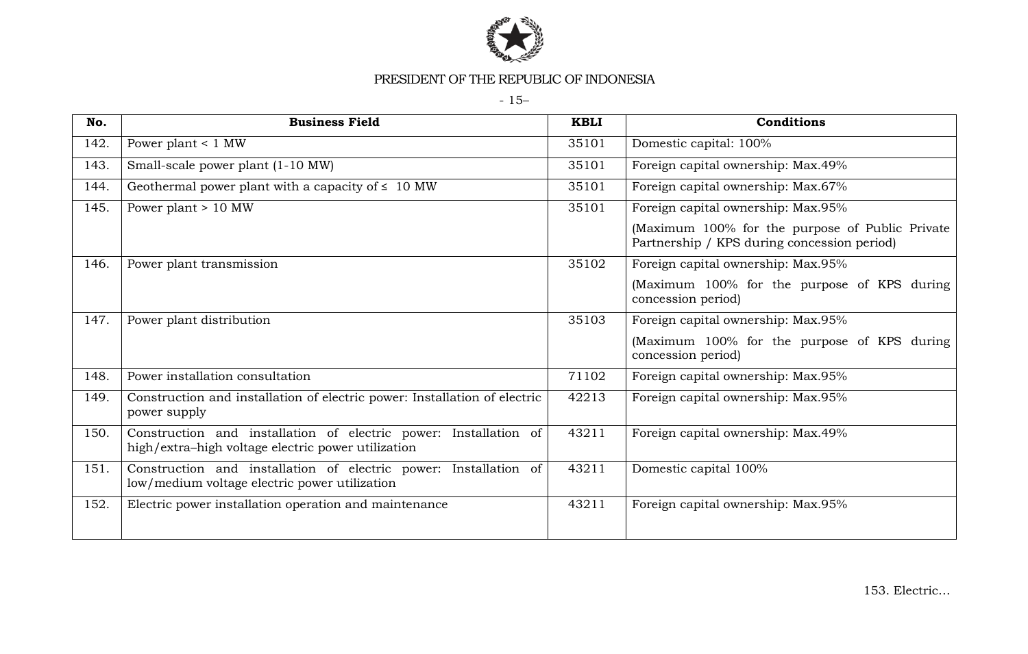| No. | Business Field | KBLI | Conditions |
| --- | --- | --- | --- |
| 142. | Power plant < 1 MW | 35101 | Domestic capital: 100% |
| 143. | Small-scale power plant (1-10 MW) | 35101 | Foreign capital ownership: Max.49% |
| 144. | Geothermal power plant with a capacity of ≤ 10 MW | 35101 | Foreign capital ownership: Max.67% |
| 145. | Power plant > 10 MW | 35101 | Foreign capital ownership: Max.95%<br>(Maximum 100% for the purpose of Public Private Partnership / KPS during concession period) |
| 146. | Power plant transmission | 35102 | Foreign capital ownership: Max.95%<br>(Maximum 100% for the purpose of KPS during concession period) |
| 147. | Power plant distribution | 35103 | Foreign capital ownership: Max.95%<br>(Maximum 100% for the purpose of KPS during concession period) |
| 148. | Power installation consultation | 71102 | Foreign capital ownership: Max.95% |
| 149. | Construction and installation of electric power: Installation of electric power supply | 42213 | Foreign capital ownership: Max.95% |
| 150. | Construction and installation of electric power: Installation of high/extra–high voltage electric power utilization | 43211 | Foreign capital ownership: Max.49% |
| 151. | Construction and installation of electric power: Installation of low/medium voltage electric power utilization | 43211 | Domestic capital 100% |
| 152. | Electric power installation operation and maintenance | 43211 | Foreign capital ownership: Max.95% |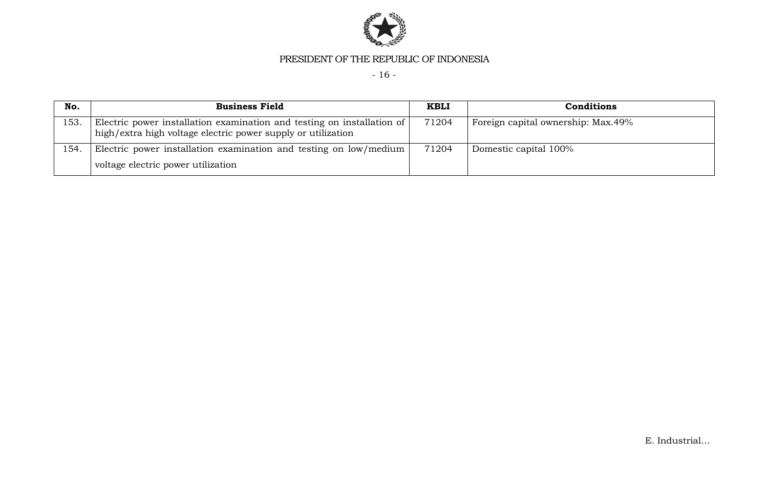| No. | Business Field | KBLI | Conditions |
| --- | --- | --- | --- |
| 153. | Electric power installation examination and testing on installation of high/extra high voltage electric power supply or utilization | 71204 | Foreign capital ownership: Max.49% |
| 154. | Electric power installation examination and testing on low/medium voltage electric power utilization | 71204 | Domestic capital 100% |

E. Industrial...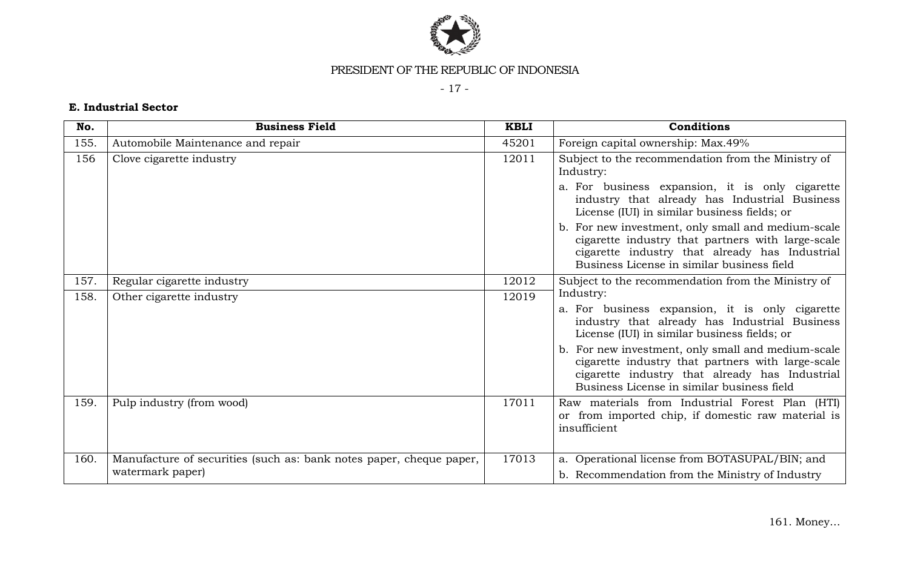**E. Industrial Sector**

| No. | Business Field | KBLI | Conditions |
|---|---|---|---|
| 155. | Automobile Maintenance and repair | 45201 | Foreign capital ownership: Max.49% |
| 156 | Clove cigarette industry | 12011 | Subject to the recommendation from the Ministry of Industry:<br>a. For business expansion, it is only cigarette industry that already has Industrial Business License (IUI) in similar business fields; or<br>b. For new investment, only small and medium-scale cigarette industry that partners with large-scale cigarette industry that already has Industrial Business License in similar business field |
| 157. | Regular cigarette industry | 12012 | Subject to the recommendation from the Ministry of Industry:<br>a. For business expansion, it is only cigarette industry that already has Industrial Business License (IUI) in similar business fields; or<br>b. For new investment, only small and medium-scale cigarette industry that partners with large-scale cigarette industry that already has Industrial Business License in similar business field |
| 158. | Other cigarette industry | 12019 | |
| 159. | Pulp industry (from wood) | 17011 | Raw materials from Industrial Forest Plan (HTI) or from imported chip, if domestic raw material is insufficient |
| 160. | Manufacture of securities (such as: bank notes paper, cheque paper, watermark paper) | 17013 | a. Operational license from BOTASUPAL/BIN; and<br>b. Recommendation from the Ministry of Industry |

161. Money…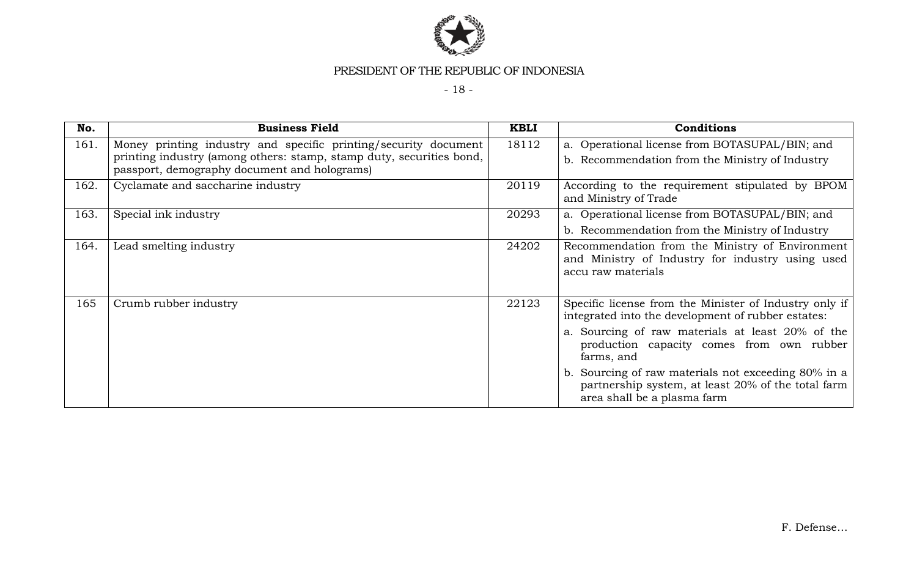| No. | Business Field | KBLI | Conditions |
|---|---|---|---|
| 161. | Money printing industry and specific printing/security document printing industry (among others: stamp, stamp duty, securities bond, passport, demography document and holograms) | 18112 | a. Operational license from BOTASUPAL/BIN; and<br>b. Recommendation from the Ministry of Industry |
| 162. | Cyclamate and saccharine industry | 20119 | According to the requirement stipulated by BPOM and Ministry of Trade |
| 163. | Special ink industry | 20293 | a. Operational license from BOTASUPAL/BIN; and<br>b. Recommendation from the Ministry of Industry |
| 164. | Lead smelting industry | 24202 | Recommendation from the Ministry of Environment and Ministry of Industry for industry using used accu raw materials |
| 165 | Crumb rubber industry | 22123 | Specific license from the Minister of Industry only if integrated into the development of rubber estates:<br>a. Sourcing of raw materials at least 20% of the production capacity comes from own rubber farms, and<br>b. Sourcing of raw materials not exceeding 80% in a partnership system, at least 20% of the total farm area shall be a plasma farm |

F. Defense...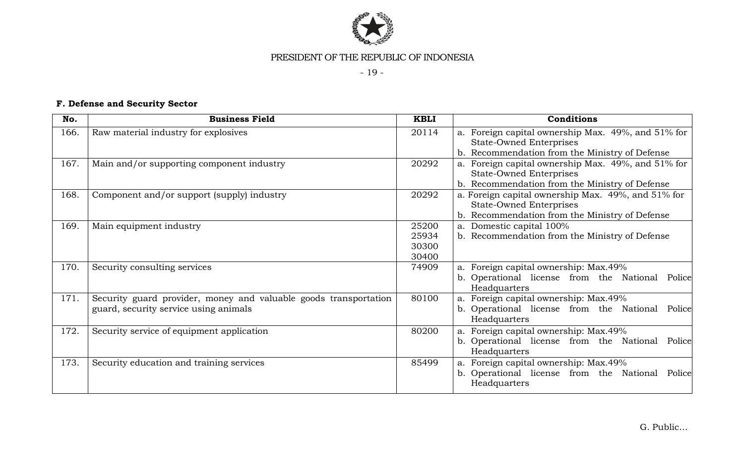**F. Defense and Security Sector**

| No. | Business Field | KBLI | Conditions |
|---|---|---|---|
| 166. | Raw material industry for explosives | 20114 | a. Foreign capital ownership Max. 49%, and 51% for State-Owned Enterprises<br>b. Recommendation from the Ministry of Defense |
| 167. | Main and/or supporting component industry | 20292 | a. Foreign capital ownership Max. 49%, and 51% for State-Owned Enterprises<br>b. Recommendation from the Ministry of Defense |
| 168. | Component and/or support (supply) industry | 20292 | a. Foreign capital ownership Max. 49%, and 51% for State-Owned Enterprises<br>b. Recommendation from the Ministry of Defense |
| 169. | Main equipment industry | 25200<br>25934<br>30300<br>30400 | a. Domestic capital 100%<br>b. Recommendation from the Ministry of Defense |
| 170. | Security consulting services | 74909 | a. Foreign capital ownership: Max.49%<br>b. Operational license from the National Police Headquarters |
| 171. | Security guard provider, money and valuable goods transportation guard, security service using animals | 80100 | a. Foreign capital ownership: Max.49%<br>b. Operational license from the National Police Headquarters |
| 172. | Security service of equipment application | 80200 | a. Foreign capital ownership: Max.49%<br>b. Operational license from the National Police Headquarters |
| 173. | Security education and training services | 85499 | a. Foreign capital ownership: Max.49%<br>b. Operational license from the National Police Headquarters |

G. Public...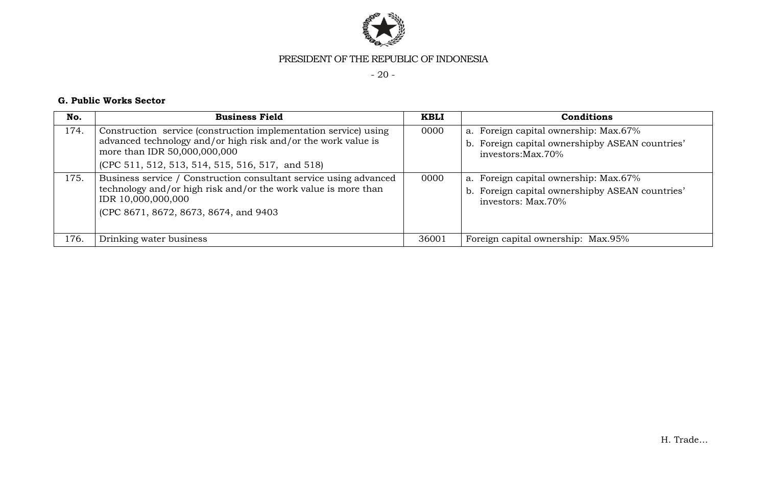**G. Public Works Sector**

| No. | Business Field | KBLI | Conditions |
|---|---|---|---|
| 174. | Construction service (construction implementation service) using advanced technology and/or high risk and/or the work value is more than IDR 50,000,000,000<br>(CPC 511, 512, 513, 514, 515, 516, 517, and 518) | 0000 | a. Foreign capital ownership: Max.67%<br>b. Foreign capital ownershipby ASEAN countries' investors:Max.70% |
| 175. | Business service / Construction consultant service using advanced technology and/or high risk and/or the work value is more than IDR 10,000,000,000<br>(CPC 8671, 8672, 8673, 8674, and 9403 | 0000 | a. Foreign capital ownership: Max.67%<br>b. Foreign capital ownershipby ASEAN countries' investors: Max.70% |
| 176. | Drinking water business | 36001 | Foreign capital ownership: Max.95% |

H. Trade...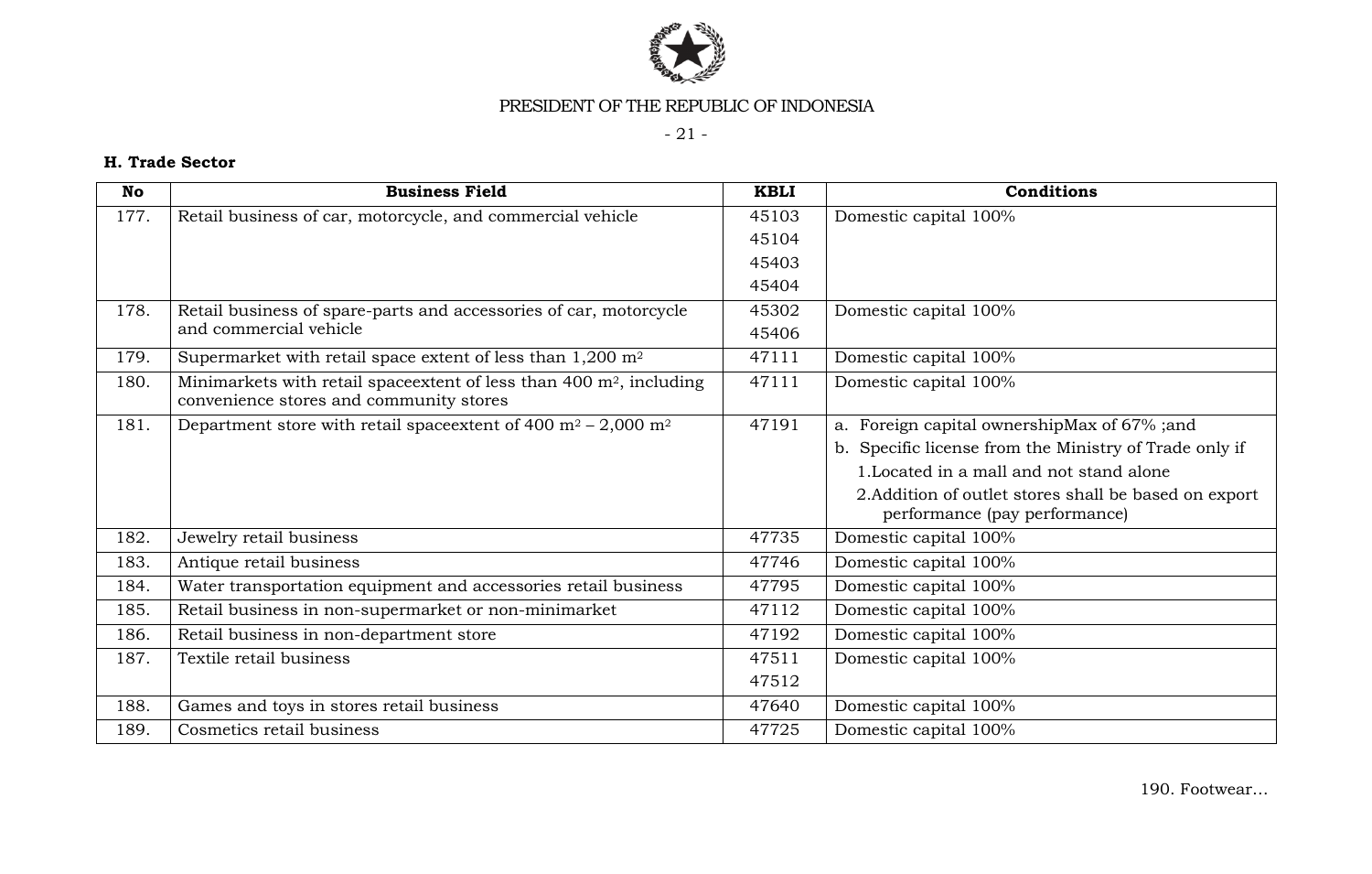### H. Trade Sector

| No | Business Field | KBLI | Conditions |
|---|---|---|---|
| 177. | Retail business of car, motorcycle, and commercial vehicle | 45103<br>45104<br>45403<br>45404 | Domestic capital 100% |
| 178. | Retail business of spare-parts and accessories of car, motorcycle and commercial vehicle | 45302<br>45406 | Domestic capital 100% |
| 179. | Supermarket with retail space extent of less than 1,200 $m^2$ | 47111 | Domestic capital 100% |
| 180. | Minimarkets with retail spaceextent of less than 400 $m^2$, including convenience stores and community stores | 47111 | Domestic capital 100% |
| 181. | Department store with retail spaceextent of 400 $m^2$ – 2,000 $m^2$ | 47191 | a. Foreign capital ownershipMax of 67% ;and<br>b. Specific license from the Ministry of Trade only if<br>1.Located in a mall and not stand alone<br>2.Addition of outlet stores shall be based on export performance (pay performance) |
| 182. | Jewelry retail business | 47735 | Domestic capital 100% |
| 183. | Antique retail business | 47746 | Domestic capital 100% |
| 184. | Water transportation equipment and accessories retail business | 47795 | Domestic capital 100% |
| 185. | Retail business in non-supermarket or non-minimarket | 47112 | Domestic capital 100% |
| 186. | Retail business in non-department store | 47192 | Domestic capital 100% |
| 187. | Textile retail business | 47511<br>47512 | Domestic capital 100% |
| 188. | Games and toys in stores retail business | 47640 | Domestic capital 100% |
| 189. | Cosmetics retail business | 47725 | Domestic capital 100% |

190. Footwear…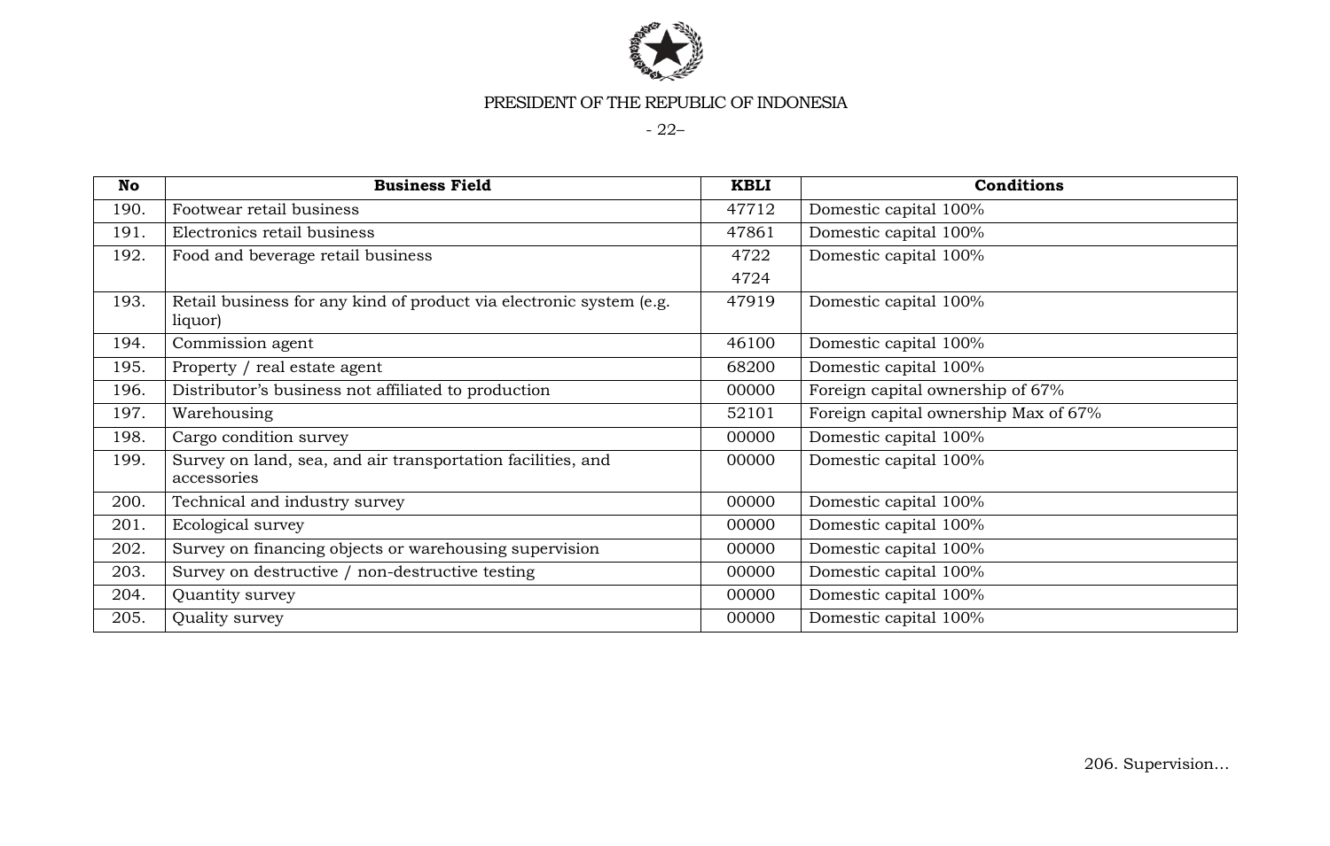| No | Business Field | KBLI | Conditions |
|---|---|---|---|
| 190. | Footwear retail business | 47712 | Domestic capital 100% |
| 191. | Electronics retail business | 47861 | Domestic capital 100% |
| 192. | Food and beverage retail business | 4722<br>4724 | Domestic capital 100% |
| 193. | Retail business for any kind of product via electronic system (e.g. liquor) | 47919 | Domestic capital 100% |
| 194. | Commission agent | 46100 | Domestic capital 100% |
| 195. | Property / real estate agent | 68200 | Domestic capital 100% |
| 196. | Distributor's business not affiliated to production | 00000 | Foreign capital ownership of 67% |
| 197. | Warehousing | 52101 | Foreign capital ownership Max of 67% |
| 198. | Cargo condition survey | 00000 | Domestic capital 100% |
| 199. | Survey on land, sea, and air transportation facilities, and accessories | 00000 | Domestic capital 100% |
| 200. | Technical and industry survey | 00000 | Domestic capital 100% |
| 201. | Ecological survey | 00000 | Domestic capital 100% |
| 202. | Survey on financing objects or warehousing supervision | 00000 | Domestic capital 100% |
| 203. | Survey on destructive / non-destructive testing | 00000 | Domestic capital 100% |
| 204. | Quantity survey | 00000 | Domestic capital 100% |
| 205. | Quality survey | 00000 | Domestic capital 100% |

206. Supervision...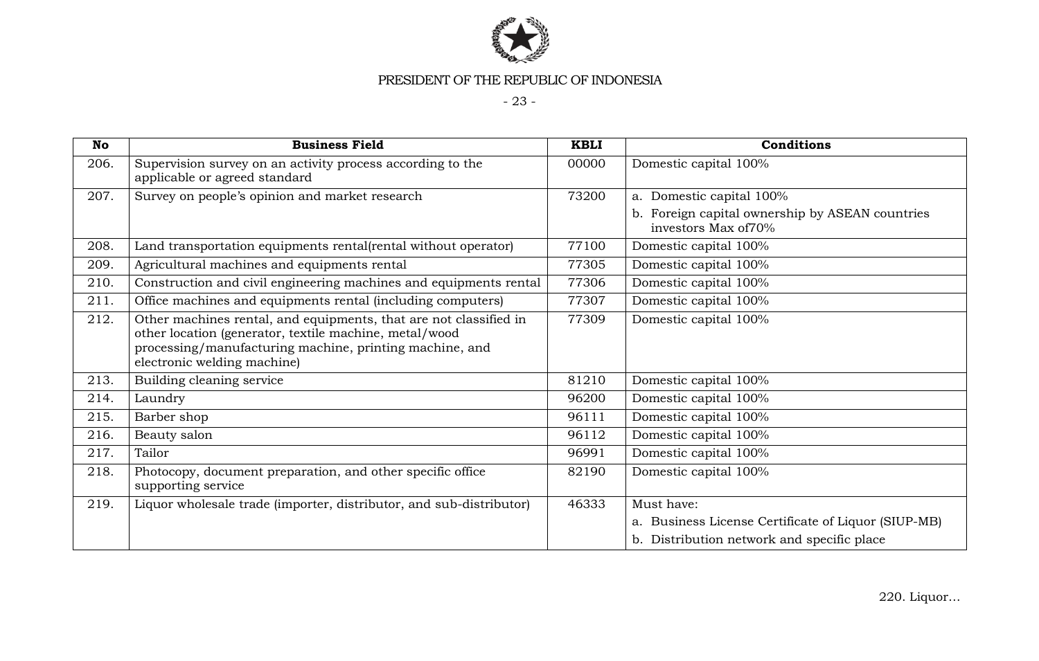| No | Business Field | KBLI | Conditions |
|---|---|---|---|
| 206. | Supervision survey on an activity process according to the applicable or agreed standard | 00000 | Domestic capital 100% |
| 207. | Survey on people's opinion and market research | 73200 | a. Domestic capital 100%<br>b. Foreign capital ownership by ASEAN countries investors Max of70% |
| 208. | Land transportation equipments rental(rental without operator) | 77100 | Domestic capital 100% |
| 209. | Agricultural machines and equipments rental | 77305 | Domestic capital 100% |
| 210. | Construction and civil engineering machines and equipments rental | 77306 | Domestic capital 100% |
| 211. | Office machines and equipments rental (including computers) | 77307 | Domestic capital 100% |
| 212. | Other machines rental, and equipments, that are not classified in other location (generator, textile machine, metal/wood processing/manufacturing machine, printing machine, and electronic welding machine) | 77309 | Domestic capital 100% |
| 213. | Building cleaning service | 81210 | Domestic capital 100% |
| 214. | Laundry | 96200 | Domestic capital 100% |
| 215. | Barber shop | 96111 | Domestic capital 100% |
| 216. | Beauty salon | 96112 | Domestic capital 100% |
| 217. | Tailor | 96991 | Domestic capital 100% |
| 218. | Photocopy, document preparation, and other specific office supporting service | 82190 | Domestic capital 100% |
| 219. | Liquor wholesale trade (importer, distributor, and sub-distributor) | 46333 | Must have:<br>a. Business License Certificate of Liquor (SIUP-MB)<br>b. Distribution network and specific place |

220. Liquor...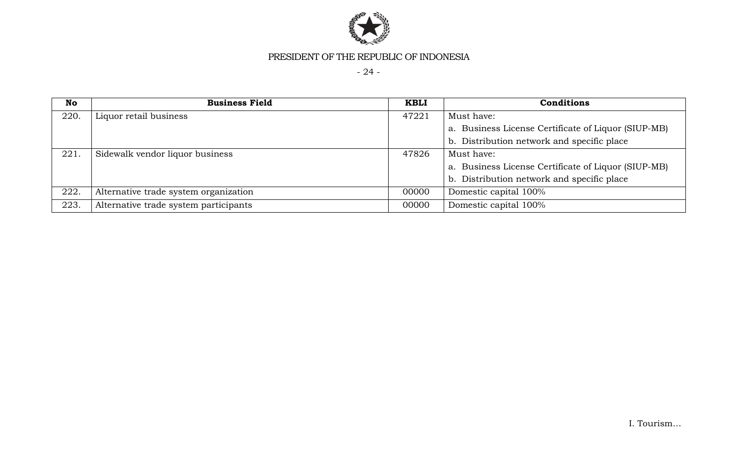| No | Business Field | KBLI | Conditions |
|---|---|---|---|
| 220. | Liquor retail business | 47221 | Must have:<br>a. Business License Certificate of Liquor (SIUP-MB)<br>b. Distribution network and specific place |
| 221. | Sidewalk vendor liquor business | 47826 | Must have:<br>a. Business License Certificate of Liquor (SIUP-MB)<br>b. Distribution network and specific place |
| 222. | Alternative trade system organization | 00000 | Domestic capital 100% |
| 223. | Alternative trade system participants | 00000 | Domestic capital 100% |

I. Tourism…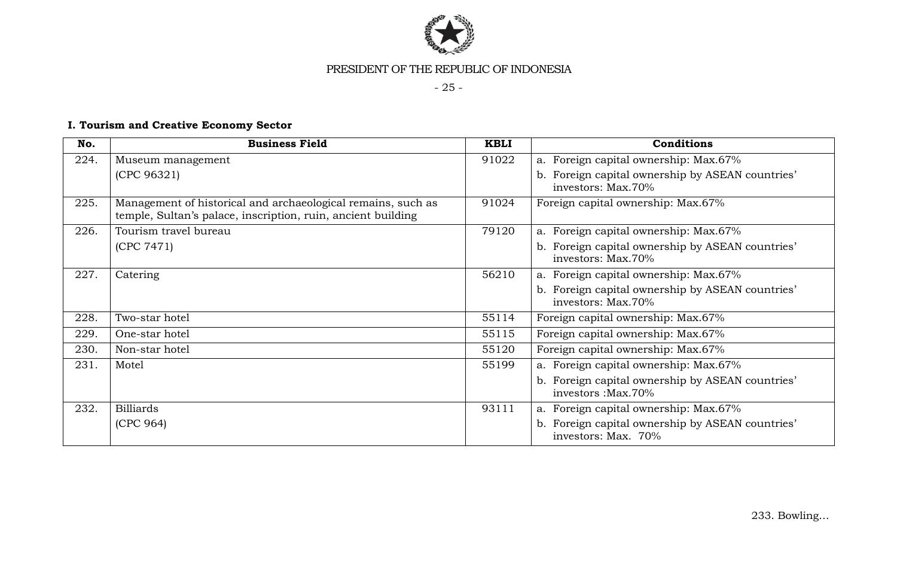**I. Tourism and Creative Economy Sector**

| No. | Business Field | KBLI | Conditions |
|---|---|---|---|
| 224. | Museum management (CPC 96321) | 91022 | a. Foreign capital ownership: Max.67% b. Foreign capital ownership by ASEAN countries' investors: Max.70% |
| 225. | Management of historical and archaeological remains, such as temple, Sultan's palace, inscription, ruin, ancient building | 91024 | Foreign capital ownership: Max.67% |
| 226. | Tourism travel bureau (CPC 7471) | 79120 | a. Foreign capital ownership: Max.67% b. Foreign capital ownership by ASEAN countries' investors: Max.70% |
| 227. | Catering | 56210 | a. Foreign capital ownership: Max.67% b. Foreign capital ownership by ASEAN countries' investors: Max.70% |
| 228. | Two-star hotel | 55114 | Foreign capital ownership: Max.67% |
| 229. | One-star hotel | 55115 | Foreign capital ownership: Max.67% |
| 230. | Non-star hotel | 55120 | Foreign capital ownership: Max.67% |
| 231. | Motel | 55199 | a. Foreign capital ownership: Max.67% b. Foreign capital ownership by ASEAN countries' investors :Max.70% |
| 232. | Billiards (CPC 964) | 93111 | a. Foreign capital ownership: Max.67% b. Foreign capital ownership by ASEAN countries' investors: Max. 70% |

233. Bowling...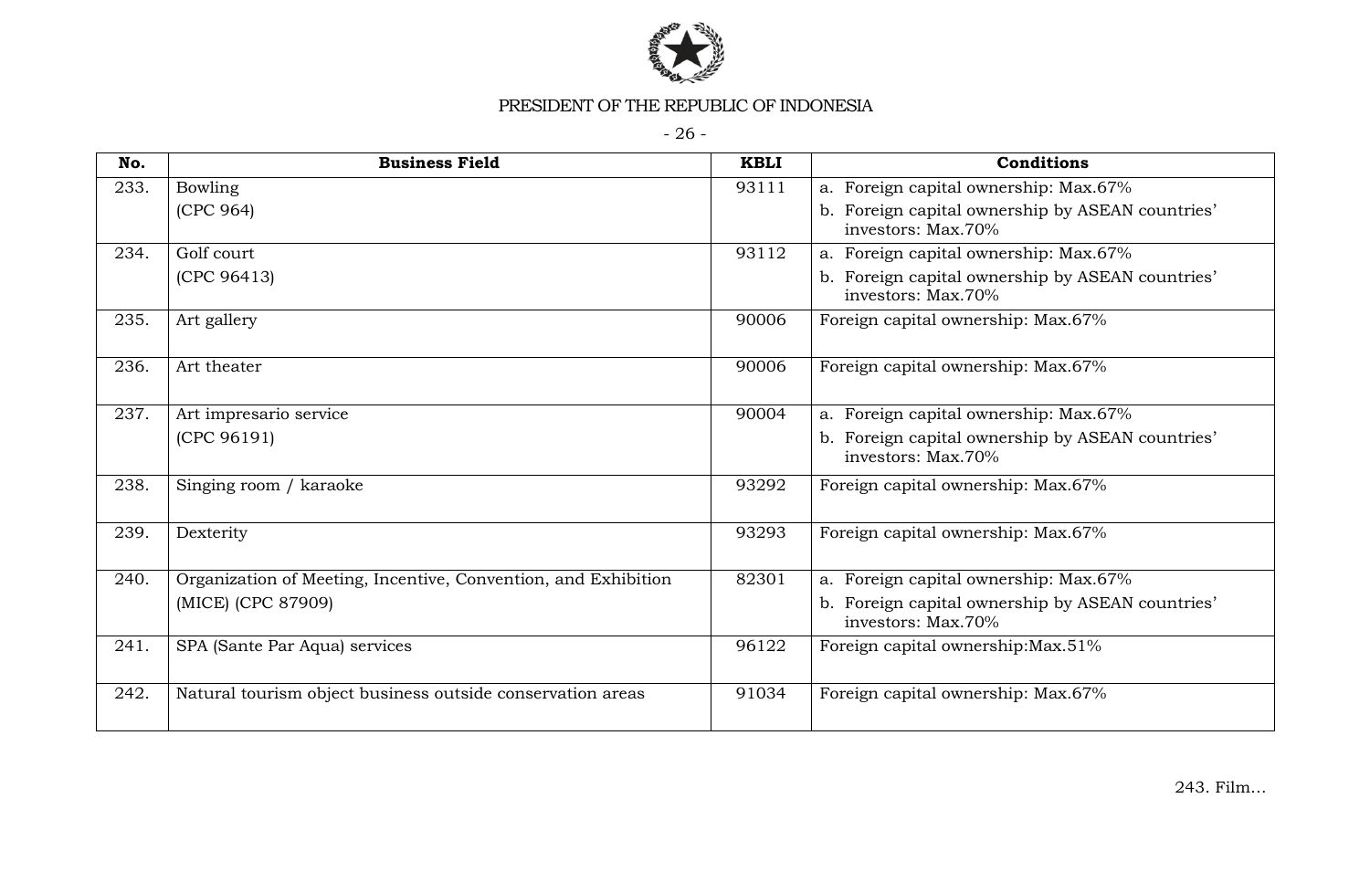| No. | Business Field | KBLI | Conditions |
|---|---|---|---|
| 233. | Bowling<br>(CPC 964) | 93111 | a. Foreign capital ownership: Max.67%<br>b. Foreign capital ownership by ASEAN countries' investors: Max.70% |
| 234. | Golf court<br>(CPC 96413) | 93112 | a. Foreign capital ownership: Max.67%<br>b. Foreign capital ownership by ASEAN countries' investors: Max.70% |
| 235. | Art gallery | 90006 | Foreign capital ownership: Max.67% |
| 236. | Art theater | 90006 | Foreign capital ownership: Max.67% |
| 237. | Art impresario service<br>(CPC 96191) | 90004 | a. Foreign capital ownership: Max.67%<br>b. Foreign capital ownership by ASEAN countries' investors: Max.70% |
| 238. | Singing room / karaoke | 93292 | Foreign capital ownership: Max.67% |
| 239. | Dexterity | 93293 | Foreign capital ownership: Max.67% |
| 240. | Organization of Meeting, Incentive, Convention, and Exhibition (MICE) (CPC 87909) | 82301 | a. Foreign capital ownership: Max.67%<br>b. Foreign capital ownership by ASEAN countries' investors: Max.70% |
| 241. | SPA (Sante Par Aqua) services | 96122 | Foreign capital ownership:Max.51% |
| 242. | Natural tourism object business outside conservation areas | 91034 | Foreign capital ownership: Max.67% |

243. Film...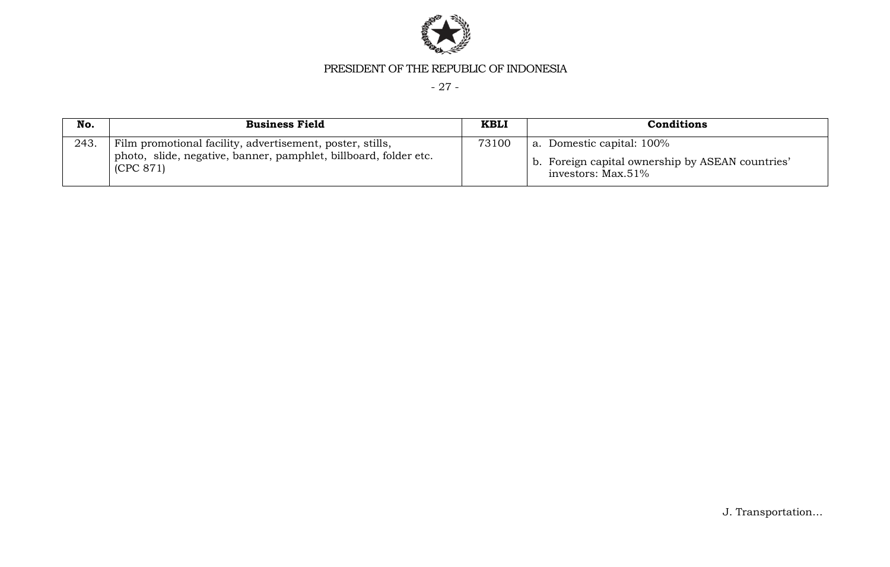| No. | Business Field | KBLI | Conditions |
|---|---|---|---|
| 243. | Film promotional facility, advertisement, poster, stills, photo, slide, negative, banner, pamphlet, billboard, folder etc. (CPC 871) | 73100 | a. Domestic capital: 100%<br>b. Foreign capital ownership by ASEAN countries' investors: Max.51% |

J. Transportation…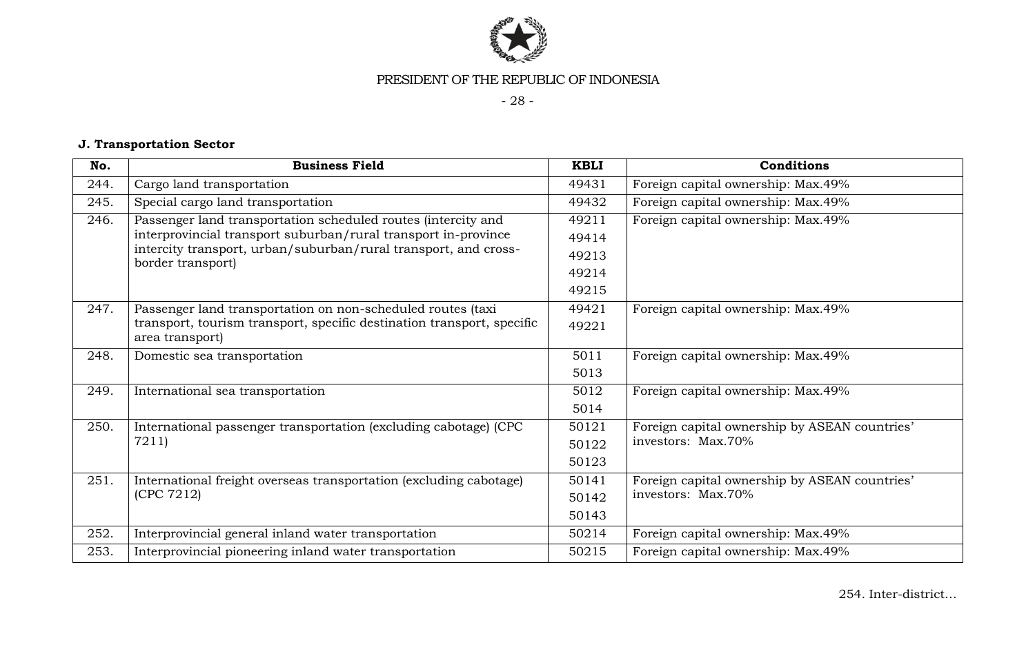**J. Transportation Sector**

| No. | Business Field | KBLI | Conditions |
|---|---|---|---|
| 244. | Cargo land transportation | 49431 | Foreign capital ownership: Max.49% |
| 245. | Special cargo land transportation | 49432 | Foreign capital ownership: Max.49% |
| 246. | Passenger land transportation scheduled routes (intercity and interprovincial transport suburban/rural transport in-province intercity transport, urban/suburban/rural transport, and cross-border transport) | 49211<br>49414<br>49213<br>49214<br>49215 | Foreign capital ownership: Max.49% |
| 247. | Passenger land transportation on non-scheduled routes (taxi transport, tourism transport, specific destination transport, specific area transport) | 49421<br>49221 | Foreign capital ownership: Max.49% |
| 248. | Domestic sea transportation | 5011<br>5013 | Foreign capital ownership: Max.49% |
| 249. | International sea transportation | 5012<br>5014 | Foreign capital ownership: Max.49% |
| 250. | International passenger transportation (excluding cabotage) (CPC 7211) | 50121<br>50122<br>50123 | Foreign capital ownership by ASEAN countries' investors: Max.70% |
| 251. | International freight overseas transportation (excluding cabotage) (CPC 7212) | 50141<br>50142<br>50143 | Foreign capital ownership by ASEAN countries' investors: Max.70% |
| 252. | Interprovincial general inland water transportation | 50214 | Foreign capital ownership: Max.49% |
| 253. | Interprovincial pioneering inland water transportation | 50215 | Foreign capital ownership: Max.49% |

254. Inter-district...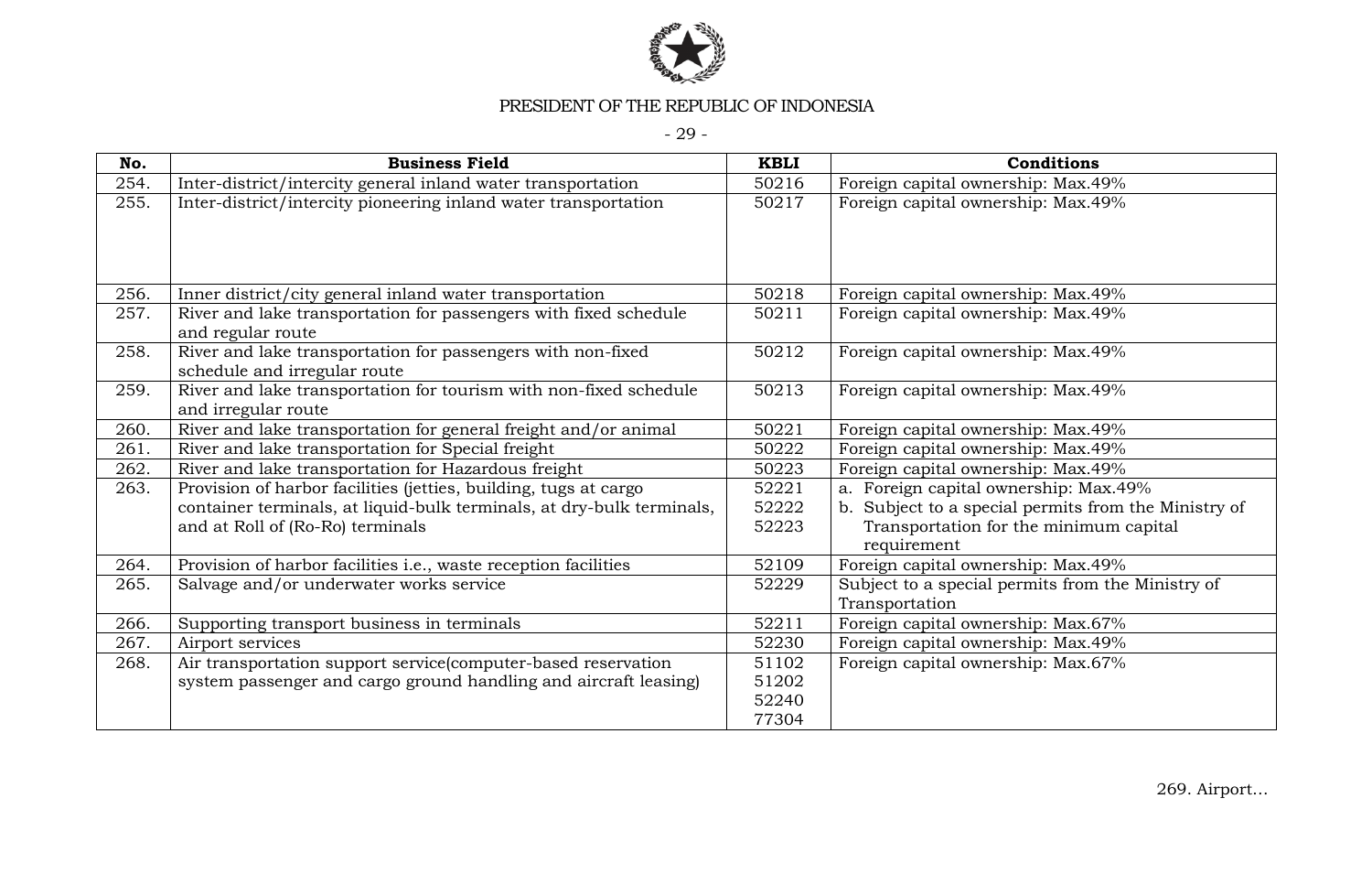PRESIDENT OF THE REPUBLIC OF INDONESIA

| No. | Business Field | KBLI | Conditions |
|---|---|---|---|
| 254. | Inter-district/intercity general inland water transportation | 50216 | Foreign capital ownership: Max.49% |
| 255. | Inter-district/intercity pioneering inland water transportation | 50217 | Foreign capital ownership: Max.49% |
| 256. | Inner district/city general inland water transportation | 50218 | Foreign capital ownership: Max.49% |
| 257. | River and lake transportation for passengers with fixed schedule and regular route | 50211 | Foreign capital ownership: Max.49% |
| 258. | River and lake transportation for passengers with non-fixed schedule and irregular route | 50212 | Foreign capital ownership: Max.49% |
| 259. | River and lake transportation for tourism with non-fixed schedule and irregular route | 50213 | Foreign capital ownership: Max.49% |
| 260. | River and lake transportation for general freight and/or animal | 50221 | Foreign capital ownership: Max.49% |
| 261. | River and lake transportation for Special freight | 50222 | Foreign capital ownership: Max.49% |
| 262. | River and lake transportation for Hazardous freight | 50223 | Foreign capital ownership: Max.49% |
| 263. | Provision of harbor facilities (jetties, building, tugs at cargo container terminals, at liquid-bulk terminals, at dry-bulk terminals, and at Roll of (Ro-Ro) terminals | 52221<br>52222<br>52223 | a. Foreign capital ownership: Max.49%<br>b. Subject to a special permits from the Ministry of Transportation for the minimum capital requirement |
| 264. | Provision of harbor facilities i.e., waste reception facilities | 52109 | Foreign capital ownership: Max.49% |
| 265. | Salvage and/or underwater works service | 52229 | Subject to a special permits from the Ministry of Transportation |
| 266. | Supporting transport business in terminals | 52211 | Foreign capital ownership: Max.67% |
| 267. | Airport services | 52230 | Foreign capital ownership: Max.49% |
| 268. | Air transportation support service(computer-based reservation system passenger and cargo ground handling and aircraft leasing) | 51102<br>51202<br>52240<br>77304 | Foreign capital ownership: Max.67% |

269. Airport...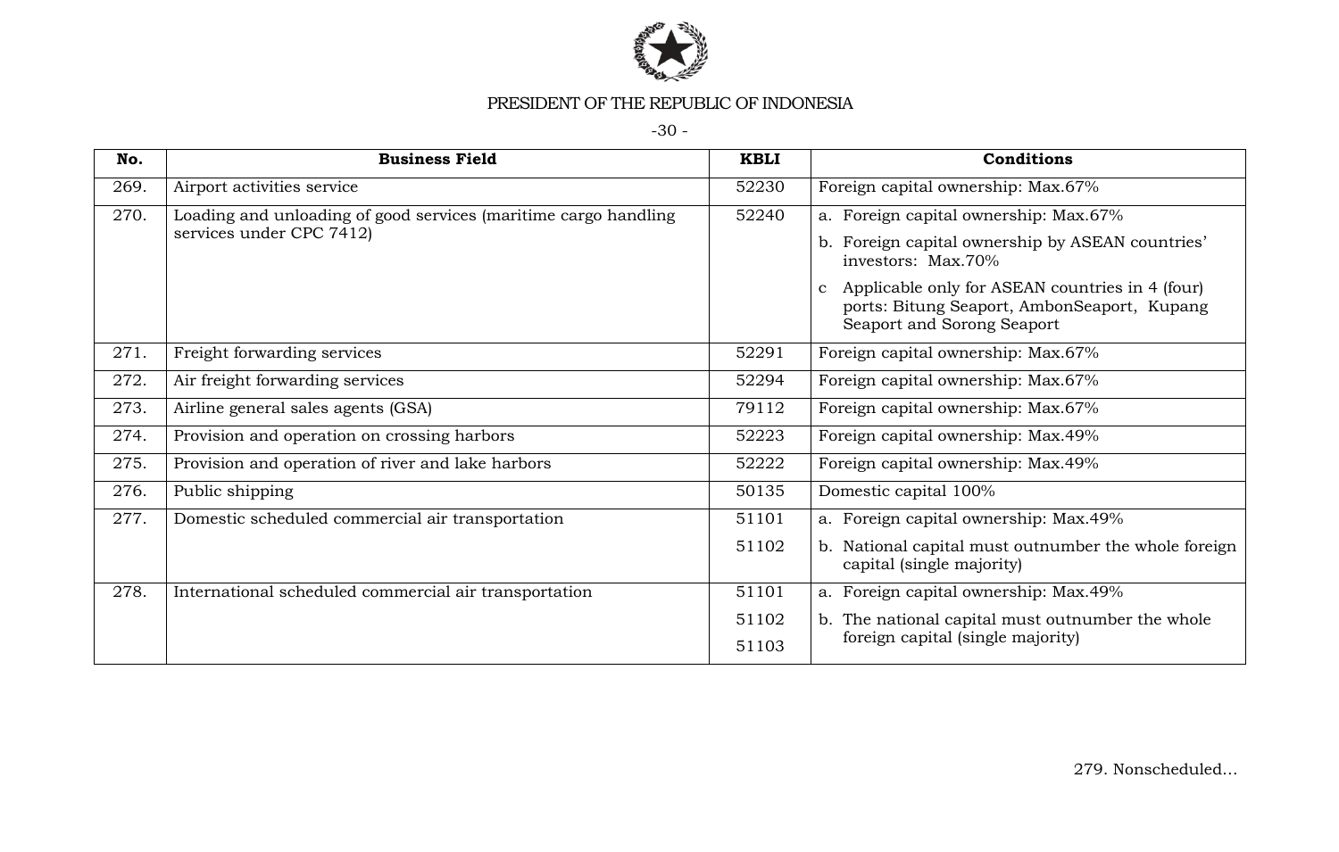| No. | Business Field | KBLI | Conditions |
|---|---|---|---|
| 269. | Airport activities service | 52230 | Foreign capital ownership: Max.67% |
| 270. | Loading and unloading of good services (maritime cargo handling services under CPC 7412) | 52240 | a. Foreign capital ownership: Max.67%<br>b. Foreign capital ownership by ASEAN countries' investors: Max.70%<br>c Applicable only for ASEAN countries in 4 (four) ports: Bitung Seaport, AmbonSeaport, Kupang Seaport and Sorong Seaport |
| 271. | Freight forwarding services | 52291 | Foreign capital ownership: Max.67% |
| 272. | Air freight forwarding services | 52294 | Foreign capital ownership: Max.67% |
| 273. | Airline general sales agents (GSA) | 79112 | Foreign capital ownership: Max.67% |
| 274. | Provision and operation on crossing harbors | 52223 | Foreign capital ownership: Max.49% |
| 275. | Provision and operation of river and lake harbors | 52222 | Foreign capital ownership: Max.49% |
| 276. | Public shipping | 50135 | Domestic capital 100% |
| 277. | Domestic scheduled commercial air transportation | 51101<br>51102 | a. Foreign capital ownership: Max.49%<br>b. National capital must outnumber the whole foreign capital (single majority) |
| 278. | International scheduled commercial air transportation | 51101<br>51102<br>51103 | a. Foreign capital ownership: Max.49%<br>b. The national capital must outnumber the whole foreign capital (single majority) |

279. Nonscheduled...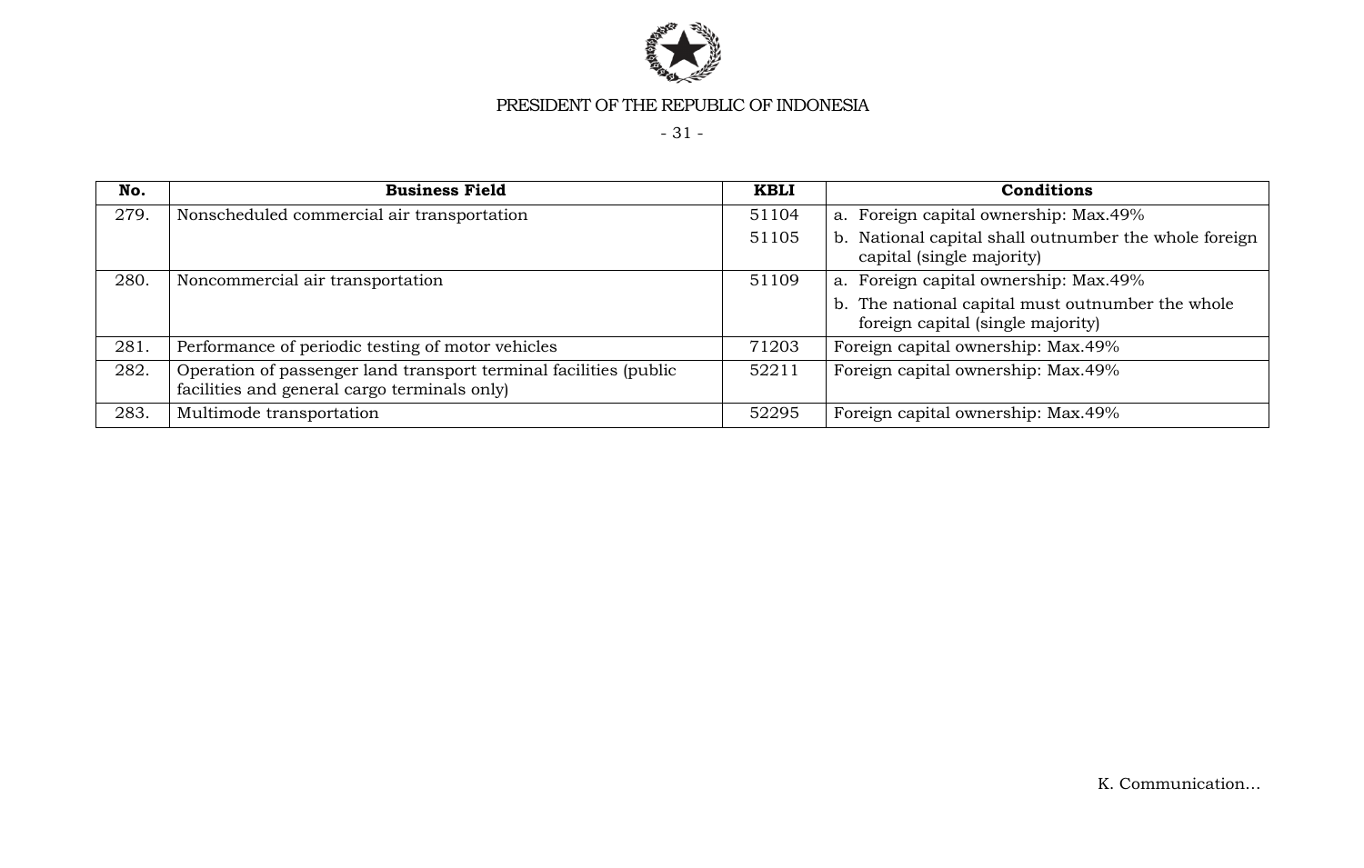| No. | Business Field | KBLI | Conditions |
|---|---|---|---|
| 279. | Nonscheduled commercial air transportation | 51104<br>51105 | a. Foreign capital ownership: Max.49%<br>b. National capital shall outnumber the whole foreign capital (single majority) |
| 280. | Noncommercial air transportation | 51109 | a. Foreign capital ownership: Max.49%<br>b. The national capital must outnumber the whole foreign capital (single majority) |
| 281. | Performance of periodic testing of motor vehicles | 71203 | Foreign capital ownership: Max.49% |
| 282. | Operation of passenger land transport terminal facilities (public facilities and general cargo terminals only) | 52211 | Foreign capital ownership: Max.49% |
| 283. | Multimode transportation | 52295 | Foreign capital ownership: Max.49% |

K. Communication...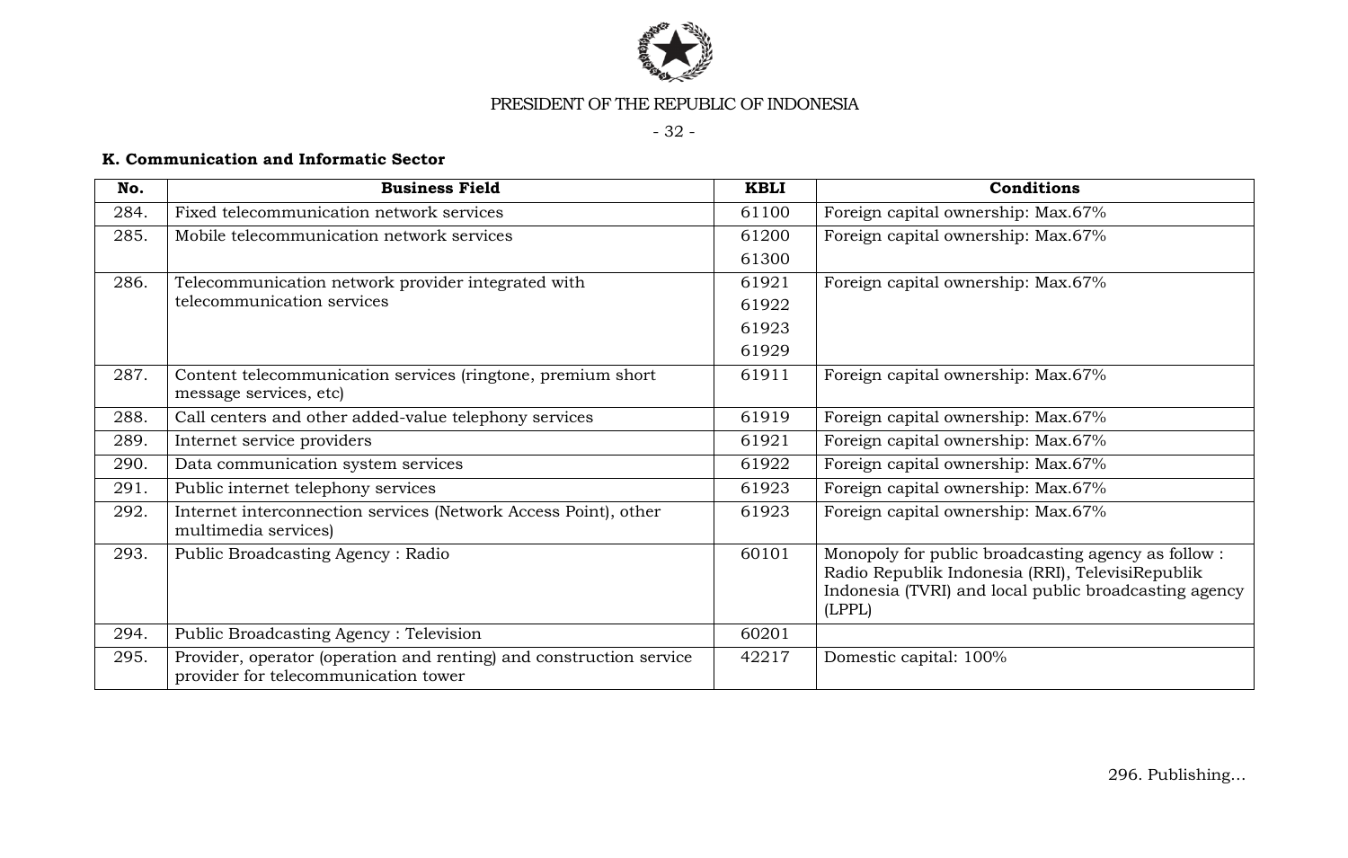**K. Communication and Informatic Sector**

| No. | Business Field | KBLI | Conditions |
|---|---|---|---|
| 284. | Fixed telecommunication network services | 61100 | Foreign capital ownership: Max.67% |
| 285. | Mobile telecommunication network services | 61200<br>61300 | Foreign capital ownership: Max.67% |
| 286. | Telecommunication network provider integrated with telecommunication services | 61921<br>61922<br>61923<br>61929 | Foreign capital ownership: Max.67% |
| 287. | Content telecommunication services (ringtone, premium short message services, etc) | 61911 | Foreign capital ownership: Max.67% |
| 288. | Call centers and other added-value telephony services | 61919 | Foreign capital ownership: Max.67% |
| 289. | Internet service providers | 61921 | Foreign capital ownership: Max.67% |
| 290. | Data communication system services | 61922 | Foreign capital ownership: Max.67% |
| 291. | Public internet telephony services | 61923 | Foreign capital ownership: Max.67% |
| 292. | Internet interconnection services (Network Access Point), other multimedia services) | 61923 | Foreign capital ownership: Max.67% |
| 293. | Public Broadcasting Agency : Radio | 60101 | Monopoly for public broadcasting agency as follow : Radio Republik Indonesia (RRI), TelevisiRepublik Indonesia (TVRI) and local public broadcasting agency (LPPL) |
| 294. | Public Broadcasting Agency : Television | 60201 | |
| 295. | Provider, operator (operation and renting) and construction service provider for telecommunication tower | 42217 | Domestic capital: 100% |

296. Publishing...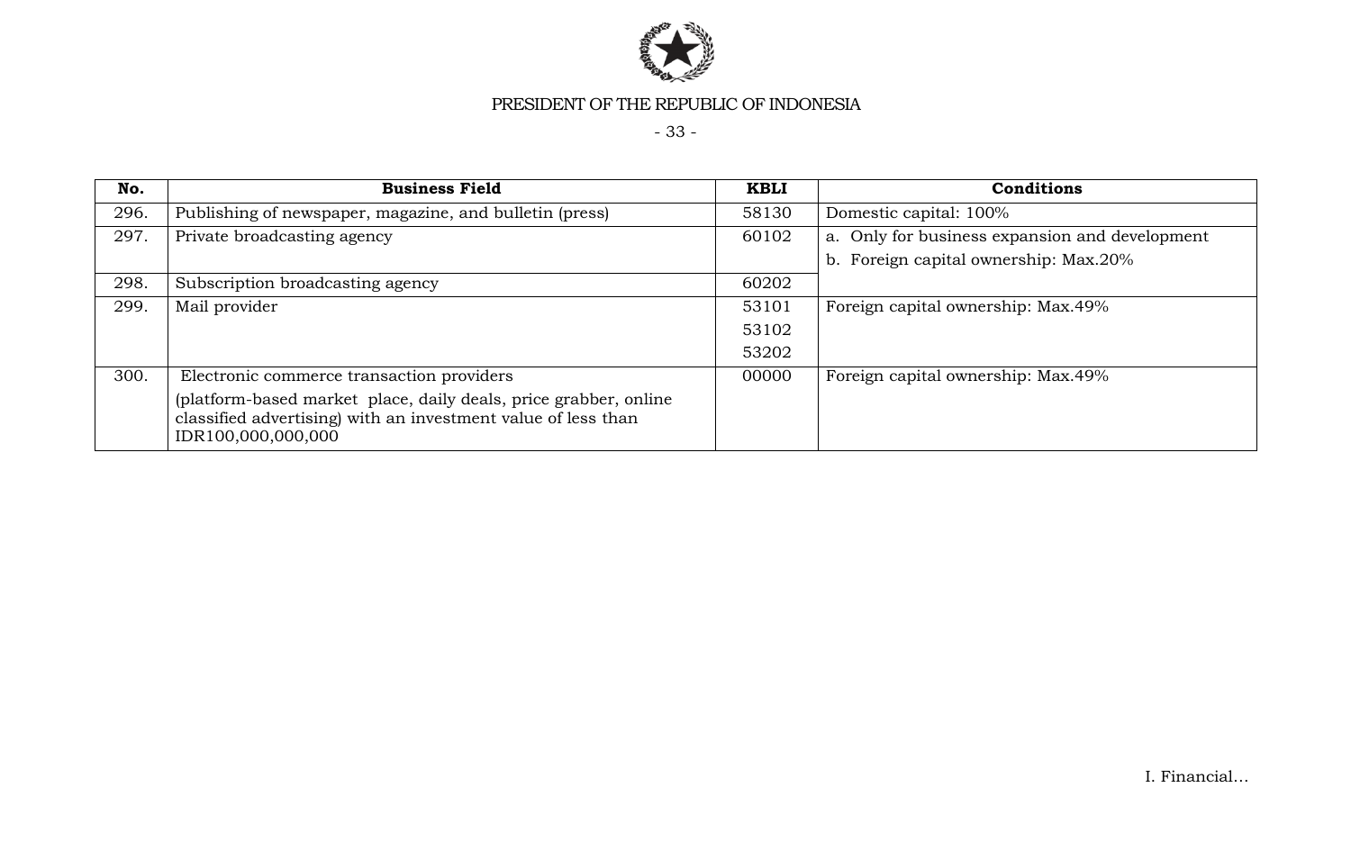| No. | Business Field | KBLI | Conditions |
|---|---|---|---|
| 296. | Publishing of newspaper, magazine, and bulletin (press) | 58130 | Domestic capital: 100% |
| 297. | Private broadcasting agency | 60102 | a. Only for business expansion and development<br>b. Foreign capital ownership: Max.20% |
| 298. | Subscription broadcasting agency | 60202 | |
| 299. | Mail provider | 53101<br>53102<br>53202 | Foreign capital ownership: Max.49% |
| 300. | Electronic commerce transaction providers<br>(platform-based market place, daily deals, price grabber, online classified advertising) with an investment value of less than IDR100,000,000,000 | 00000 | Foreign capital ownership: Max.49% |

I. Financial...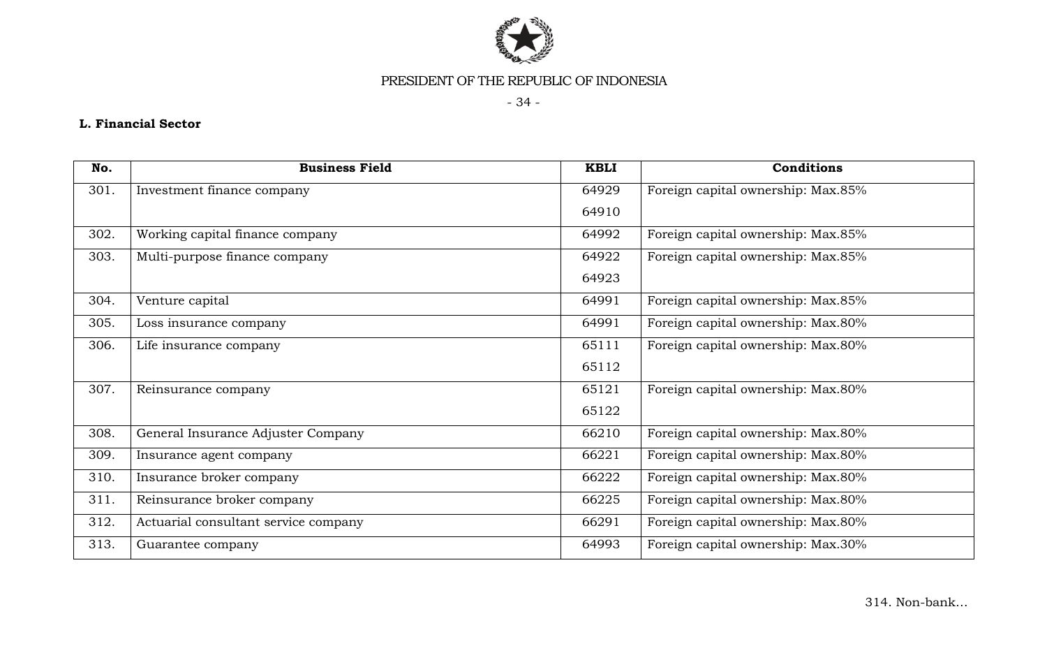**L. Financial Sector**

| No. | Business Field | KBLI | Conditions |
|---|---|---|---|
| 301. | Investment finance company | 64929<br>64910 | Foreign capital ownership: Max.85% |
| 302. | Working capital finance company | 64992 | Foreign capital ownership: Max.85% |
| 303. | Multi-purpose finance company | 64922<br>64923 | Foreign capital ownership: Max.85% |
| 304. | Venture capital | 64991 | Foreign capital ownership: Max.85% |
| 305. | Loss insurance company | 64991 | Foreign capital ownership: Max.80% |
| 306. | Life insurance company | 65111<br>65112 | Foreign capital ownership: Max.80% |
| 307. | Reinsurance company | 65121<br>65122 | Foreign capital ownership: Max.80% |
| 308. | General Insurance Adjuster Company | 66210 | Foreign capital ownership: Max.80% |
| 309. | Insurance agent company | 66221 | Foreign capital ownership: Max.80% |
| 310. | Insurance broker company | 66222 | Foreign capital ownership: Max.80% |
| 311. | Reinsurance broker company | 66225 | Foreign capital ownership: Max.80% |
| 312. | Actuarial consultant service company | 66291 | Foreign capital ownership: Max.80% |
| 313. | Guarantee company | 64993 | Foreign capital ownership: Max.30% |

314. Non-bank...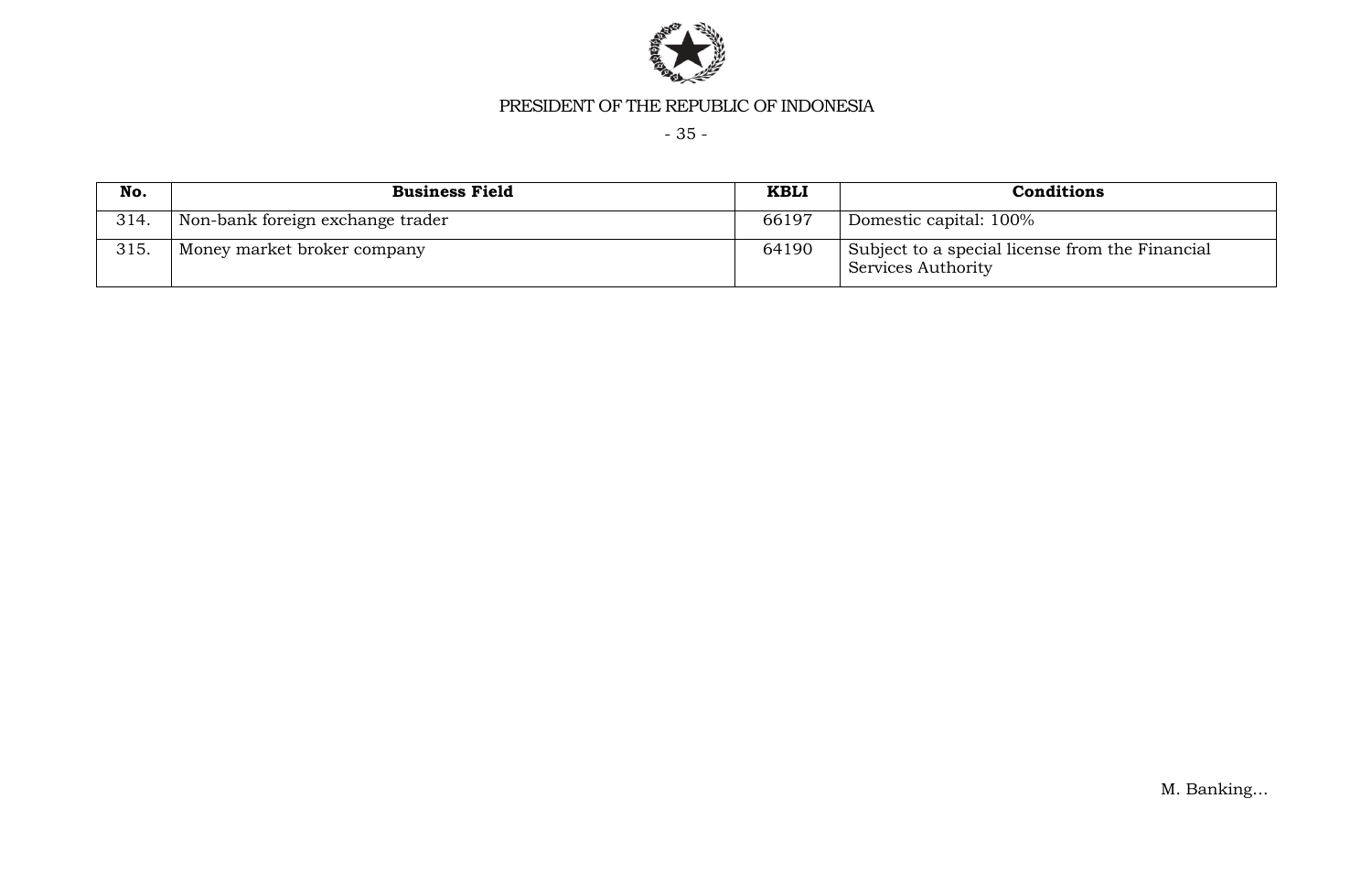| No. | Business Field | KBLI | Conditions |
|---|---|---|---|
| 314. | Non-bank foreign exchange trader | 66197 | Domestic capital: 100% |
| 315. | Money market broker company | 64190 | Subject to a special license from the Financial Services Authority |

M. Banking…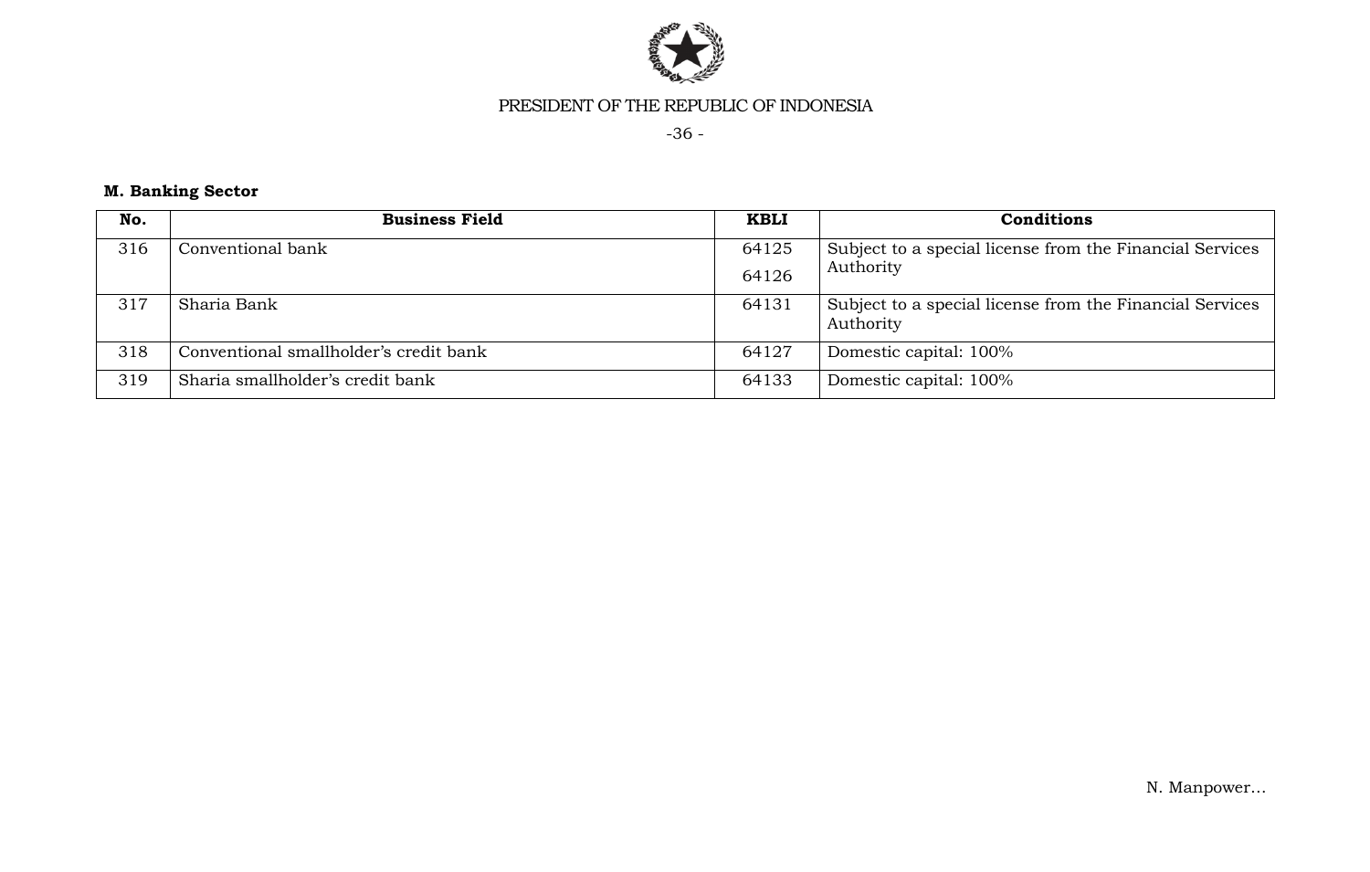**M. Banking Sector**

| No. | Business Field | KBLI | Conditions |
|---|---|---|---|
| 316 | Conventional bank | 64125<br>64126 | Subject to a special license from the Financial Services Authority |
| 317 | Sharia Bank | 64131 | Subject to a special license from the Financial Services Authority |
| 318 | Conventional smallholder's credit bank | 64127 | Domestic capital: 100% |
| 319 | Sharia smallholder's credit bank | 64133 | Domestic capital: 100% |

N. Manpower...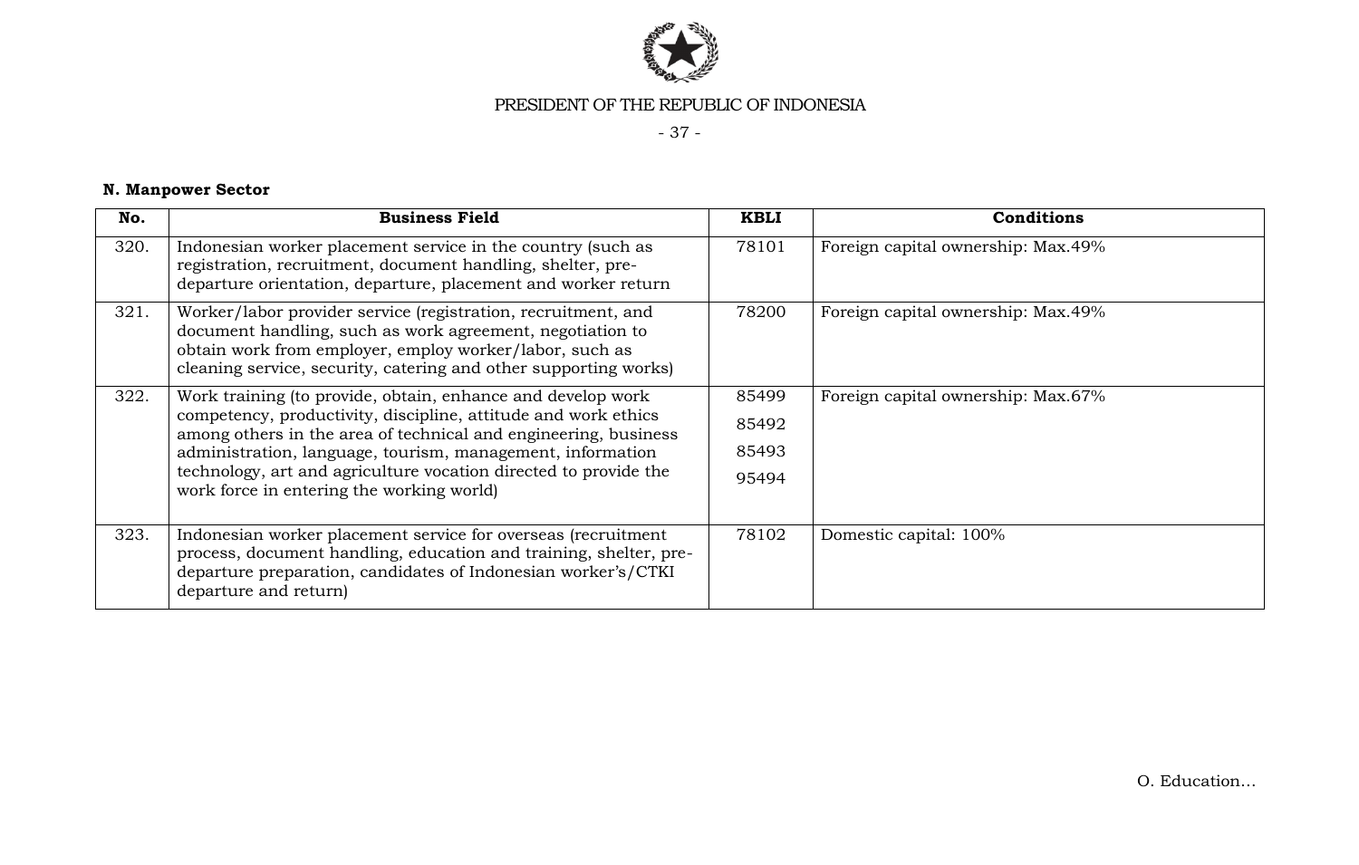**N. Manpower Sector**

| No. | Business Field | KBLI | Conditions |
|---|---|---|---|
| 320. | Indonesian worker placement service in the country (such as registration, recruitment, document handling, shelter, pre-departure orientation, departure, placement and worker return | 78101 | Foreign capital ownership: Max.49% |
| 321. | Worker/labor provider service (registration, recruitment, and document handling, such as work agreement, negotiation to obtain work from employer, employ worker/labor, such as cleaning service, security, catering and other supporting works) | 78200 | Foreign capital ownership: Max.49% |
| 322. | Work training (to provide, obtain, enhance and develop work competency, productivity, discipline, attitude and work ethics among others in the area of technical and engineering, business administration, language, tourism, management, information technology, art and agriculture vocation directed to provide the work force in entering the working world) | 85499<br>85492<br>85493<br>95494 | Foreign capital ownership: Max.67% |
| 323. | Indonesian worker placement service for overseas (recruitment process, document handling, education and training, shelter, pre-departure preparation, candidates of Indonesian worker's/CTKI departure and return) | 78102 | Domestic capital: 100% |

O. Education...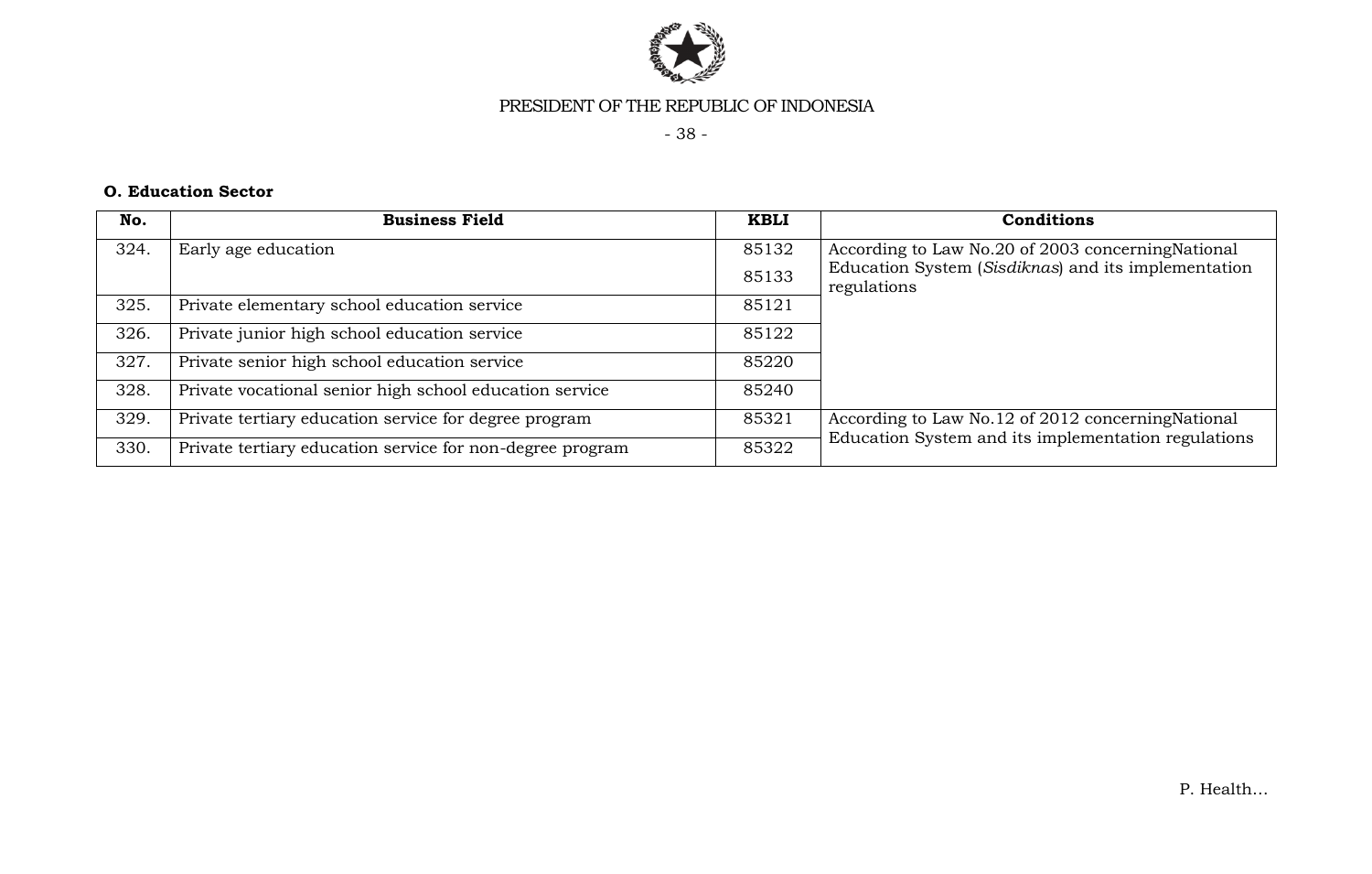**O. Education Sector**

| No. | Business Field | KBLI | Conditions |
|---|---|---|---|
| 324. | Early age education | 85132<br>85133 | According to Law No.20 of 2003 concerningNational Education System (*Sisdiknas*) and its implementation regulations |
| 325. | Private elementary school education service | 85121 | |
| 326. | Private junior high school education service | 85122 | |
| 327. | Private senior high school education service | 85220 | |
| 328. | Private vocational senior high school education service | 85240 | |
| 329. | Private tertiary education service for degree program | 85321 | According to Law No.12 of 2012 concerningNational Education System and its implementation regulations |
| 330. | Private tertiary education service for non-degree program | 85322 | |

P. Health…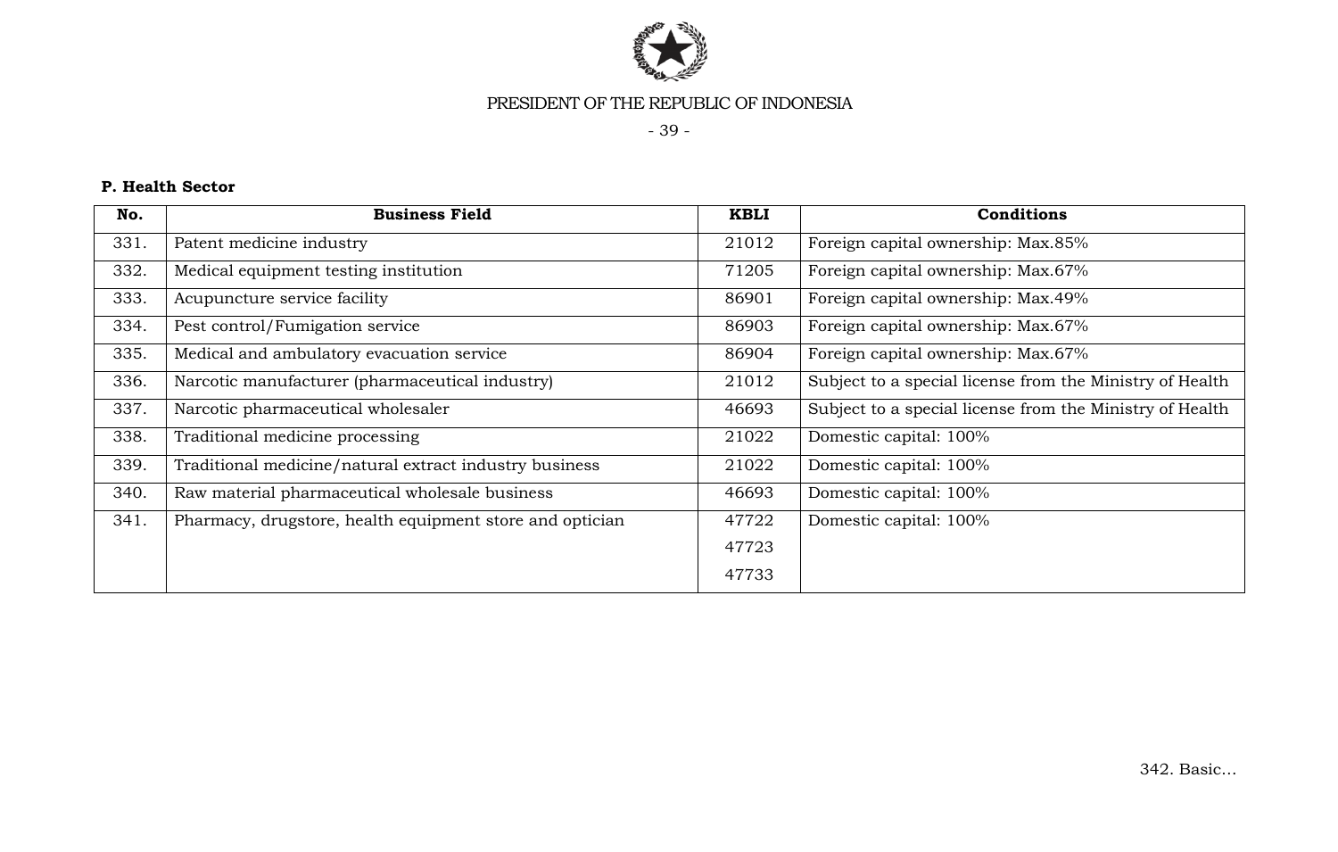**P. Health Sector**

| No. | Business Field | KBLI | Conditions |
|---|---|---|---|
| 331. | Patent medicine industry | 21012 | Foreign capital ownership: Max.85% |
| 332. | Medical equipment testing institution | 71205 | Foreign capital ownership: Max.67% |
| 333. | Acupuncture service facility | 86901 | Foreign capital ownership: Max.49% |
| 334. | Pest control/Fumigation service | 86903 | Foreign capital ownership: Max.67% |
| 335. | Medical and ambulatory evacuation service | 86904 | Foreign capital ownership: Max.67% |
| 336. | Narcotic manufacturer (pharmaceutical industry) | 21012 | Subject to a special license from the Ministry of Health |
| 337. | Narcotic pharmaceutical wholesaler | 46693 | Subject to a special license from the Ministry of Health |
| 338. | Traditional medicine processing | 21022 | Domestic capital: 100% |
| 339. | Traditional medicine/natural extract industry business | 21022 | Domestic capital: 100% |
| 340. | Raw material pharmaceutical wholesale business | 46693 | Domestic capital: 100% |
| 341. | Pharmacy, drugstore, health equipment store and optician | 47722<br>47723<br>47733 | Domestic capital: 100% |

342. Basic…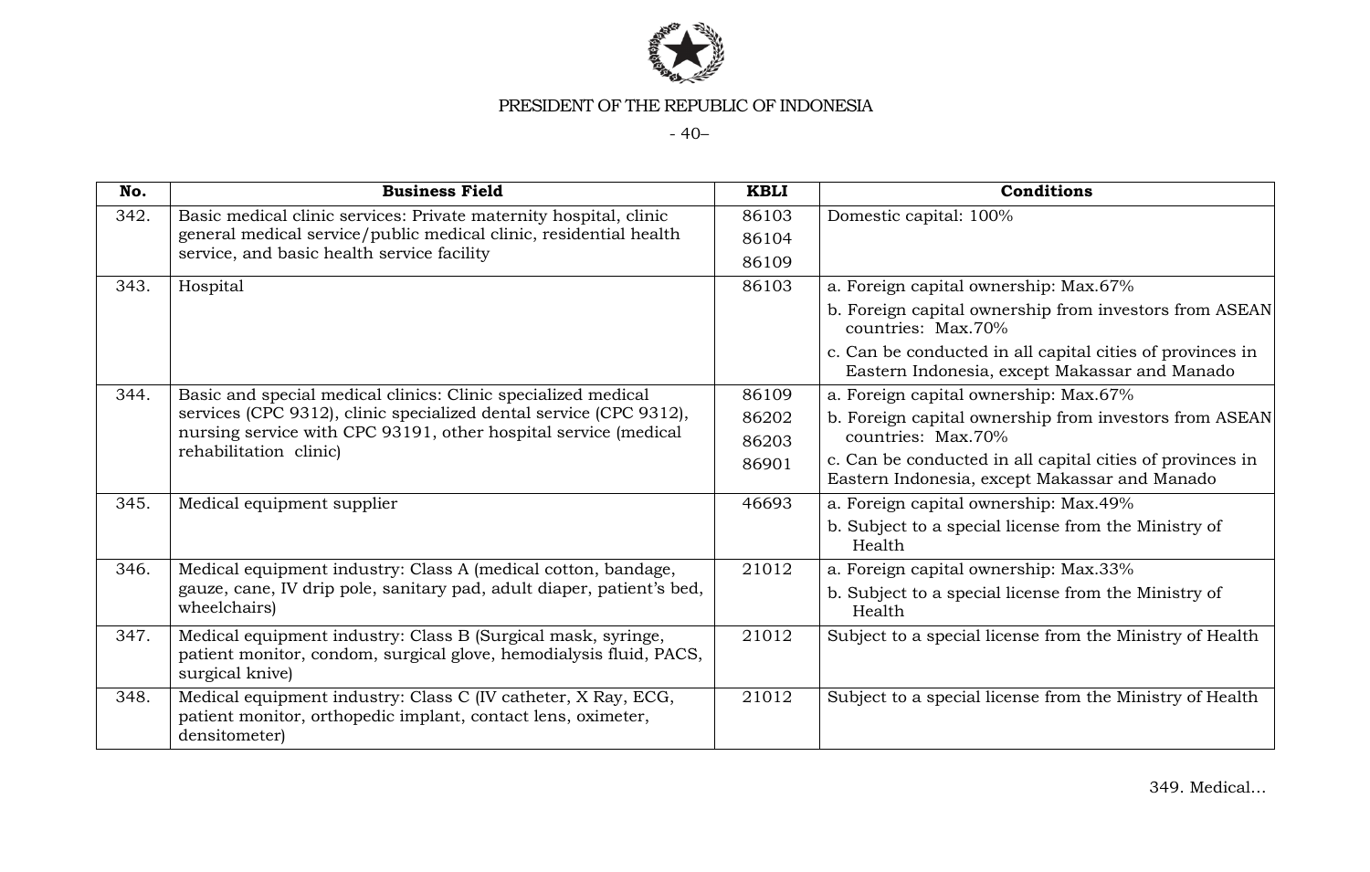PRESIDENT OF THE REPUBLIC OF INDONESIA

| No. | Business Field | KBLI | Conditions |
|---|---|---|---|
| 342. | Basic medical clinic services: Private maternity hospital, clinic general medical service/public medical clinic, residential health service, and basic health service facility | 86103<br>86104<br>86109 | Domestic capital: 100% |
| 343. | Hospital | 86103 | a. Foreign capital ownership: Max.67%<br>b. Foreign capital ownership from investors from ASEAN countries: Max.70%<br>c. Can be conducted in all capital cities of provinces in Eastern Indonesia, except Makassar and Manado |
| 344. | Basic and special medical clinics: Clinic specialized medical services (CPC 9312), clinic specialized dental service (CPC 9312), nursing service with CPC 93191, other hospital service (medical rehabilitation clinic) | 86109<br>86202<br>86203<br>86901 | a. Foreign capital ownership: Max.67%<br>b. Foreign capital ownership from investors from ASEAN countries: Max.70%<br>c. Can be conducted in all capital cities of provinces in Eastern Indonesia, except Makassar and Manado |
| 345. | Medical equipment supplier | 46693 | a. Foreign capital ownership: Max.49%<br>b. Subject to a special license from the Ministry of Health |
| 346. | Medical equipment industry: Class A (medical cotton, bandage, gauze, cane, IV drip pole, sanitary pad, adult diaper, patient's bed, wheelchairs) | 21012 | a. Foreign capital ownership: Max.33%<br>b. Subject to a special license from the Ministry of Health |
| 347. | Medical equipment industry: Class B (Surgical mask, syringe, patient monitor, condom, surgical glove, hemodialysis fluid, PACS, surgical knive) | 21012 | Subject to a special license from the Ministry of Health |
| 348. | Medical equipment industry: Class C (IV catheter, X Ray, ECG, patient monitor, orthopedic implant, contact lens, oximeter, densitometer) | 21012 | Subject to a special license from the Ministry of Health |

349. Medical...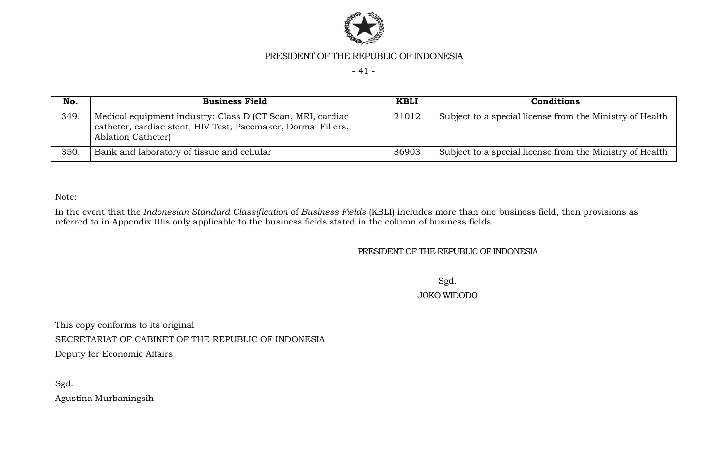| No. | Business Field | KBLI | Conditions |
|---|---|---|---|
| 349. | Medical equipment industry: Class D (CT Scan, MRI, cardiac catheter, cardiac stent, HIV Test, Pacemaker, Dormal Fillers, Ablation Catheter) | 21012 | Subject to a special license from the Ministry of Health |
| 350. | Bank and laboratory of tissue and cellular | 86903 | Subject to a special license from the Ministry of Health |

Note:

In the event that the *Indonesian Standard Classification* of *Business Fields* (KBLI) includes more than one business field, then provisions as referred to in Appendix IIIis only applicable to the business fields stated in the column of business fields.

PRESIDENT OF THE REPUBLIC OF INDONESIA

Sgd.

JOKO WIDODO

This copy conforms to its original

SECRETARIAT OF CABINET OF THE REPUBLIC OF INDONESIA

Deputy for Economic Affairs

Sgd.

Agustina Murbaningsih